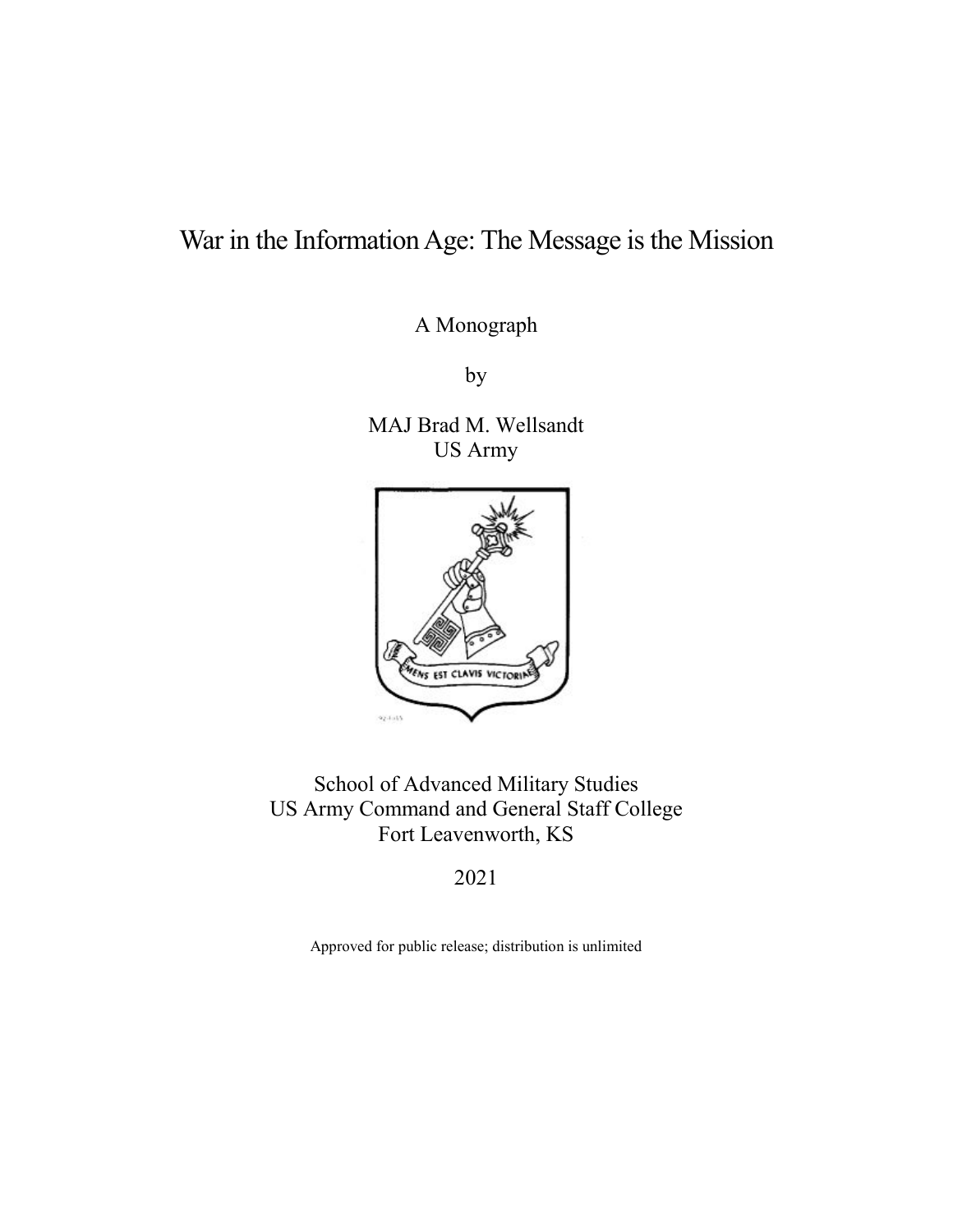# War in the Information Age: The Message is the Mission

A Monograph

by

MAJ Brad M. Wellsandt
US Army

School of Advanced Military Studies
US Army Command and General Staff College
Fort Leavenworth, KS

2021

Approved for public release; distribution is unlimited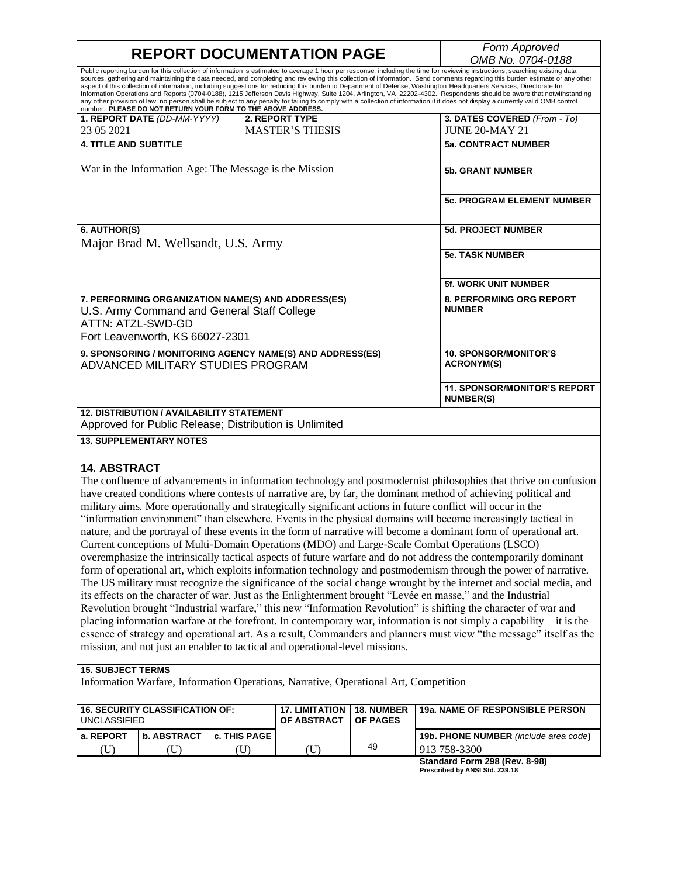# REPORT DOCUMENTATION PAGE

*Form Approved*
*OMB No. 0704-0188*

Public reporting burden for this collection of information is estimated to average 1 hour per response, including the time for reviewing instructions, searching existing data sources, gathering and maintaining the data needed, and completing and reviewing this collection of information. Send comments regarding this burden estimate or any other aspect of this collection of information, including suggestions for reducing this burden to Department of Defense, Washington Headquarters Services, Directorate for Information Operations and Reports (0704-0188), 1215 Jefferson Davis Highway, Suite 1204, Arlington, VA 22202-4302. Respondents should be aware that notwithstanding any other provision of law, no person shall be subject to any penalty for failing to comply with a collection of information if it does not display a currently valid OMB control number. **PLEASE DO NOT RETURN YOUR FORM TO THE ABOVE ADDRESS.**

| **1. REPORT DATE** *(DD-MM-YYYY)* | **2. REPORT TYPE** | **3. DATES COVERED** *(From - To)* |
|---|---|---|
| 23 05 2021 | MASTER'S THESIS | JUNE 20-MAY 21 |

**4. TITLE AND SUBTITLE**

War in the Information Age: The Message is the Mission

**5a. CONTRACT NUMBER**

**5b. GRANT NUMBER**

**5c. PROGRAM ELEMENT NUMBER**

**6. AUTHOR(S)**

Major Brad M. Wellsandt, U.S. Army

**5d. PROJECT NUMBER**

**5e. TASK NUMBER**

**5f. WORK UNIT NUMBER**

**7. PERFORMING ORGANIZATION NAME(S) AND ADDRESS(ES)**

U.S. Army Command and General Staff College
ATTN: ATZL-SWD-GD
Fort Leavenworth, KS 66027-2301

**8. PERFORMING ORG REPORT NUMBER**

**9. SPONSORING / MONITORING AGENCY NAME(S) AND ADDRESS(ES)**

ADVANCED MILITARY STUDIES PROGRAM

**10. SPONSOR/MONITOR'S ACRONYM(S)**

**11. SPONSOR/MONITOR'S REPORT NUMBER(S)**

**12. DISTRIBUTION / AVAILABILITY STATEMENT**

Approved for Public Release; Distribution is Unlimited

**13. SUPPLEMENTARY NOTES**

**14. ABSTRACT**

The confluence of advancements in information technology and postmodernist philosophies that thrive on confusion have created conditions where contests of narrative are, by far, the dominant method of achieving political and military aims. More operationally and strategically significant actions in future conflict will occur in the "information environment" than elsewhere. Events in the physical domains will become increasingly tactical in nature, and the portrayal of these events in the form of narrative will become a dominant form of operational art. Current conceptions of Multi-Domain Operations (MDO) and Large-Scale Combat Operations (LSCO) overemphasize the intrinsically tactical aspects of future warfare and do not address the contemporarily dominant form of operational art, which exploits information technology and postmodernism through the power of narrative. The US military must recognize the significance of the social change wrought by the internet and social media, and its effects on the character of war. Just as the Enlightenment brought "Levée en masse," and the Industrial Revolution brought "Industrial warfare," this new "Information Revolution" is shifting the character of war and placing information warfare at the forefront. In contemporary war, information is not simply a capability – it is the essence of strategy and operational art. As a result, Commanders and planners must view "the message" itself as the mission, and not just an enabler to tactical and operational-level missions.

**15. SUBJECT TERMS**

Information Warfare, Information Operations, Narrative, Operational Art, Competition

| **16. SECURITY CLASSIFICATION OF:** UNCLASSIFIED | | | **17. LIMITATION OF ABSTRACT** | **18. NUMBER OF PAGES** | **19a. NAME OF RESPONSIBLE PERSON** |
|---|---|---|---|---|---|
| **a. REPORT** | **b. ABSTRACT** | **c. THIS PAGE** | | | **19b. PHONE NUMBER** *(include area code)* |
| (U) | (U) | (U) | (U) | 49 | 913 758-3300 |

**Standard Form 298 (Rev. 8-98)**
**Prescribed by ANSI Std. Z39.18**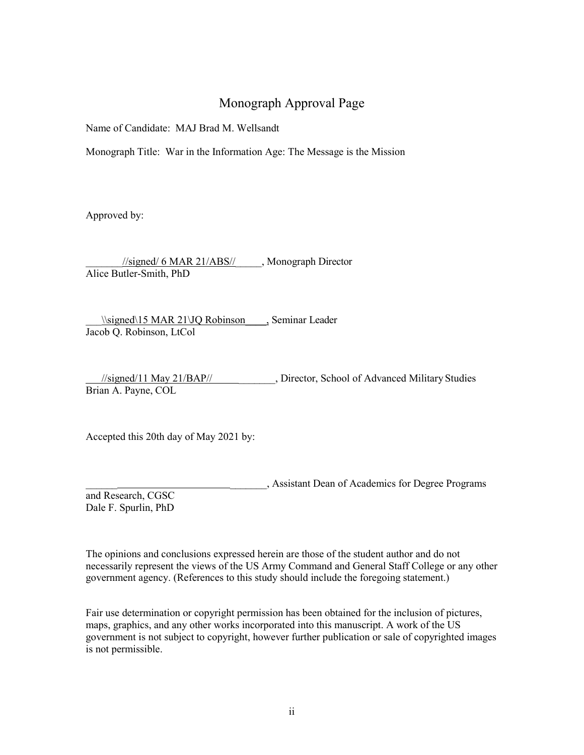# Monograph Approval Page

Name of Candidate: MAJ Brad M. Wellsandt

Monograph Title: War in the Information Age: The Message is the Mission

Approved by:

_______//signed/ 6 MAR 21/ABS//_____, Monograph Director
Alice Butler-Smith, PhD

___\\signed\15 MAR 21\JQ Robinson____, Seminar Leader
Jacob Q. Robinson, LtCol

___//signed/11 May 21/BAP//____________, Director, School of Advanced Military Studies
Brian A. Payne, COL

Accepted this 20th day of May 2021 by:

___________________________________, Assistant Dean of Academics for Degree Programs and Research, CGSC
Dale F. Spurlin, PhD

The opinions and conclusions expressed herein are those of the student author and do not necessarily represent the views of the US Army Command and General Staff College or any other government agency. (References to this study should include the foregoing statement.)

Fair use determination or copyright permission has been obtained for the inclusion of pictures, maps, graphics, and any other works incorporated into this manuscript. A work of the US government is not subject to copyright, however further publication or sale of copyrighted images is not permissible.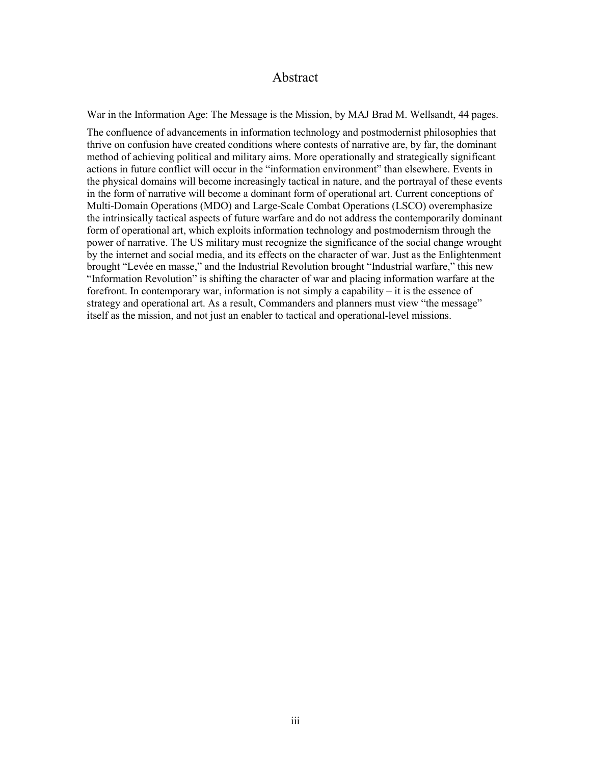# Abstract

War in the Information Age: The Message is the Mission, by MAJ Brad M. Wellsandt, 44 pages.

The confluence of advancements in information technology and postmodernist philosophies that thrive on confusion have created conditions where contests of narrative are, by far, the dominant method of achieving political and military aims. More operationally and strategically significant actions in future conflict will occur in the "information environment" than elsewhere. Events in the physical domains will become increasingly tactical in nature, and the portrayal of these events in the form of narrative will become a dominant form of operational art. Current conceptions of Multi-Domain Operations (MDO) and Large-Scale Combat Operations (LSCO) overemphasize the intrinsically tactical aspects of future warfare and do not address the contemporarily dominant form of operational art, which exploits information technology and postmodernism through the power of narrative. The US military must recognize the significance of the social change wrought by the internet and social media, and its effects on the character of war. Just as the Enlightenment brought "Levée en masse," and the Industrial Revolution brought "Industrial warfare," this new "Information Revolution" is shifting the character of war and placing information warfare at the forefront. In contemporary war, information is not simply a capability – it is the essence of strategy and operational art. As a result, Commanders and planners must view "the message" itself as the mission, and not just an enabler to tactical and operational-level missions.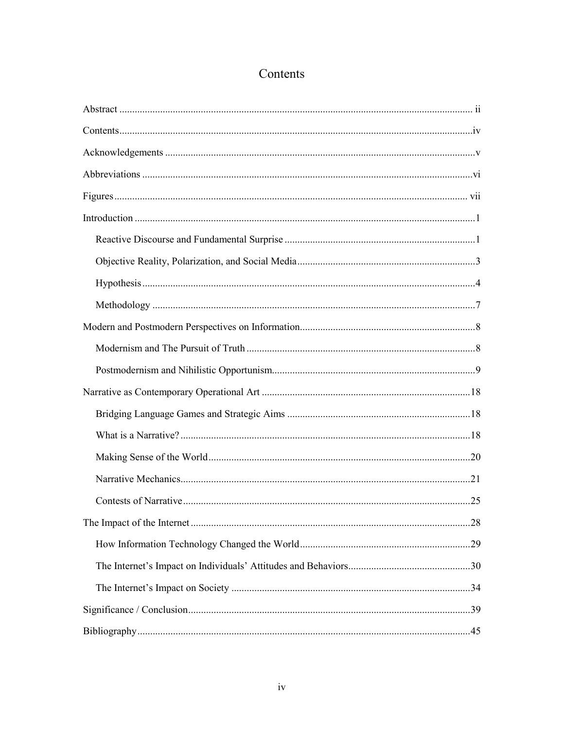# Contents

Abstract ..... ii

Contents ..... iv

Acknowledgements ..... v

Abbreviations ..... vi

Figures ..... vii

Introduction ..... 1

- Reactive Discourse and Fundamental Surprise ..... 1
- Objective Reality, Polarization, and Social Media ..... 3
- Hypothesis ..... 4
- Methodology ..... 7

Modern and Postmodern Perspectives on Information ..... 8

- Modernism and The Pursuit of Truth ..... 8
- Postmodernism and Nihilistic Opportunism ..... 9

Narrative as Contemporary Operational Art ..... 18

- Bridging Language Games and Strategic Aims ..... 18
- What is a Narrative? ..... 18
- Making Sense of the World ..... 20
- Narrative Mechanics ..... 21
- Contests of Narrative ..... 25

The Impact of the Internet ..... 28

- How Information Technology Changed the World ..... 29
- The Internet's Impact on Individuals' Attitudes and Behaviors ..... 30
- The Internet's Impact on Society ..... 34

Significance / Conclusion ..... 39

Bibliography ..... 45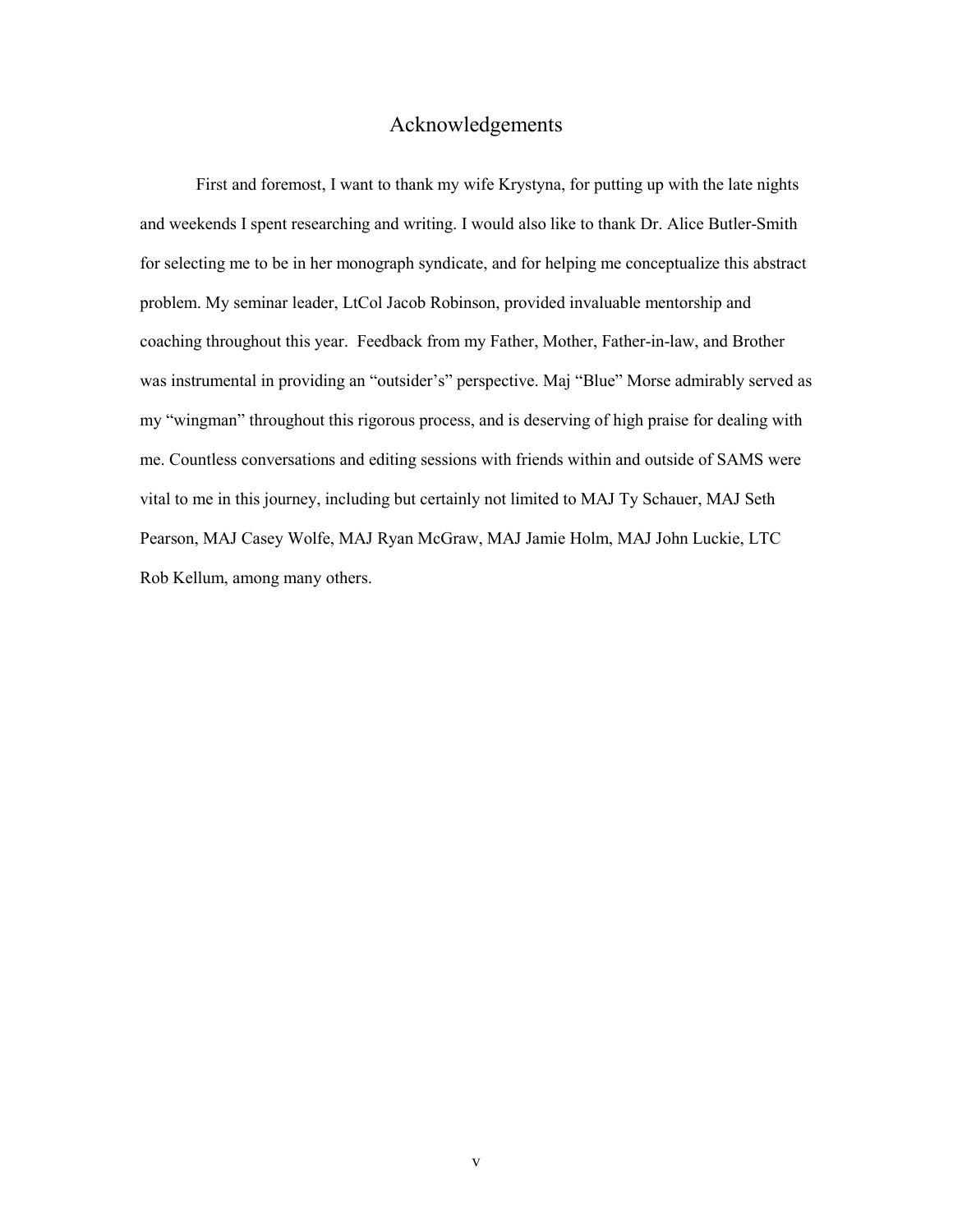# Acknowledgements

First and foremost, I want to thank my wife Krystyna, for putting up with the late nights and weekends I spent researching and writing. I would also like to thank Dr. Alice Butler-Smith for selecting me to be in her monograph syndicate, and for helping me conceptualize this abstract problem. My seminar leader, LtCol Jacob Robinson, provided invaluable mentorship and coaching throughout this year. Feedback from my Father, Mother, Father-in-law, and Brother was instrumental in providing an "outsider's" perspective. Maj "Blue" Morse admirably served as my "wingman" throughout this rigorous process, and is deserving of high praise for dealing with me. Countless conversations and editing sessions with friends within and outside of SAMS were vital to me in this journey, including but certainly not limited to MAJ Ty Schauer, MAJ Seth Pearson, MAJ Casey Wolfe, MAJ Ryan McGraw, MAJ Jamie Holm, MAJ John Luckie, LTC Rob Kellum, among many others.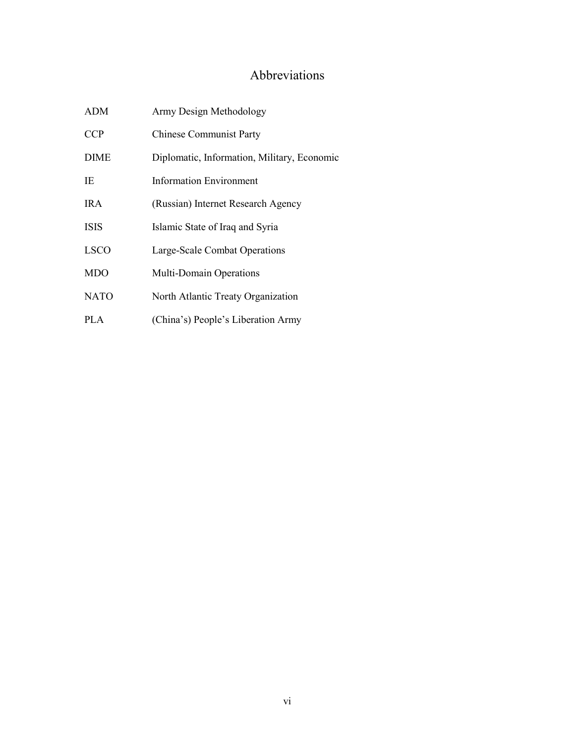# Abbreviations

| | |
|---|---|
| ADM | Army Design Methodology |
| CCP | Chinese Communist Party |
| DIME | Diplomatic, Information, Military, Economic |
| IE | Information Environment |
| IRA | (Russian) Internet Research Agency |
| ISIS | Islamic State of Iraq and Syria |
| LSCO | Large-Scale Combat Operations |
| MDO | Multi-Domain Operations |
| NATO | North Atlantic Treaty Organization |
| PLA | (China's) People's Liberation Army |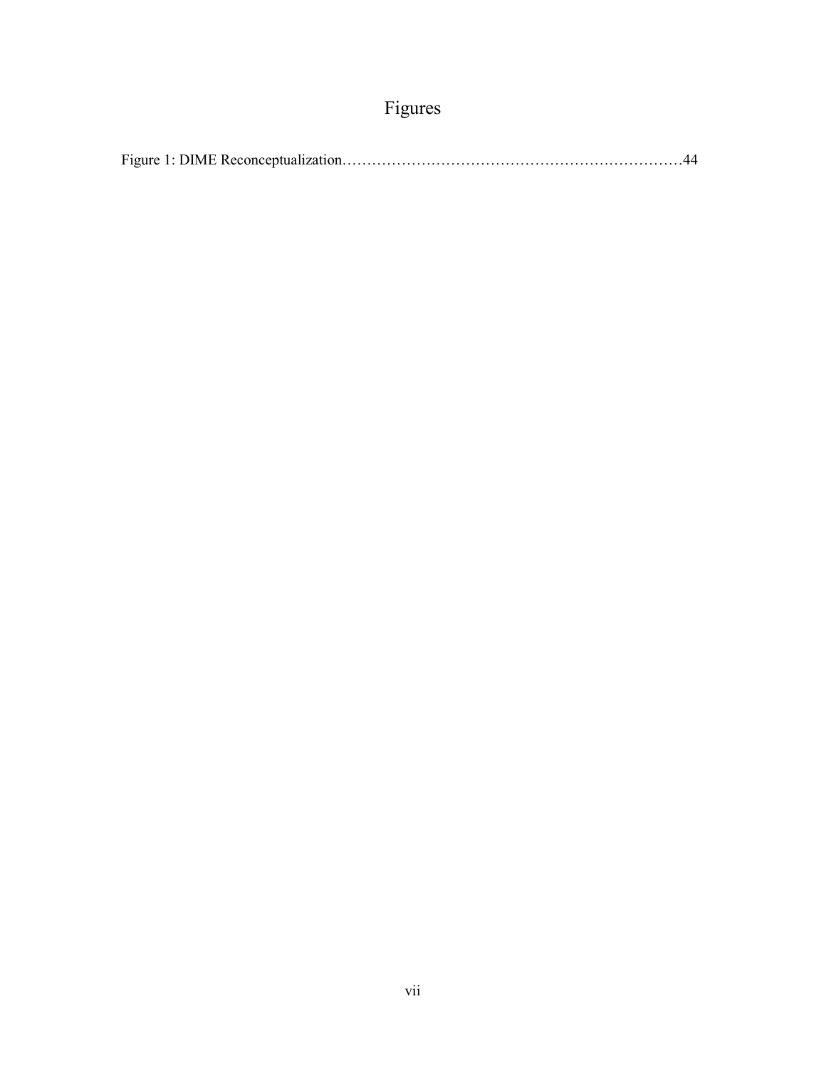# Figures

Figure 1: DIME Reconceptualization……………………………………………………………44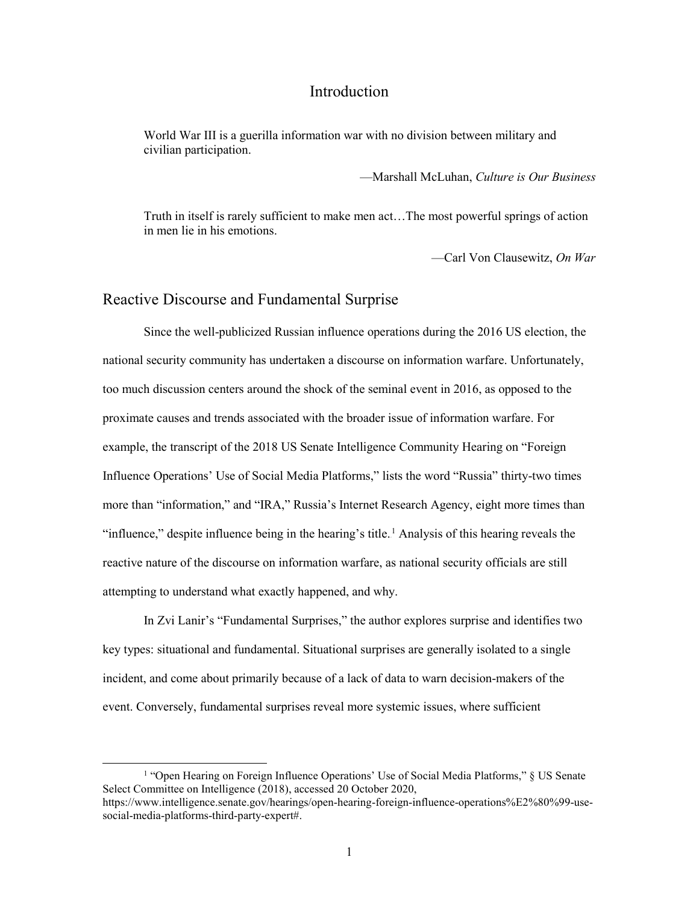# Introduction

> World War III is a guerilla information war with no division between military and civilian participation.
>
> —Marshall McLuhan, *Culture is Our Business*

> Truth in itself is rarely sufficient to make men act…The most powerful springs of action in men lie in his emotions.
>
> —Carl Von Clausewitz, *On War*

## Reactive Discourse and Fundamental Surprise

Since the well-publicized Russian influence operations during the 2016 US election, the national security community has undertaken a discourse on information warfare. Unfortunately, too much discussion centers around the shock of the seminal event in 2016, as opposed to the proximate causes and trends associated with the broader issue of information warfare. For example, the transcript of the 2018 US Senate Intelligence Community Hearing on "Foreign Influence Operations' Use of Social Media Platforms," lists the word "Russia" thirty-two times more than "information," and "IRA," Russia's Internet Research Agency, eight more times than "influence," despite influence being in the hearing's title.[1] Analysis of this hearing reveals the reactive nature of the discourse on information warfare, as national security officials are still attempting to understand what exactly happened, and why.

In Zvi Lanir's "Fundamental Surprises," the author explores surprise and identifies two key types: situational and fundamental. Situational surprises are generally isolated to a single incident, and come about primarily because of a lack of data to warn decision-makers of the event. Conversely, fundamental surprises reveal more systemic issues, where sufficient

[1] "Open Hearing on Foreign Influence Operations' Use of Social Media Platforms," § US Senate Select Committee on Intelligence (2018), accessed 20 October 2020, https://www.intelligence.senate.gov/hearings/open-hearing-foreign-influence-operations%E2%80%99-use-social-media-platforms-third-party-expert#.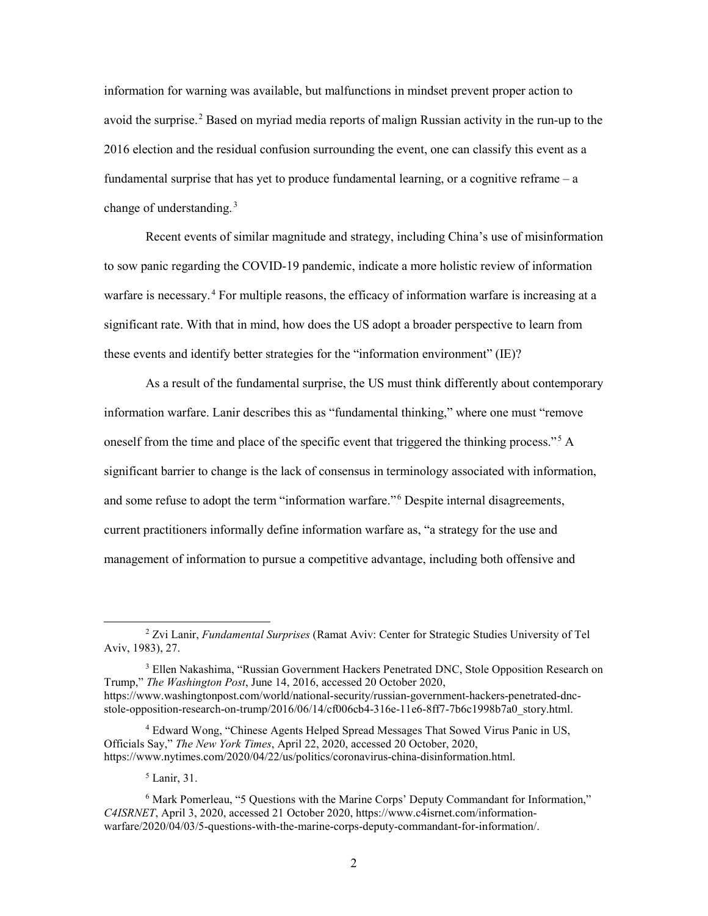information for warning was available, but malfunctions in mindset prevent proper action to avoid the surprise.[2] Based on myriad media reports of malign Russian activity in the run-up to the 2016 election and the residual confusion surrounding the event, one can classify this event as a fundamental surprise that has yet to produce fundamental learning, or a cognitive reframe – a change of understanding.[3]

Recent events of similar magnitude and strategy, including China's use of misinformation to sow panic regarding the COVID-19 pandemic, indicate a more holistic review of information warfare is necessary.[4] For multiple reasons, the efficacy of information warfare is increasing at a significant rate. With that in mind, how does the US adopt a broader perspective to learn from these events and identify better strategies for the "information environment" (IE)?

As a result of the fundamental surprise, the US must think differently about contemporary information warfare. Lanir describes this as "fundamental thinking," where one must "remove oneself from the time and place of the specific event that triggered the thinking process."[5] A significant barrier to change is the lack of consensus in terminology associated with information, and some refuse to adopt the term "information warfare."[6] Despite internal disagreements, current practitioners informally define information warfare as, "a strategy for the use and management of information to pursue a competitive advantage, including both offensive and

---

[2] Zvi Lanir, *Fundamental Surprises* (Ramat Aviv: Center for Strategic Studies University of Tel Aviv, 1983), 27.

[3] Ellen Nakashima, "Russian Government Hackers Penetrated DNC, Stole Opposition Research on Trump," *The Washington Post*, June 14, 2016, accessed 20 October 2020, https://www.washingtonpost.com/world/national-security/russian-government-hackers-penetrated-dnc-stole-opposition-research-on-trump/2016/06/14/cf006cb4-316e-11e6-8ff7-7b6c1998b7a0_story.html.

[4] Edward Wong, "Chinese Agents Helped Spread Messages That Sowed Virus Panic in US, Officials Say," *The New York Times*, April 22, 2020, accessed 20 October, 2020, https://www.nytimes.com/2020/04/22/us/politics/coronavirus-china-disinformation.html.

[5] Lanir, 31.

[6] Mark Pomerleau, "5 Questions with the Marine Corps' Deputy Commandant for Information," *C4ISRNET*, April 3, 2020, accessed 21 October 2020, https://www.c4isrnet.com/information-warfare/2020/04/03/5-questions-with-the-marine-corps-deputy-commandant-for-information/.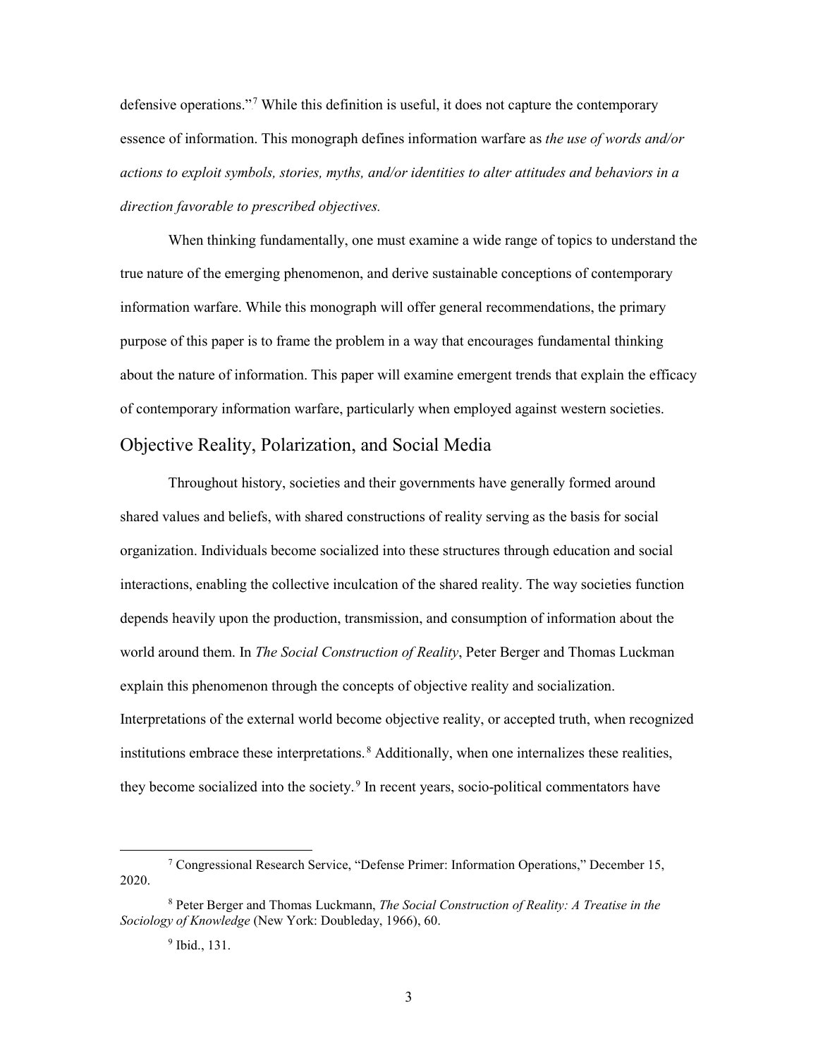defensive operations."[7] While this definition is useful, it does not capture the contemporary essence of information. This monograph defines information warfare as *the use of words and/or actions to exploit symbols, stories, myths, and/or identities to alter attitudes and behaviors in a direction favorable to prescribed objectives.*

When thinking fundamentally, one must examine a wide range of topics to understand the true nature of the emerging phenomenon, and derive sustainable conceptions of contemporary information warfare. While this monograph will offer general recommendations, the primary purpose of this paper is to frame the problem in a way that encourages fundamental thinking about the nature of information. This paper will examine emergent trends that explain the efficacy of contemporary information warfare, particularly when employed against western societies.

## Objective Reality, Polarization, and Social Media

Throughout history, societies and their governments have generally formed around shared values and beliefs, with shared constructions of reality serving as the basis for social organization. Individuals become socialized into these structures through education and social interactions, enabling the collective inculcation of the shared reality. The way societies function depends heavily upon the production, transmission, and consumption of information about the world around them. In *The Social Construction of Reality*, Peter Berger and Thomas Luckman explain this phenomenon through the concepts of objective reality and socialization. Interpretations of the external world become objective reality, or accepted truth, when recognized institutions embrace these interpretations.[8] Additionally, when one internalizes these realities, they become socialized into the society.[9] In recent years, socio-political commentators have

---

[7] Congressional Research Service, "Defense Primer: Information Operations," December 15, 2020.

[8] Peter Berger and Thomas Luckmann, *The Social Construction of Reality: A Treatise in the Sociology of Knowledge* (New York: Doubleday, 1966), 60.

[9] Ibid., 131.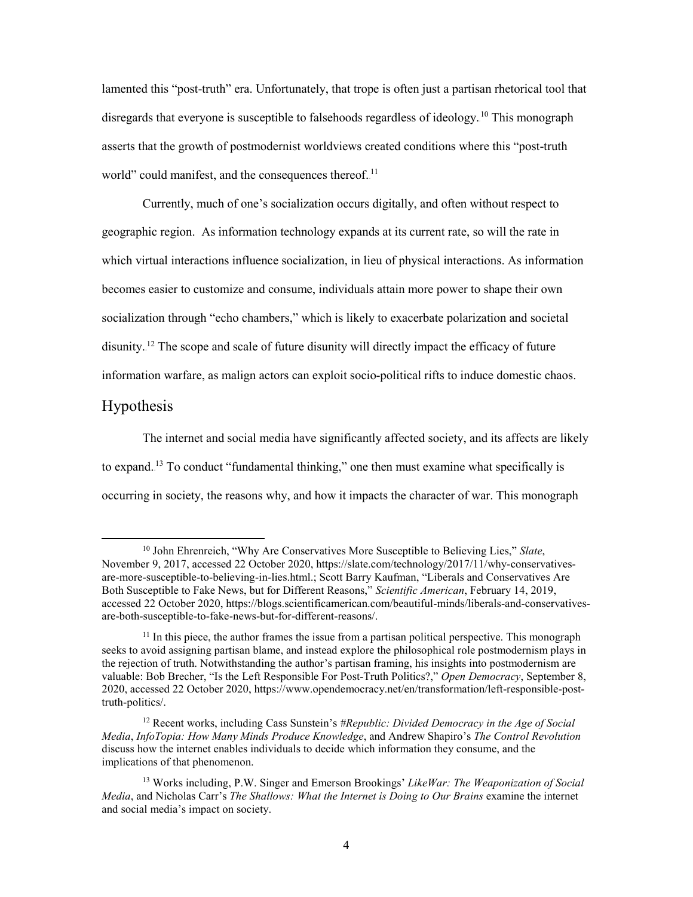lamented this "post-truth" era. Unfortunately, that trope is often just a partisan rhetorical tool that disregards that everyone is susceptible to falsehoods regardless of ideology.[10] This monograph asserts that the growth of postmodernist worldviews created conditions where this "post-truth world" could manifest, and the consequences thereof.[11]

Currently, much of one's socialization occurs digitally, and often without respect to geographic region. As information technology expands at its current rate, so will the rate in which virtual interactions influence socialization, in lieu of physical interactions. As information becomes easier to customize and consume, individuals attain more power to shape their own socialization through "echo chambers," which is likely to exacerbate polarization and societal disunity.[12] The scope and scale of future disunity will directly impact the efficacy of future information warfare, as malign actors can exploit socio-political rifts to induce domestic chaos.

## Hypothesis

The internet and social media have significantly affected society, and its affects are likely to expand.[13] To conduct "fundamental thinking," one then must examine what specifically is occurring in society, the reasons why, and how it impacts the character of war. This monograph

[10] John Ehrenreich, "Why Are Conservatives More Susceptible to Believing Lies," *Slate*, November 9, 2017, accessed 22 October 2020, https://slate.com/technology/2017/11/why-conservatives-are-more-susceptible-to-believing-in-lies.html.; Scott Barry Kaufman, "Liberals and Conservatives Are Both Susceptible to Fake News, but for Different Reasons," *Scientific American*, February 14, 2019, accessed 22 October 2020, https://blogs.scientificamerican.com/beautiful-minds/liberals-and-conservatives-are-both-susceptible-to-fake-news-but-for-different-reasons/.

[11] In this piece, the author frames the issue from a partisan political perspective. This monograph seeks to avoid assigning partisan blame, and instead explore the philosophical role postmodernism plays in the rejection of truth. Notwithstanding the author's partisan framing, his insights into postmodernism are valuable: Bob Brecher, "Is the Left Responsible For Post-Truth Politics?," *Open Democracy*, September 8, 2020, accessed 22 October 2020, https://www.opendemocracy.net/en/transformation/left-responsible-post-truth-politics/.

[12] Recent works, including Cass Sunstein's *#Republic: Divided Democracy in the Age of Social Media*, *InfoTopia: How Many Minds Produce Knowledge*, and Andrew Shapiro's *The Control Revolution* discuss how the internet enables individuals to decide which information they consume, and the implications of that phenomenon.

[13] Works including, P.W. Singer and Emerson Brookings' *LikeWar: The Weaponization of Social Media*, and Nicholas Carr's *The Shallows: What the Internet is Doing to Our Brains* examine the internet and social media's impact on society.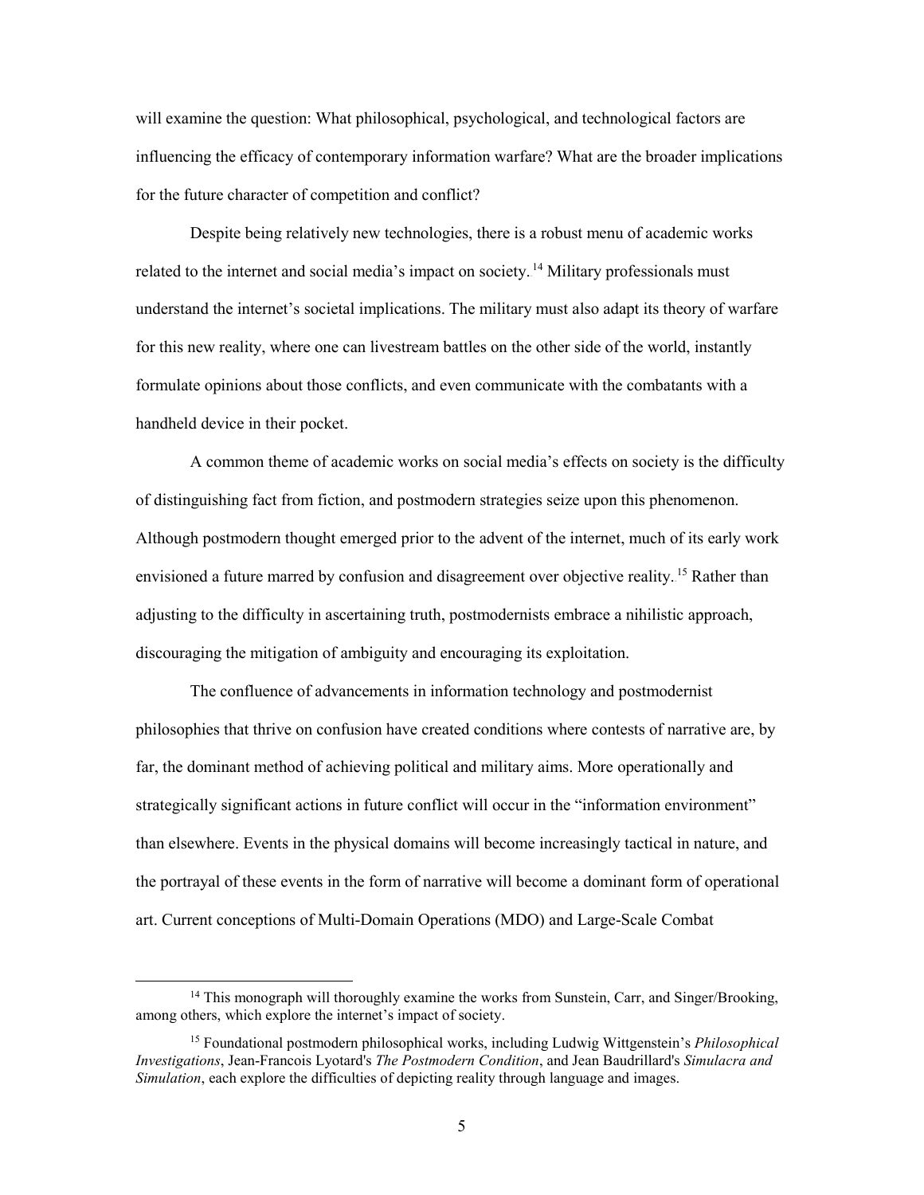will examine the question: What philosophical, psychological, and technological factors are influencing the efficacy of contemporary information warfare? What are the broader implications for the future character of competition and conflict?

Despite being relatively new technologies, there is a robust menu of academic works related to the internet and social media's impact on society.[14] Military professionals must understand the internet's societal implications. The military must also adapt its theory of warfare for this new reality, where one can livestream battles on the other side of the world, instantly formulate opinions about those conflicts, and even communicate with the combatants with a handheld device in their pocket.

A common theme of academic works on social media's effects on society is the difficulty of distinguishing fact from fiction, and postmodern strategies seize upon this phenomenon. Although postmodern thought emerged prior to the advent of the internet, much of its early work envisioned a future marred by confusion and disagreement over objective reality.[15] Rather than adjusting to the difficulty in ascertaining truth, postmodernists embrace a nihilistic approach, discouraging the mitigation of ambiguity and encouraging its exploitation.

The confluence of advancements in information technology and postmodernist philosophies that thrive on confusion have created conditions where contests of narrative are, by far, the dominant method of achieving political and military aims. More operationally and strategically significant actions in future conflict will occur in the "information environment" than elsewhere. Events in the physical domains will become increasingly tactical in nature, and the portrayal of these events in the form of narrative will become a dominant form of operational art. Current conceptions of Multi-Domain Operations (MDO) and Large-Scale Combat

[14] This monograph will thoroughly examine the works from Sunstein, Carr, and Singer/Brooking, among others, which explore the internet's impact of society.

[15] Foundational postmodern philosophical works, including Ludwig Wittgenstein's *Philosophical Investigations*, Jean-Francois Lyotard's *The Postmodern Condition*, and Jean Baudrillard's *Simulacra and Simulation*, each explore the difficulties of depicting reality through language and images.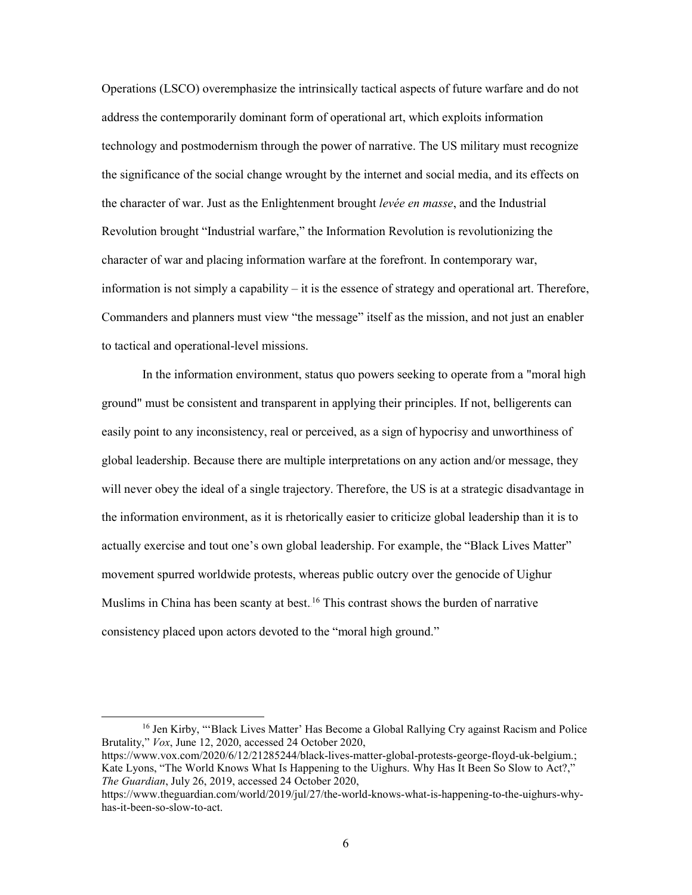Operations (LSCO) overemphasize the intrinsically tactical aspects of future warfare and do not address the contemporarily dominant form of operational art, which exploits information technology and postmodernism through the power of narrative. The US military must recognize the significance of the social change wrought by the internet and social media, and its effects on the character of war. Just as the Enlightenment brought *levée en masse*, and the Industrial Revolution brought "Industrial warfare," the Information Revolution is revolutionizing the character of war and placing information warfare at the forefront. In contemporary war, information is not simply a capability – it is the essence of strategy and operational art. Therefore, Commanders and planners must view "the message" itself as the mission, and not just an enabler to tactical and operational-level missions.

In the information environment, status quo powers seeking to operate from a "moral high ground" must be consistent and transparent in applying their principles. If not, belligerents can easily point to any inconsistency, real or perceived, as a sign of hypocrisy and unworthiness of global leadership. Because there are multiple interpretations on any action and/or message, they will never obey the ideal of a single trajectory. Therefore, the US is at a strategic disadvantage in the information environment, as it is rhetorically easier to criticize global leadership than it is to actually exercise and tout one's own global leadership. For example, the "Black Lives Matter" movement spurred worldwide protests, whereas public outcry over the genocide of Uighur Muslims in China has been scanty at best.[16] This contrast shows the burden of narrative consistency placed upon actors devoted to the "moral high ground."

---

[16] Jen Kirby, "'Black Lives Matter' Has Become a Global Rallying Cry against Racism and Police Brutality," *Vox*, June 12, 2020, accessed 24 October 2020, https://www.vox.com/2020/6/12/21285244/black-lives-matter-global-protests-george-floyd-uk-belgium.; Kate Lyons, "The World Knows What Is Happening to the Uighurs. Why Has It Been So Slow to Act?," *The Guardian*, July 26, 2019, accessed 24 October 2020, https://www.theguardian.com/world/2019/jul/27/the-world-knows-what-is-happening-to-the-uighurs-why-has-it-been-so-slow-to-act.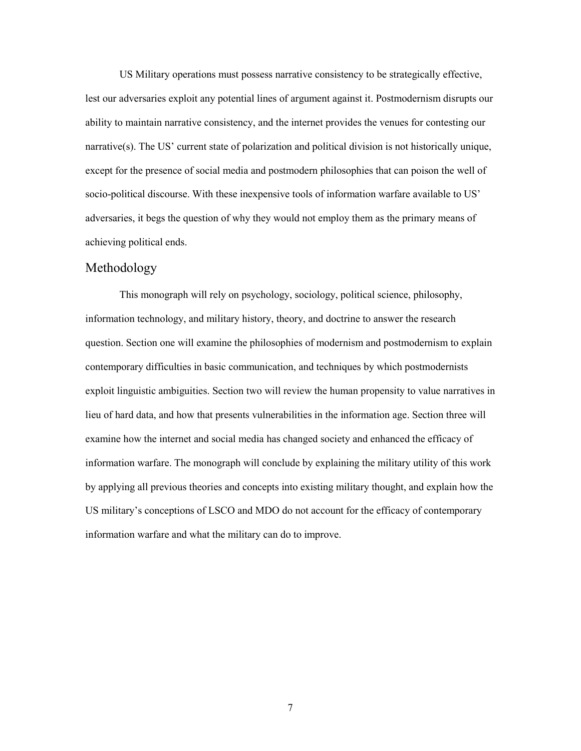US Military operations must possess narrative consistency to be strategically effective, lest our adversaries exploit any potential lines of argument against it. Postmodernism disrupts our ability to maintain narrative consistency, and the internet provides the venues for contesting our narrative(s). The US' current state of polarization and political division is not historically unique, except for the presence of social media and postmodern philosophies that can poison the well of socio-political discourse. With these inexpensive tools of information warfare available to US' adversaries, it begs the question of why they would not employ them as the primary means of achieving political ends.

## Methodology

This monograph will rely on psychology, sociology, political science, philosophy, information technology, and military history, theory, and doctrine to answer the research question. Section one will examine the philosophies of modernism and postmodernism to explain contemporary difficulties in basic communication, and techniques by which postmodernists exploit linguistic ambiguities. Section two will review the human propensity to value narratives in lieu of hard data, and how that presents vulnerabilities in the information age. Section three will examine how the internet and social media has changed society and enhanced the efficacy of information warfare. The monograph will conclude by explaining the military utility of this work by applying all previous theories and concepts into existing military thought, and explain how the US military's conceptions of LSCO and MDO do not account for the efficacy of contemporary information warfare and what the military can do to improve.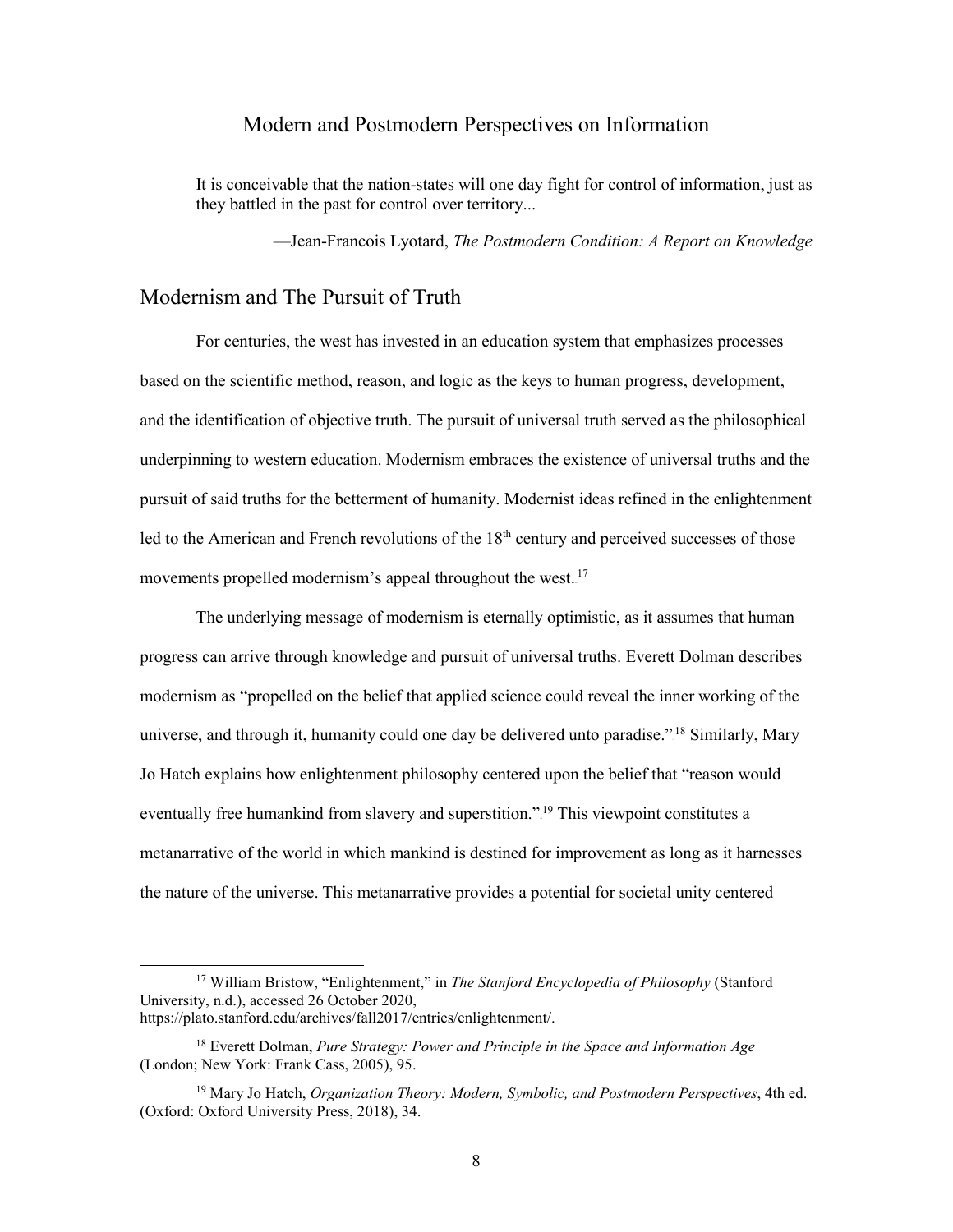# Modern and Postmodern Perspectives on Information

> It is conceivable that the nation-states will one day fight for control of information, just as they battled in the past for control over territory...
>
> —Jean-Francois Lyotard, *The Postmodern Condition: A Report on Knowledge*

## Modernism and The Pursuit of Truth

For centuries, the west has invested in an education system that emphasizes processes based on the scientific method, reason, and logic as the keys to human progress, development, and the identification of objective truth. The pursuit of universal truth served as the philosophical underpinning to western education. Modernism embraces the existence of universal truths and the pursuit of said truths for the betterment of humanity. Modernist ideas refined in the enlightenment led to the American and French revolutions of the 18th century and perceived successes of those movements propelled modernism's appeal throughout the west.[17]

The underlying message of modernism is eternally optimistic, as it assumes that human progress can arrive through knowledge and pursuit of universal truths. Everett Dolman describes modernism as "propelled on the belief that applied science could reveal the inner working of the universe, and through it, humanity could one day be delivered unto paradise."[18] Similarly, Mary Jo Hatch explains how enlightenment philosophy centered upon the belief that "reason would eventually free humankind from slavery and superstition."[19] This viewpoint constitutes a metanarrative of the world in which mankind is destined for improvement as long as it harnesses the nature of the universe. This metanarrative provides a potential for societal unity centered

---

[17] William Bristow, "Enlightenment," in *The Stanford Encyclopedia of Philosophy* (Stanford University, n.d.), accessed 26 October 2020, https://plato.stanford.edu/archives/fall2017/entries/enlightenment/.

[18] Everett Dolman, *Pure Strategy: Power and Principle in the Space and Information Age* (London; New York: Frank Cass, 2005), 95.

[19] Mary Jo Hatch, *Organization Theory: Modern, Symbolic, and Postmodern Perspectives*, 4th ed. (Oxford: Oxford University Press, 2018), 34.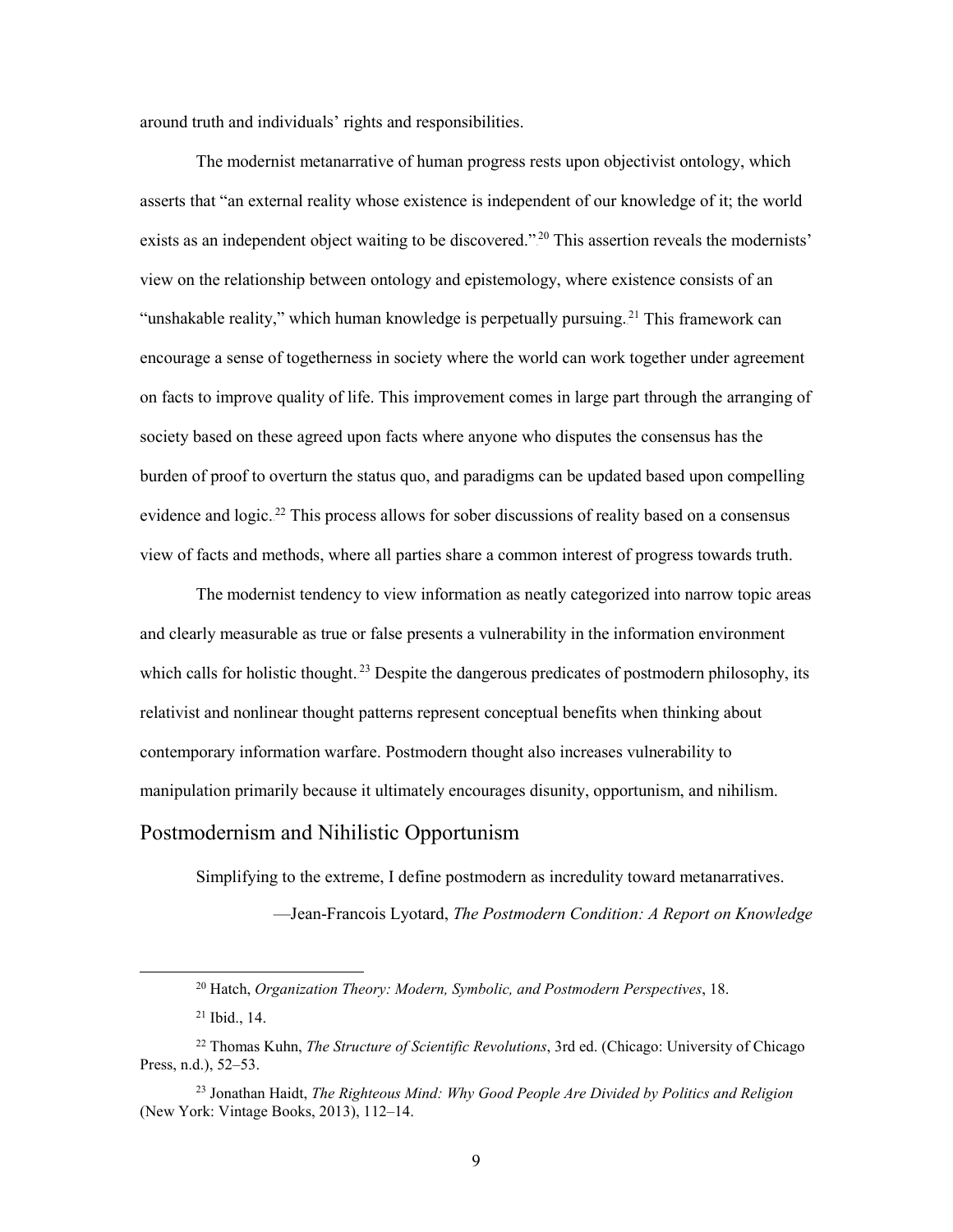around truth and individuals' rights and responsibilities.

The modernist metanarrative of human progress rests upon objectivist ontology, which asserts that "an external reality whose existence is independent of our knowledge of it; the world exists as an independent object waiting to be discovered."[20] This assertion reveals the modernists' view on the relationship between ontology and epistemology, where existence consists of an "unshakable reality," which human knowledge is perpetually pursuing.[21] This framework can encourage a sense of togetherness in society where the world can work together under agreement on facts to improve quality of life. This improvement comes in large part through the arranging of society based on these agreed upon facts where anyone who disputes the consensus has the burden of proof to overturn the status quo, and paradigms can be updated based upon compelling evidence and logic.[22] This process allows for sober discussions of reality based on a consensus view of facts and methods, where all parties share a common interest of progress towards truth.

The modernist tendency to view information as neatly categorized into narrow topic areas and clearly measurable as true or false presents a vulnerability in the information environment which calls for holistic thought.[23] Despite the dangerous predicates of postmodern philosophy, its relativist and nonlinear thought patterns represent conceptual benefits when thinking about contemporary information warfare. Postmodern thought also increases vulnerability to manipulation primarily because it ultimately encourages disunity, opportunism, and nihilism.

## Postmodernism and Nihilistic Opportunism

Simplifying to the extreme, I define postmodern as incredulity toward metanarratives.

—Jean-Francois Lyotard, *The Postmodern Condition: A Report on Knowledge*

---

[20] Hatch, *Organization Theory: Modern, Symbolic, and Postmodern Perspectives*, 18.

[21] Ibid., 14.

[22] Thomas Kuhn, *The Structure of Scientific Revolutions*, 3rd ed. (Chicago: University of Chicago Press, n.d.), 52–53.

[23] Jonathan Haidt, *The Righteous Mind: Why Good People Are Divided by Politics and Religion* (New York: Vintage Books, 2013), 112–14.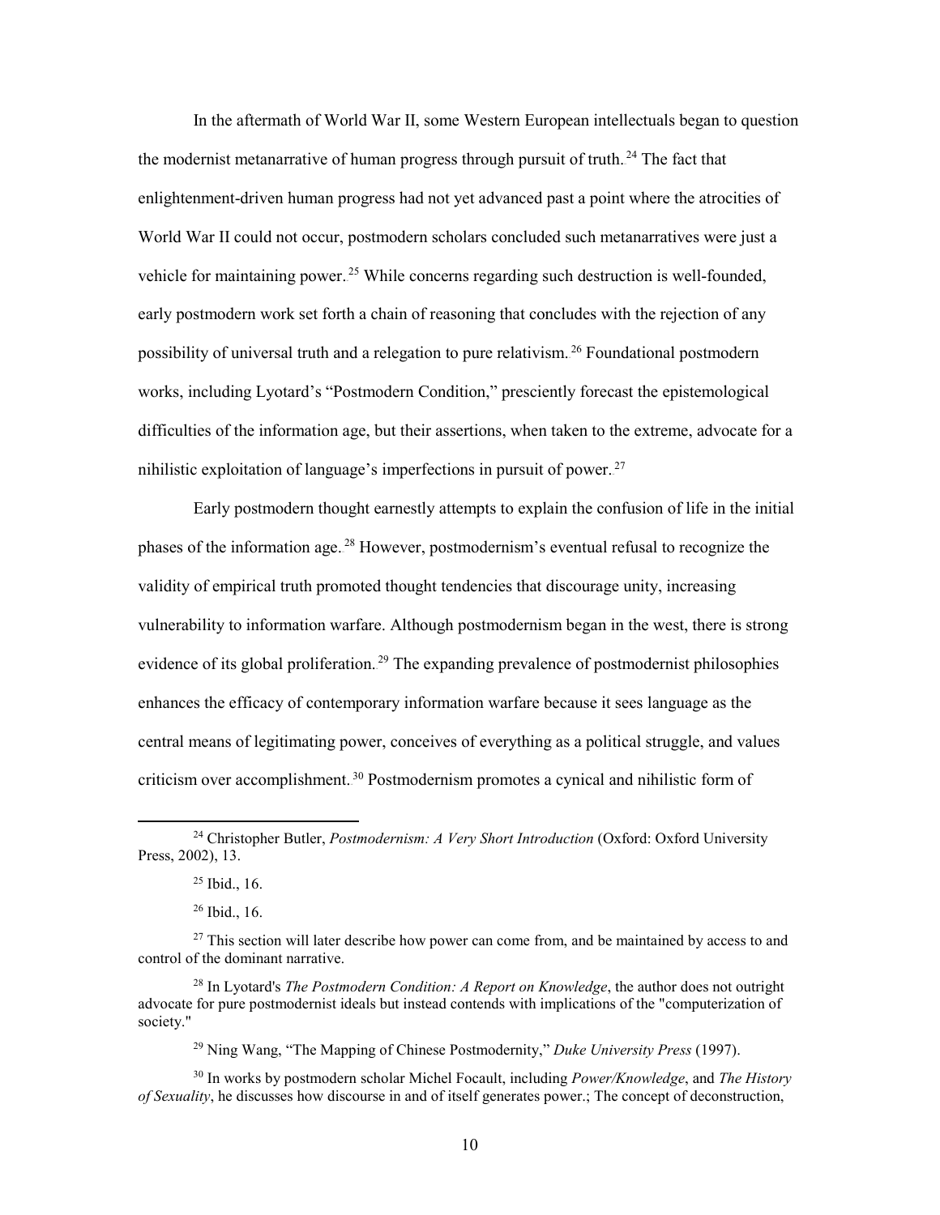In the aftermath of World War II, some Western European intellectuals began to question the modernist metanarrative of human progress through pursuit of truth.[24] The fact that enlightenment-driven human progress had not yet advanced past a point where the atrocities of World War II could not occur, postmodern scholars concluded such metanarratives were just a vehicle for maintaining power.[25] While concerns regarding such destruction is well-founded, early postmodern work set forth a chain of reasoning that concludes with the rejection of any possibility of universal truth and a relegation to pure relativism.[26] Foundational postmodern works, including Lyotard's "Postmodern Condition," presciently forecast the epistemological difficulties of the information age, but their assertions, when taken to the extreme, advocate for a nihilistic exploitation of language's imperfections in pursuit of power.[27]

Early postmodern thought earnestly attempts to explain the confusion of life in the initial phases of the information age.[28] However, postmodernism's eventual refusal to recognize the validity of empirical truth promoted thought tendencies that discourage unity, increasing vulnerability to information warfare. Although postmodernism began in the west, there is strong evidence of its global proliferation.[29] The expanding prevalence of postmodernist philosophies enhances the efficacy of contemporary information warfare because it sees language as the central means of legitimating power, conceives of everything as a political struggle, and values criticism over accomplishment.[30] Postmodernism promotes a cynical and nihilistic form of

---

[24] Christopher Butler, *Postmodernism: A Very Short Introduction* (Oxford: Oxford University Press, 2002), 13.

[25] Ibid., 16.

[26] Ibid., 16.

[27] This section will later describe how power can come from, and be maintained by access to and control of the dominant narrative.

[28] In Lyotard's *The Postmodern Condition: A Report on Knowledge*, the author does not outright advocate for pure postmodernist ideals but instead contends with implications of the "computerization of society."

[29] Ning Wang, "The Mapping of Chinese Postmodernity," *Duke University Press* (1997).

[30] In works by postmodern scholar Michel Focault, including *Power/Knowledge*, and *The History of Sexuality*, he discusses how discourse in and of itself generates power.; The concept of deconstruction,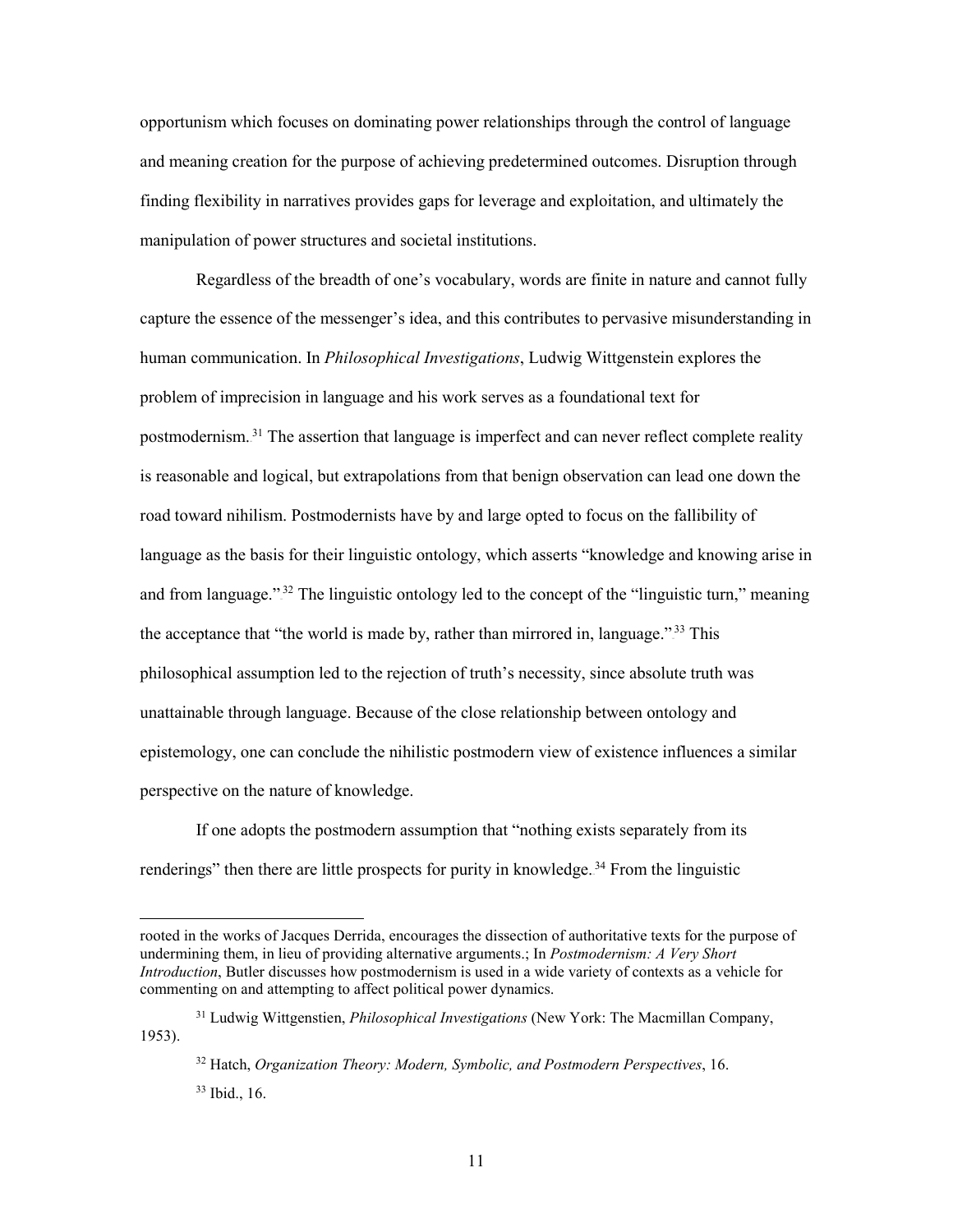opportunism which focuses on dominating power relationships through the control of language and meaning creation for the purpose of achieving predetermined outcomes. Disruption through finding flexibility in narratives provides gaps for leverage and exploitation, and ultimately the manipulation of power structures and societal institutions.

Regardless of the breadth of one's vocabulary, words are finite in nature and cannot fully capture the essence of the messenger's idea, and this contributes to pervasive misunderstanding in human communication. In *Philosophical Investigations*, Ludwig Wittgenstein explores the problem of imprecision in language and his work serves as a foundational text for postmodernism.[31] The assertion that language is imperfect and can never reflect complete reality is reasonable and logical, but extrapolations from that benign observation can lead one down the road toward nihilism. Postmodernists have by and large opted to focus on the fallibility of language as the basis for their linguistic ontology, which asserts "knowledge and knowing arise in and from language."[32] The linguistic ontology led to the concept of the "linguistic turn," meaning the acceptance that "the world is made by, rather than mirrored in, language."[33] This philosophical assumption led to the rejection of truth's necessity, since absolute truth was unattainable through language. Because of the close relationship between ontology and epistemology, one can conclude the nihilistic postmodern view of existence influences a similar perspective on the nature of knowledge.

If one adopts the postmodern assumption that "nothing exists separately from its renderings" then there are little prospects for purity in knowledge.[34] From the linguistic

---

rooted in the works of Jacques Derrida, encourages the dissection of authoritative texts for the purpose of undermining them, in lieu of providing alternative arguments.; In *Postmodernism: A Very Short Introduction*, Butler discusses how postmodernism is used in a wide variety of contexts as a vehicle for commenting on and attempting to affect political power dynamics.

[31] Ludwig Wittgenstien, *Philosophical Investigations* (New York: The Macmillan Company, 1953).

[32] Hatch, *Organization Theory: Modern, Symbolic, and Postmodern Perspectives*, 16.

[33] Ibid., 16.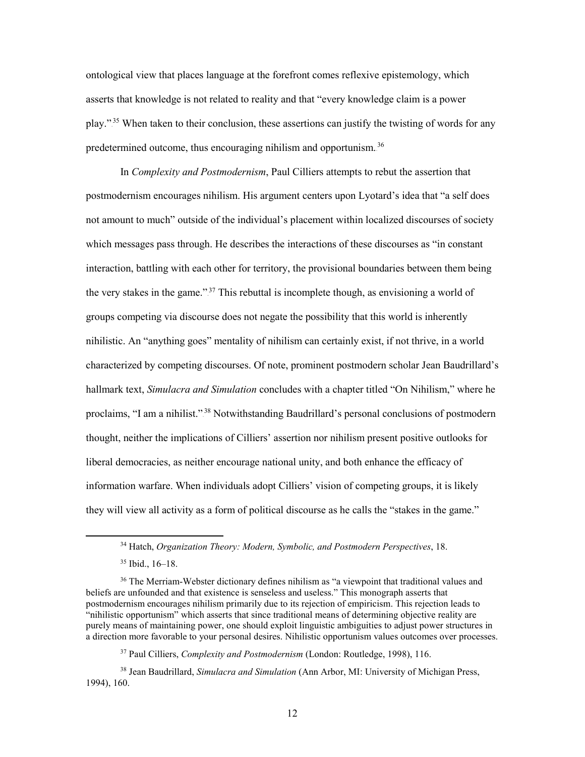ontological view that places language at the forefront comes reflexive epistemology, which asserts that knowledge is not related to reality and that "every knowledge claim is a power play."[35] When taken to their conclusion, these assertions can justify the twisting of words for any predetermined outcome, thus encouraging nihilism and opportunism.[36]

In *Complexity and Postmodernism*, Paul Cilliers attempts to rebut the assertion that postmodernism encourages nihilism. His argument centers upon Lyotard's idea that "a self does not amount to much" outside of the individual's placement within localized discourses of society which messages pass through. He describes the interactions of these discourses as "in constant interaction, battling with each other for territory, the provisional boundaries between them being the very stakes in the game."[37] This rebuttal is incomplete though, as envisioning a world of groups competing via discourse does not negate the possibility that this world is inherently nihilistic. An "anything goes" mentality of nihilism can certainly exist, if not thrive, in a world characterized by competing discourses. Of note, prominent postmodern scholar Jean Baudrillard's hallmark text, *Simulacra and Simulation* concludes with a chapter titled "On Nihilism," where he proclaims, "I am a nihilist."[38] Notwithstanding Baudrillard's personal conclusions of postmodern thought, neither the implications of Cilliers' assertion nor nihilism present positive outlooks for liberal democracies, as neither encourage national unity, and both enhance the efficacy of information warfare. When individuals adopt Cilliers' vision of competing groups, it is likely they will view all activity as a form of political discourse as he calls the "stakes in the game."

---

[34] Hatch, *Organization Theory: Modern, Symbolic, and Postmodern Perspectives*, 18.

[35] Ibid., 16–18.

[36] The Merriam-Webster dictionary defines nihilism as "a viewpoint that traditional values and beliefs are unfounded and that existence is senseless and useless." This monograph asserts that postmodernism encourages nihilism primarily due to its rejection of empiricism. This rejection leads to "nihilistic opportunism" which asserts that since traditional means of determining objective reality are purely means of maintaining power, one should exploit linguistic ambiguities to adjust power structures in a direction more favorable to your personal desires. Nihilistic opportunism values outcomes over processes.

[37] Paul Cilliers, *Complexity and Postmodernism* (London: Routledge, 1998), 116.

[38] Jean Baudrillard, *Simulacra and Simulation* (Ann Arbor, MI: University of Michigan Press, 1994), 160.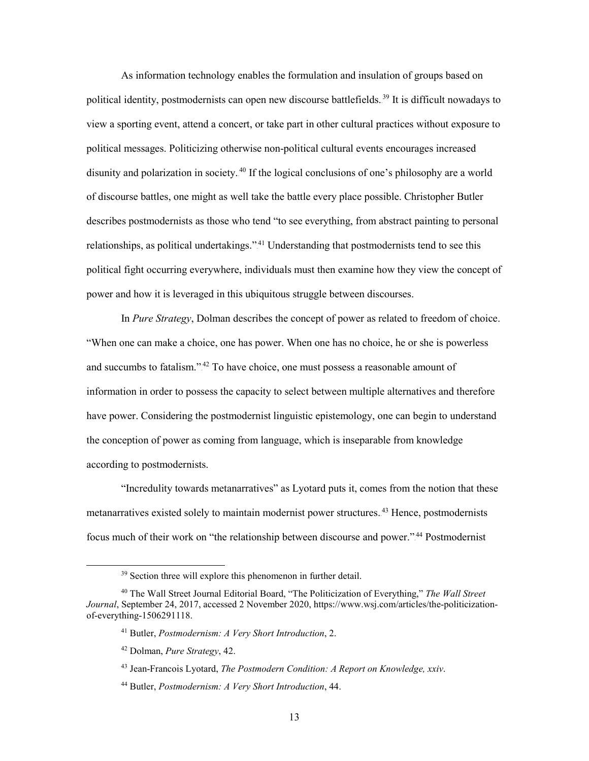As information technology enables the formulation and insulation of groups based on political identity, postmodernists can open new discourse battlefields.[39] It is difficult nowadays to view a sporting event, attend a concert, or take part in other cultural practices without exposure to political messages. Politicizing otherwise non-political cultural events encourages increased disunity and polarization in society.[40] If the logical conclusions of one's philosophy are a world of discourse battles, one might as well take the battle every place possible. Christopher Butler describes postmodernists as those who tend "to see everything, from abstract painting to personal relationships, as political undertakings."[41] Understanding that postmodernists tend to see this political fight occurring everywhere, individuals must then examine how they view the concept of power and how it is leveraged in this ubiquitous struggle between discourses.

In *Pure Strategy*, Dolman describes the concept of power as related to freedom of choice. "When one can make a choice, one has power. When one has no choice, he or she is powerless and succumbs to fatalism."[42] To have choice, one must possess a reasonable amount of information in order to possess the capacity to select between multiple alternatives and therefore have power. Considering the postmodernist linguistic epistemology, one can begin to understand the conception of power as coming from language, which is inseparable from knowledge according to postmodernists.

"Incredulity towards metanarratives" as Lyotard puts it, comes from the notion that these metanarratives existed solely to maintain modernist power structures.[43] Hence, postmodernists focus much of their work on "the relationship between discourse and power."[44] Postmodernist

---

[39] Section three will explore this phenomenon in further detail.

[40] The Wall Street Journal Editorial Board, "The Politicization of Everything," *The Wall Street Journal*, September 24, 2017, accessed 2 November 2020, https://www.wsj.com/articles/the-politicization-of-everything-1506291118.

[41] Butler, *Postmodernism: A Very Short Introduction*, 2.

[42] Dolman, *Pure Strategy*, 42.

[43] Jean-Francois Lyotard, *The Postmodern Condition: A Report on Knowledge, xxiv*.

[44] Butler, *Postmodernism: A Very Short Introduction*, 44.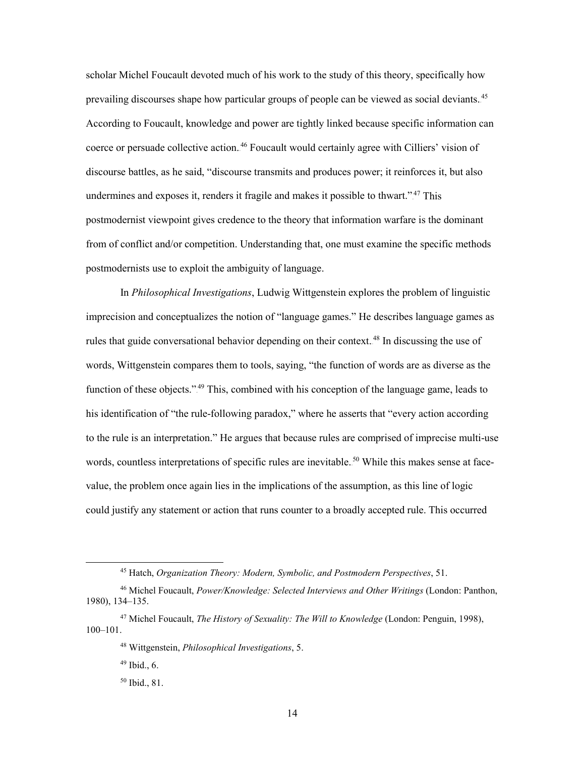scholar Michel Foucault devoted much of his work to the study of this theory, specifically how prevailing discourses shape how particular groups of people can be viewed as social deviants.[45] According to Foucault, knowledge and power are tightly linked because specific information can coerce or persuade collective action.[46] Foucault would certainly agree with Cilliers' vision of discourse battles, as he said, "discourse transmits and produces power; it reinforces it, but also undermines and exposes it, renders it fragile and makes it possible to thwart."[47] This postmodernist viewpoint gives credence to the theory that information warfare is the dominant from of conflict and/or competition. Understanding that, one must examine the specific methods postmodernists use to exploit the ambiguity of language.

In *Philosophical Investigations*, Ludwig Wittgenstein explores the problem of linguistic imprecision and conceptualizes the notion of "language games." He describes language games as rules that guide conversational behavior depending on their context.[48] In discussing the use of words, Wittgenstein compares them to tools, saying, "the function of words are as diverse as the function of these objects."[49] This, combined with his conception of the language game, leads to his identification of "the rule-following paradox," where he asserts that "every action according to the rule is an interpretation." He argues that because rules are comprised of imprecise multi-use words, countless interpretations of specific rules are inevitable.[50] While this makes sense at face-value, the problem once again lies in the implications of the assumption, as this line of logic could justify any statement or action that runs counter to a broadly accepted rule. This occurred

---

[45] Hatch, *Organization Theory: Modern, Symbolic, and Postmodern Perspectives*, 51.

[46] Michel Foucault, *Power/Knowledge: Selected Interviews and Other Writings* (London: Panthon, 1980), 134–135.

[47] Michel Foucault, *The History of Sexuality: The Will to Knowledge* (London: Penguin, 1998), 100–101.

[48] Wittgenstein, *Philosophical Investigations*, 5.

[49] Ibid., 6.

[50] Ibid., 81.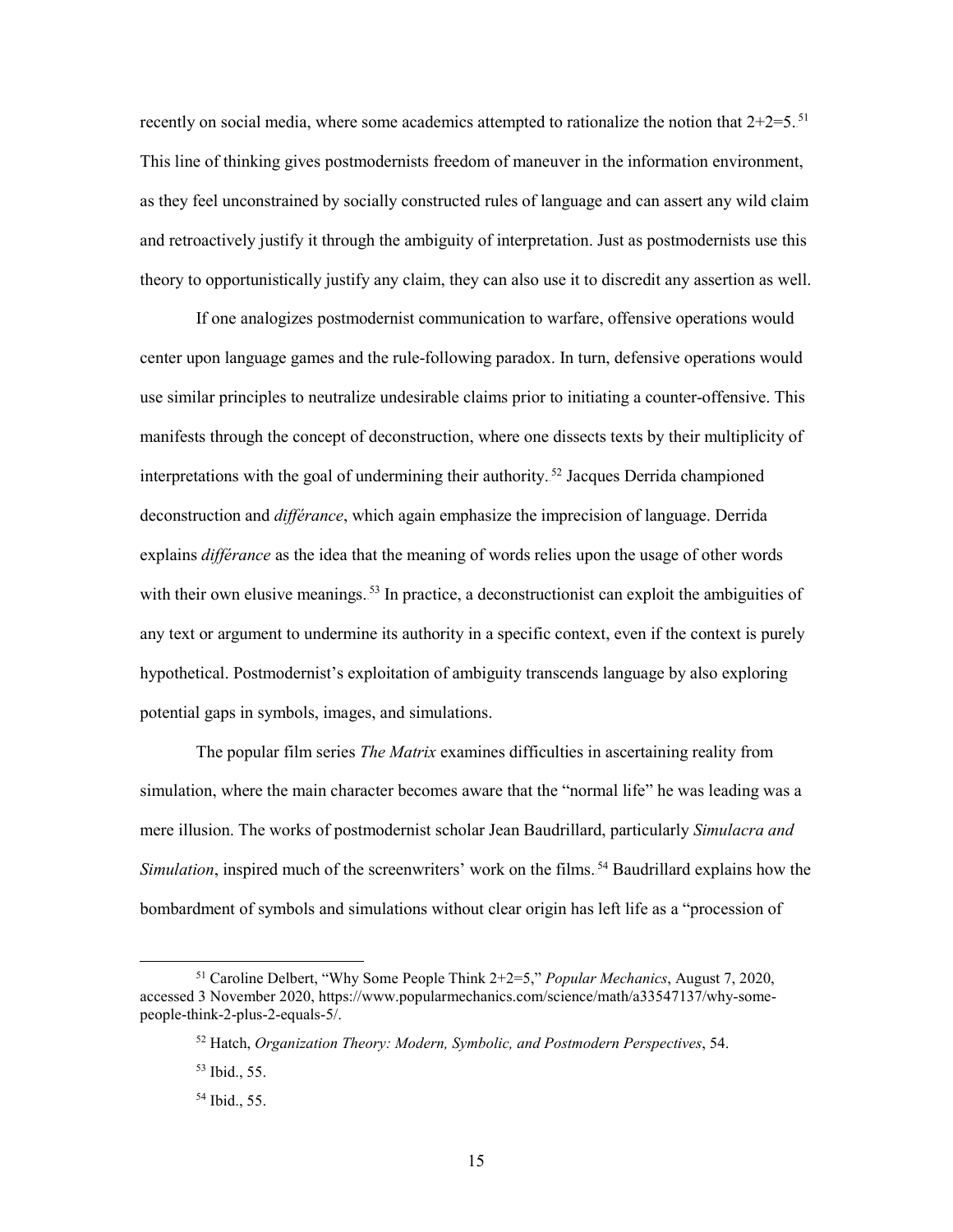recently on social media, where some academics attempted to rationalize the notion that 2+2=5.[51] This line of thinking gives postmodernists freedom of maneuver in the information environment, as they feel unconstrained by socially constructed rules of language and can assert any wild claim and retroactively justify it through the ambiguity of interpretation. Just as postmodernists use this theory to opportunistically justify any claim, they can also use it to discredit any assertion as well.

If one analogizes postmodernist communication to warfare, offensive operations would center upon language games and the rule-following paradox. In turn, defensive operations would use similar principles to neutralize undesirable claims prior to initiating a counter-offensive. This manifests through the concept of deconstruction, where one dissects texts by their multiplicity of interpretations with the goal of undermining their authority.[52] Jacques Derrida championed deconstruction and *différance*, which again emphasize the imprecision of language. Derrida explains *différance* as the idea that the meaning of words relies upon the usage of other words with their own elusive meanings.[53] In practice, a deconstructionist can exploit the ambiguities of any text or argument to undermine its authority in a specific context, even if the context is purely hypothetical. Postmodernist's exploitation of ambiguity transcends language by also exploring potential gaps in symbols, images, and simulations.

The popular film series *The Matrix* examines difficulties in ascertaining reality from simulation, where the main character becomes aware that the "normal life" he was leading was a mere illusion. The works of postmodernist scholar Jean Baudrillard, particularly *Simulacra and Simulation*, inspired much of the screenwriters' work on the films.[54] Baudrillard explains how the bombardment of symbols and simulations without clear origin has left life as a "procession of

---

[51] Caroline Delbert, "Why Some People Think 2+2=5," *Popular Mechanics*, August 7, 2020, accessed 3 November 2020, https://www.popularmechanics.com/science/math/a33547137/why-some-people-think-2-plus-2-equals-5/.

[52] Hatch, *Organization Theory: Modern, Symbolic, and Postmodern Perspectives*, 54.

[53] Ibid., 55.

[54] Ibid., 55.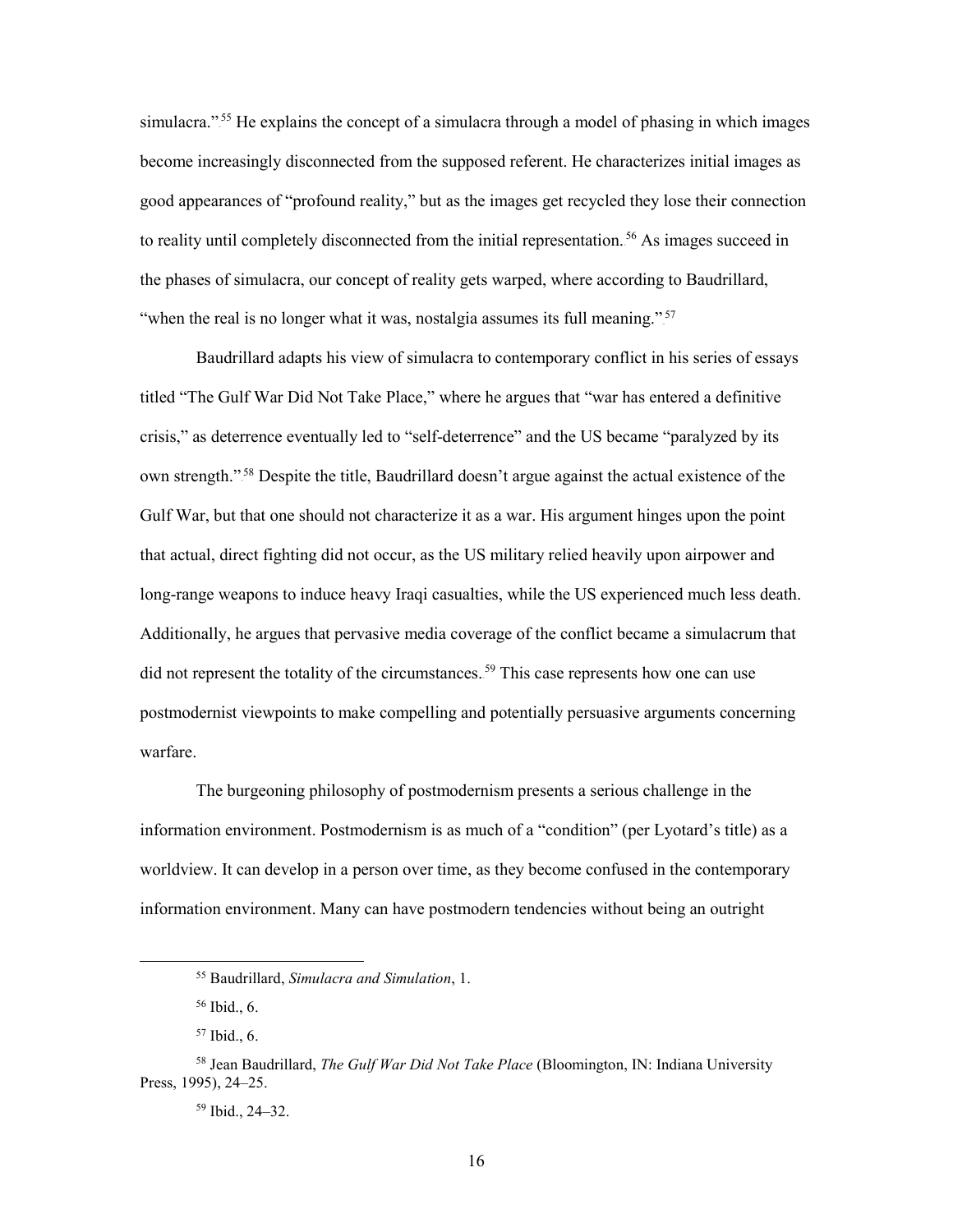simulacra."[55] He explains the concept of a simulacra through a model of phasing in which images become increasingly disconnected from the supposed referent. He characterizes initial images as good appearances of "profound reality," but as the images get recycled they lose their connection to reality until completely disconnected from the initial representation.[56] As images succeed in the phases of simulacra, our concept of reality gets warped, where according to Baudrillard, "when the real is no longer what it was, nostalgia assumes its full meaning."[57]

Baudrillard adapts his view of simulacra to contemporary conflict in his series of essays titled "The Gulf War Did Not Take Place," where he argues that "war has entered a definitive crisis," as deterrence eventually led to "self-deterrence" and the US became "paralyzed by its own strength."[58] Despite the title, Baudrillard doesn't argue against the actual existence of the Gulf War, but that one should not characterize it as a war. His argument hinges upon the point that actual, direct fighting did not occur, as the US military relied heavily upon airpower and long-range weapons to induce heavy Iraqi casualties, while the US experienced much less death. Additionally, he argues that pervasive media coverage of the conflict became a simulacrum that did not represent the totality of the circumstances.[59] This case represents how one can use postmodernist viewpoints to make compelling and potentially persuasive arguments concerning warfare.

The burgeoning philosophy of postmodernism presents a serious challenge in the information environment. Postmodernism is as much of a "condition" (per Lyotard's title) as a worldview. It can develop in a person over time, as they become confused in the contemporary information environment. Many can have postmodern tendencies without being an outright

---

[55] Baudrillard, *Simulacra and Simulation*, 1.

[56] Ibid., 6.

[57] Ibid., 6.

[58] Jean Baudrillard, *The Gulf War Did Not Take Place* (Bloomington, IN: Indiana University Press, 1995), 24–25.

[59] Ibid., 24–32.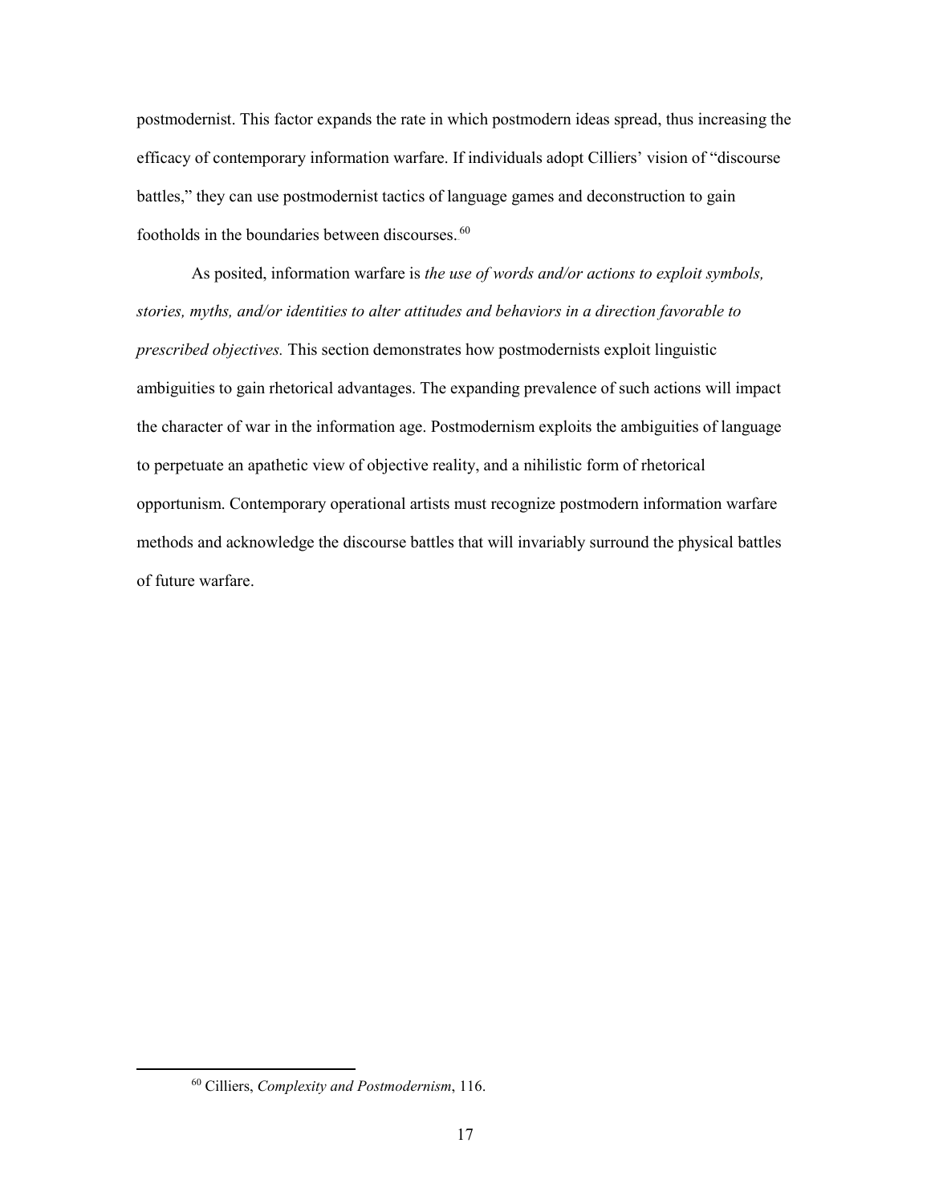postmodernist. This factor expands the rate in which postmodern ideas spread, thus increasing the efficacy of contemporary information warfare. If individuals adopt Cilliers' vision of "discourse battles," they can use postmodernist tactics of language games and deconstruction to gain footholds in the boundaries between discourses.[60]

As posited, information warfare is *the use of words and/or actions to exploit symbols, stories, myths, and/or identities to alter attitudes and behaviors in a direction favorable to prescribed objectives.* This section demonstrates how postmodernists exploit linguistic ambiguities to gain rhetorical advantages. The expanding prevalence of such actions will impact the character of war in the information age. Postmodernism exploits the ambiguities of language to perpetuate an apathetic view of objective reality, and a nihilistic form of rhetorical opportunism. Contemporary operational artists must recognize postmodern information warfare methods and acknowledge the discourse battles that will invariably surround the physical battles of future warfare.

[60] Cilliers, *Complexity and Postmodernism*, 116.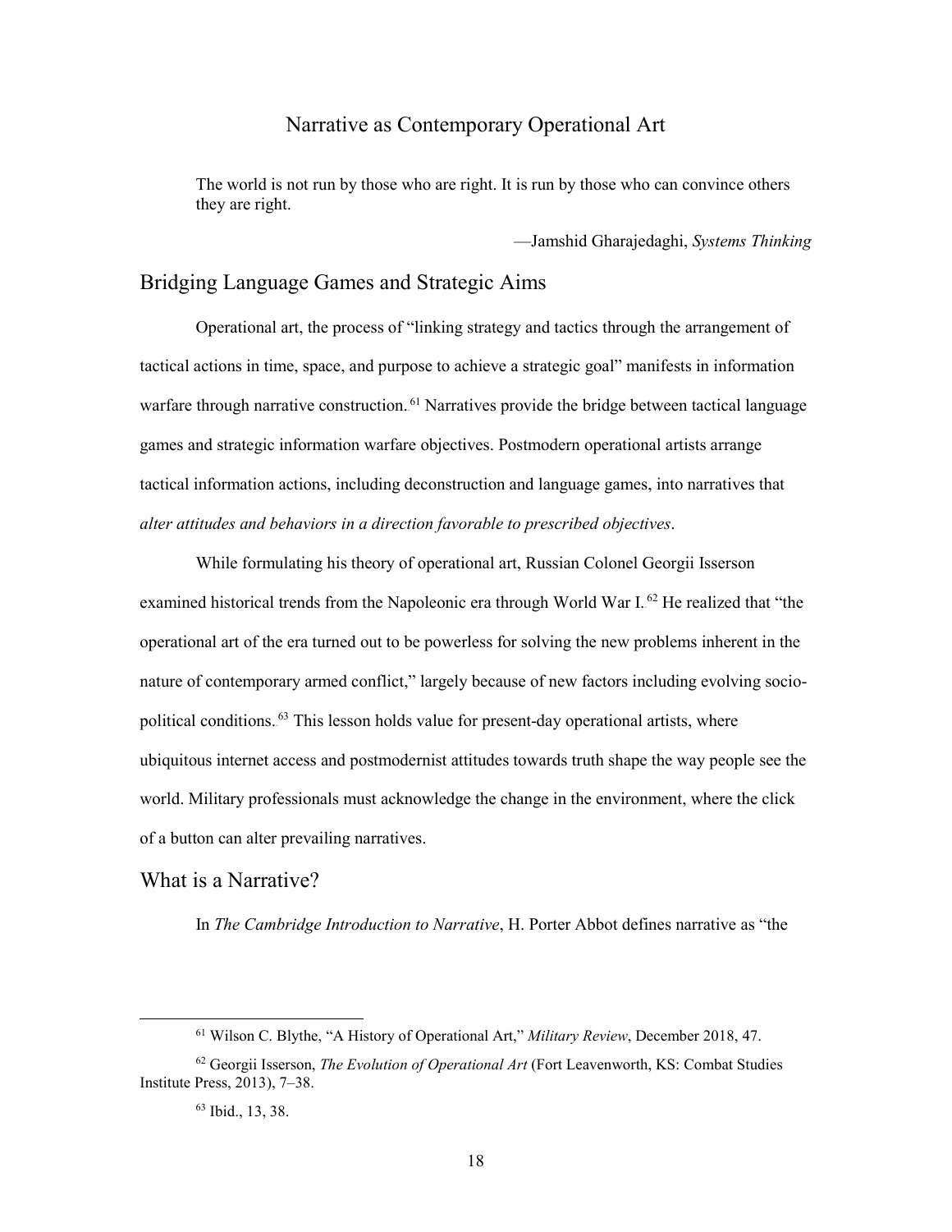# Narrative as Contemporary Operational Art

> The world is not run by those who are right. It is run by those who can convince others they are right.
>
> —Jamshid Gharajedaghi, *Systems Thinking*

## Bridging Language Games and Strategic Aims

Operational art, the process of "linking strategy and tactics through the arrangement of tactical actions in time, space, and purpose to achieve a strategic goal" manifests in information warfare through narrative construction.[61] Narratives provide the bridge between tactical language games and strategic information warfare objectives. Postmodern operational artists arrange tactical information actions, including deconstruction and language games, into narratives that *alter attitudes and behaviors in a direction favorable to prescribed objectives*.

While formulating his theory of operational art, Russian Colonel Georgii Isserson examined historical trends from the Napoleonic era through World War I.[62] He realized that "the operational art of the era turned out to be powerless for solving the new problems inherent in the nature of contemporary armed conflict," largely because of new factors including evolving socio-political conditions.[63] This lesson holds value for present-day operational artists, where ubiquitous internet access and postmodernist attitudes towards truth shape the way people see the world. Military professionals must acknowledge the change in the environment, where the click of a button can alter prevailing narratives.

## What is a Narrative?

In *The Cambridge Introduction to Narrative*, H. Porter Abbot defines narrative as "the

---

[61] Wilson C. Blythe, "A History of Operational Art," *Military Review*, December 2018, 47.

[62] Georgii Isserson, *The Evolution of Operational Art* (Fort Leavenworth, KS: Combat Studies Institute Press, 2013), 7–38.

[63] Ibid., 13, 38.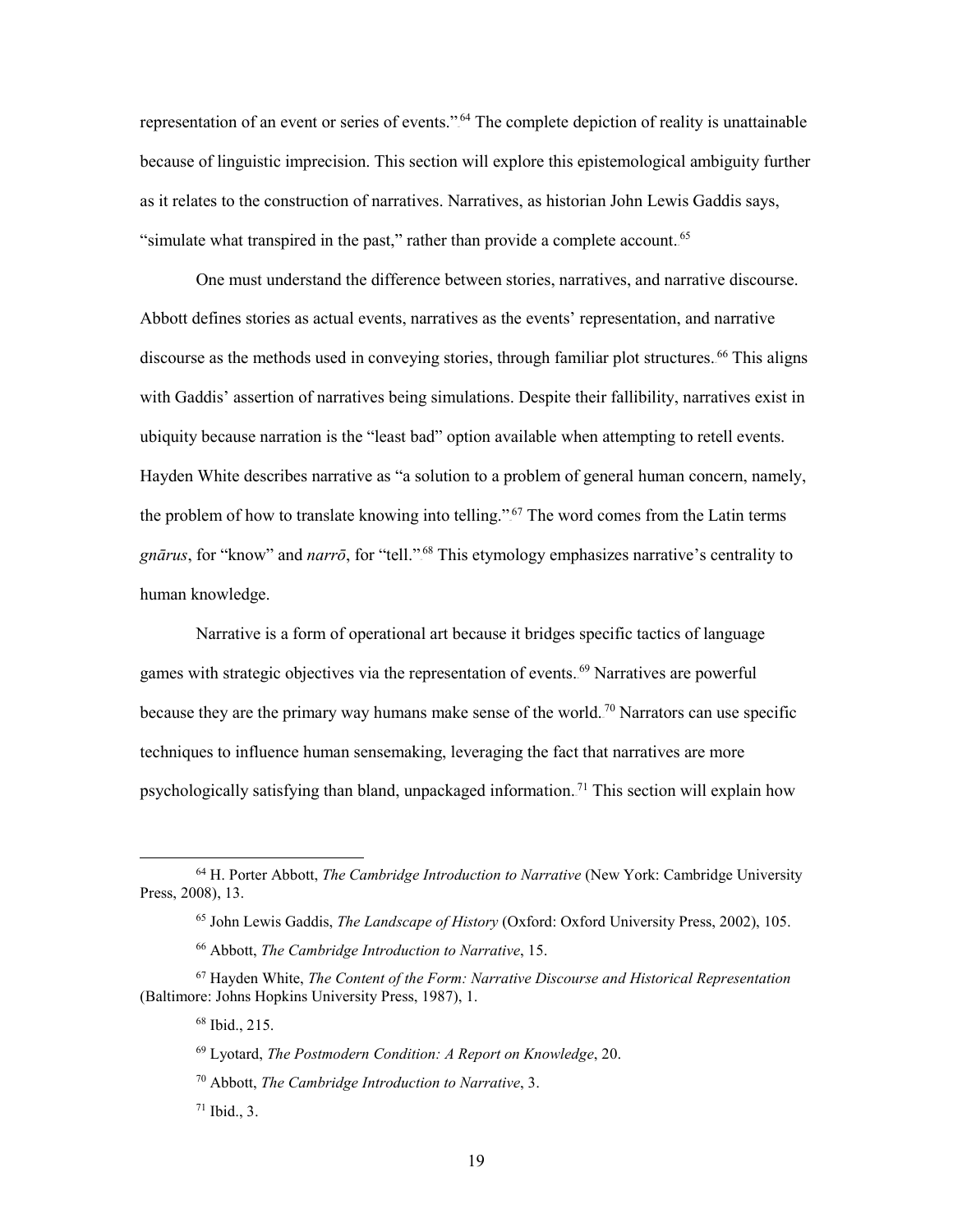representation of an event or series of events."[64] The complete depiction of reality is unattainable because of linguistic imprecision. This section will explore this epistemological ambiguity further as it relates to the construction of narratives. Narratives, as historian John Lewis Gaddis says, "simulate what transpired in the past," rather than provide a complete account.[65]

One must understand the difference between stories, narratives, and narrative discourse. Abbott defines stories as actual events, narratives as the events' representation, and narrative discourse as the methods used in conveying stories, through familiar plot structures.[66] This aligns with Gaddis' assertion of narratives being simulations. Despite their fallibility, narratives exist in ubiquity because narration is the "least bad" option available when attempting to retell events. Hayden White describes narrative as "a solution to a problem of general human concern, namely, the problem of how to translate knowing into telling."[67] The word comes from the Latin terms *gnārus*, for "know" and *narrō*, for "tell."[68] This etymology emphasizes narrative's centrality to human knowledge.

Narrative is a form of operational art because it bridges specific tactics of language games with strategic objectives via the representation of events.[69] Narratives are powerful because they are the primary way humans make sense of the world.[70] Narrators can use specific techniques to influence human sensemaking, leveraging the fact that narratives are more psychologically satisfying than bland, unpackaged information.[71] This section will explain how

---

[64] H. Porter Abbott, *The Cambridge Introduction to Narrative* (New York: Cambridge University Press, 2008), 13.

[65] John Lewis Gaddis, *The Landscape of History* (Oxford: Oxford University Press, 2002), 105.

[66] Abbott, *The Cambridge Introduction to Narrative*, 15.

[67] Hayden White, *The Content of the Form: Narrative Discourse and Historical Representation* (Baltimore: Johns Hopkins University Press, 1987), 1.

[68] Ibid., 215.

[69] Lyotard, *The Postmodern Condition: A Report on Knowledge*, 20.

[70] Abbott, *The Cambridge Introduction to Narrative*, 3.

[71] Ibid., 3.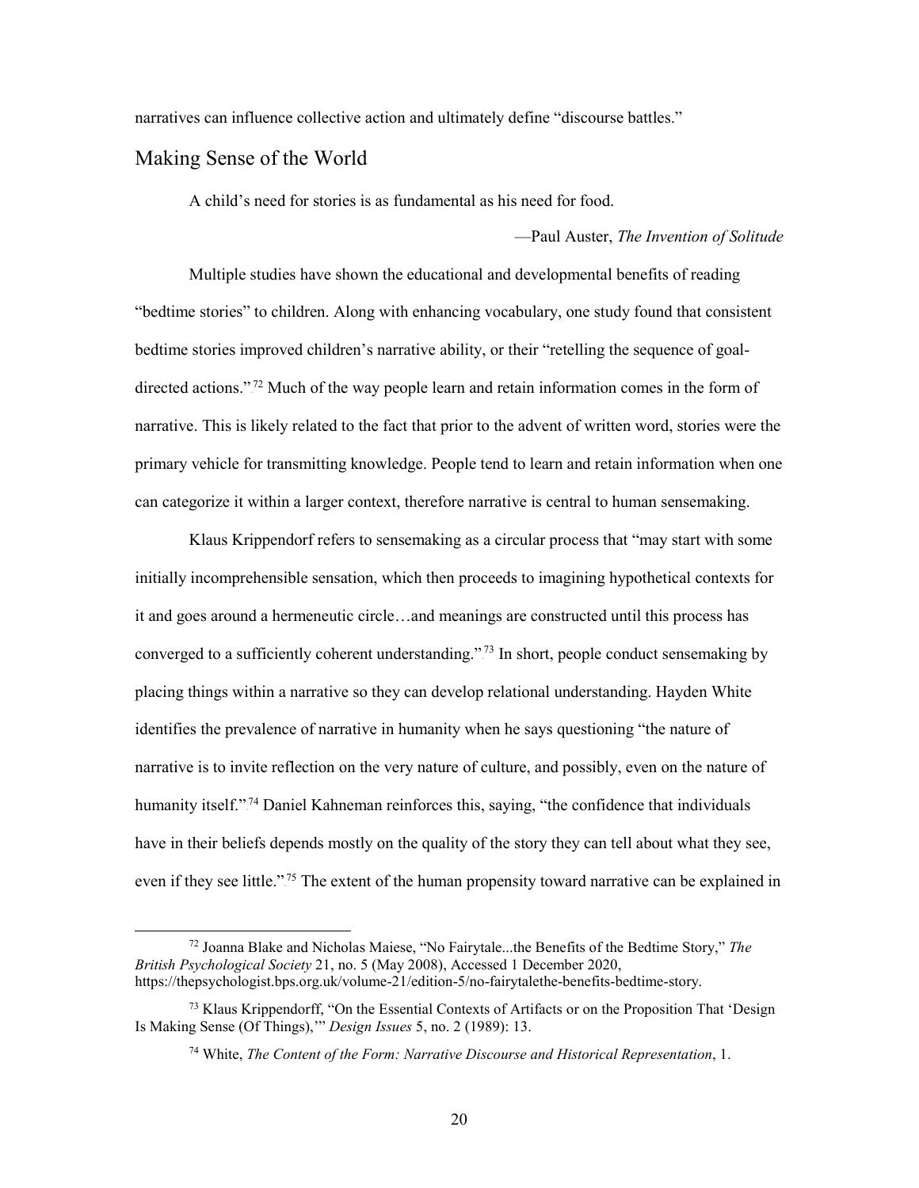narratives can influence collective action and ultimately define "discourse battles."

## Making Sense of the World

A child's need for stories is as fundamental as his need for food.

—Paul Auster, *The Invention of Solitude*

Multiple studies have shown the educational and developmental benefits of reading "bedtime stories" to children. Along with enhancing vocabulary, one study found that consistent bedtime stories improved children's narrative ability, or their "retelling the sequence of goal-directed actions."[72] Much of the way people learn and retain information comes in the form of narrative. This is likely related to the fact that prior to the advent of written word, stories were the primary vehicle for transmitting knowledge. People tend to learn and retain information when one can categorize it within a larger context, therefore narrative is central to human sensemaking.

Klaus Krippendorf refers to sensemaking as a circular process that "may start with some initially incomprehensible sensation, which then proceeds to imagining hypothetical contexts for it and goes around a hermeneutic circle…and meanings are constructed until this process has converged to a sufficiently coherent understanding."[73] In short, people conduct sensemaking by placing things within a narrative so they can develop relational understanding. Hayden White identifies the prevalence of narrative in humanity when he says questioning "the nature of narrative is to invite reflection on the very nature of culture, and possibly, even on the nature of humanity itself."[74] Daniel Kahneman reinforces this, saying, "the confidence that individuals have in their beliefs depends mostly on the quality of the story they can tell about what they see, even if they see little."[75] The extent of the human propensity toward narrative can be explained in

---

[72] Joanna Blake and Nicholas Maiese, "No Fairytale...the Benefits of the Bedtime Story," *The British Psychological Society* 21, no. 5 (May 2008), Accessed 1 December 2020, https://thepsychologist.bps.org.uk/volume-21/edition-5/no-fairytalethe-benefits-bedtime-story.

[73] Klaus Krippendorff, "On the Essential Contexts of Artifacts or on the Proposition That 'Design Is Making Sense (Of Things),'" *Design Issues* 5, no. 2 (1989): 13.

[74] White, *The Content of the Form: Narrative Discourse and Historical Representation*, 1.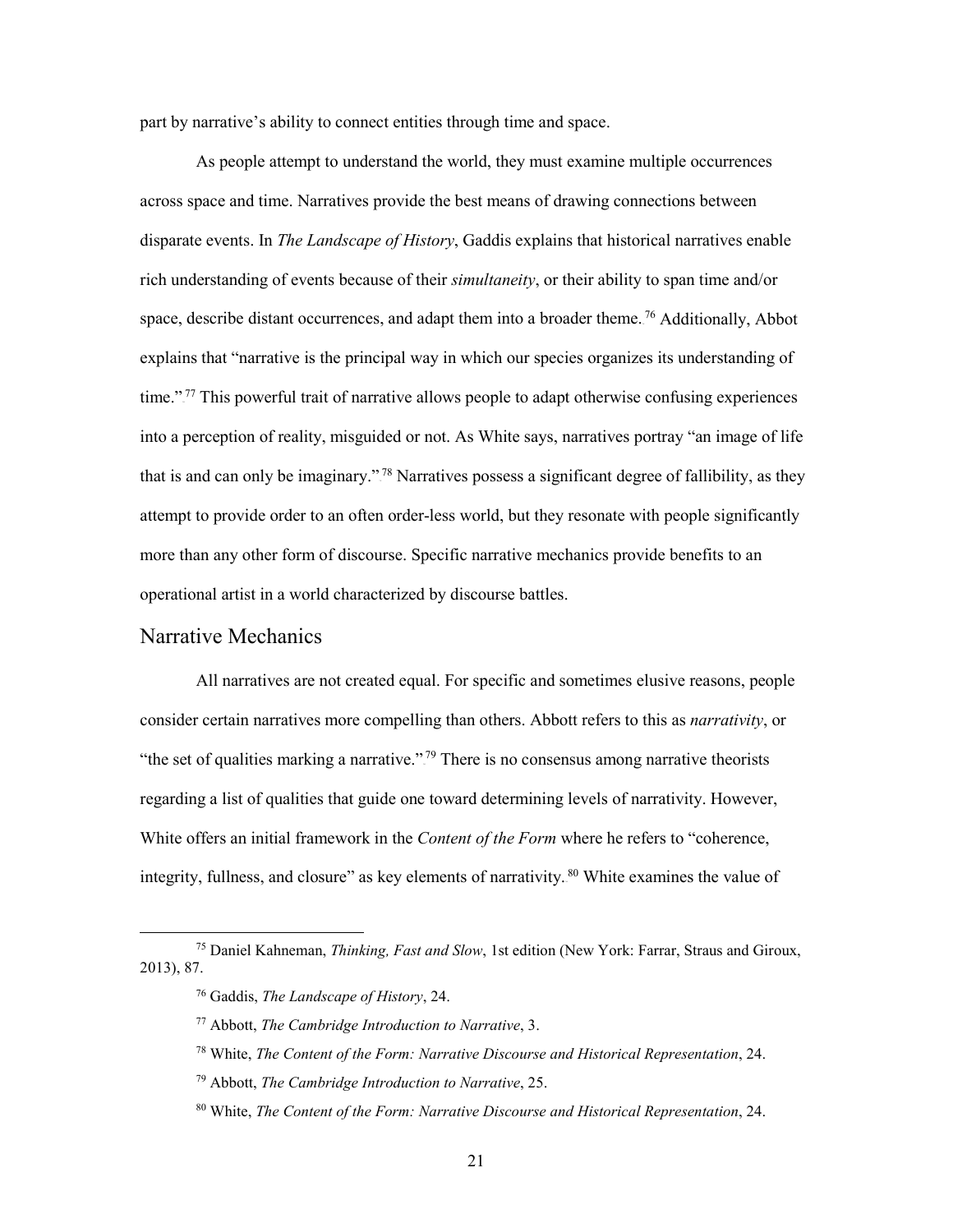part by narrative's ability to connect entities through time and space.

As people attempt to understand the world, they must examine multiple occurrences across space and time. Narratives provide the best means of drawing connections between disparate events. In *The Landscape of History*, Gaddis explains that historical narratives enable rich understanding of events because of their *simultaneity*, or their ability to span time and/or space, describe distant occurrences, and adapt them into a broader theme.[76] Additionally, Abbot explains that "narrative is the principal way in which our species organizes its understanding of time."[77] This powerful trait of narrative allows people to adapt otherwise confusing experiences into a perception of reality, misguided or not. As White says, narratives portray "an image of life that is and can only be imaginary."[78] Narratives possess a significant degree of fallibility, as they attempt to provide order to an often order-less world, but they resonate with people significantly more than any other form of discourse. Specific narrative mechanics provide benefits to an operational artist in a world characterized by discourse battles.

## Narrative Mechanics

All narratives are not created equal. For specific and sometimes elusive reasons, people consider certain narratives more compelling than others. Abbott refers to this as *narrativity*, or "the set of qualities marking a narrative."[79] There is no consensus among narrative theorists regarding a list of qualities that guide one toward determining levels of narrativity. However, White offers an initial framework in the *Content of the Form* where he refers to "coherence, integrity, fullness, and closure" as key elements of narrativity.[80] White examines the value of

---

[75] Daniel Kahneman, *Thinking, Fast and Slow*, 1st edition (New York: Farrar, Straus and Giroux, 2013), 87.

[76] Gaddis, *The Landscape of History*, 24.

[77] Abbott, *The Cambridge Introduction to Narrative*, 3.

[78] White, *The Content of the Form: Narrative Discourse and Historical Representation*, 24.

[79] Abbott, *The Cambridge Introduction to Narrative*, 25.

[80] White, *The Content of the Form: Narrative Discourse and Historical Representation*, 24.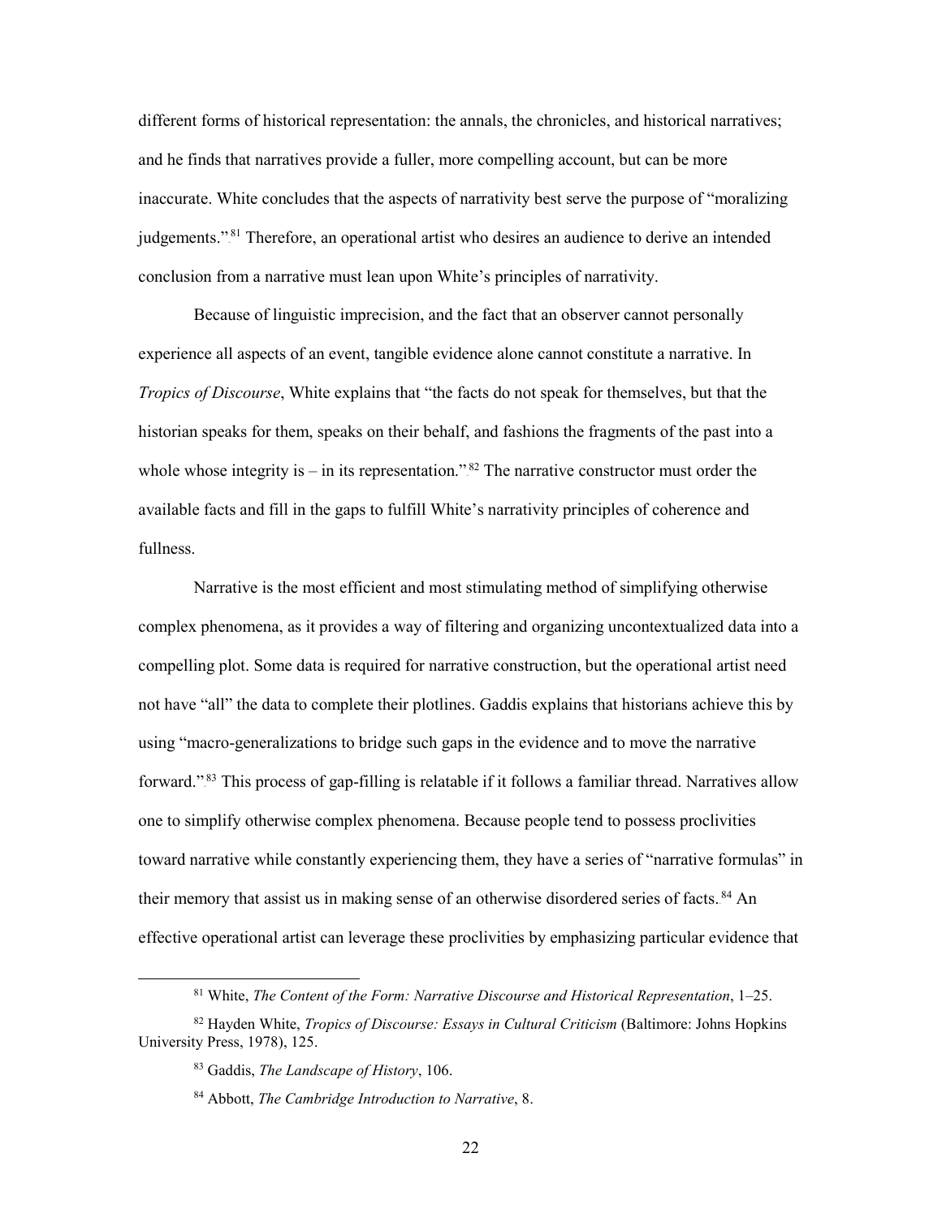different forms of historical representation: the annals, the chronicles, and historical narratives; and he finds that narratives provide a fuller, more compelling account, but can be more inaccurate. White concludes that the aspects of narrativity best serve the purpose of "moralizing judgements."[81] Therefore, an operational artist who desires an audience to derive an intended conclusion from a narrative must lean upon White's principles of narrativity.

Because of linguistic imprecision, and the fact that an observer cannot personally experience all aspects of an event, tangible evidence alone cannot constitute a narrative. In *Tropics of Discourse*, White explains that "the facts do not speak for themselves, but that the historian speaks for them, speaks on their behalf, and fashions the fragments of the past into a whole whose integrity is – in its representation."[82] The narrative constructor must order the available facts and fill in the gaps to fulfill White's narrativity principles of coherence and fullness.

Narrative is the most efficient and most stimulating method of simplifying otherwise complex phenomena, as it provides a way of filtering and organizing uncontextualized data into a compelling plot. Some data is required for narrative construction, but the operational artist need not have "all" the data to complete their plotlines. Gaddis explains that historians achieve this by using "macro-generalizations to bridge such gaps in the evidence and to move the narrative forward."[83] This process of gap-filling is relatable if it follows a familiar thread. Narratives allow one to simplify otherwise complex phenomena. Because people tend to possess proclivities toward narrative while constantly experiencing them, they have a series of "narrative formulas" in their memory that assist us in making sense of an otherwise disordered series of facts.[84] An effective operational artist can leverage these proclivities by emphasizing particular evidence that

---

[81] White, *The Content of the Form: Narrative Discourse and Historical Representation*, 1–25.

[82] Hayden White, *Tropics of Discourse: Essays in Cultural Criticism* (Baltimore: Johns Hopkins University Press, 1978), 125.

[83] Gaddis, *The Landscape of History*, 106.

[84] Abbott, *The Cambridge Introduction to Narrative*, 8.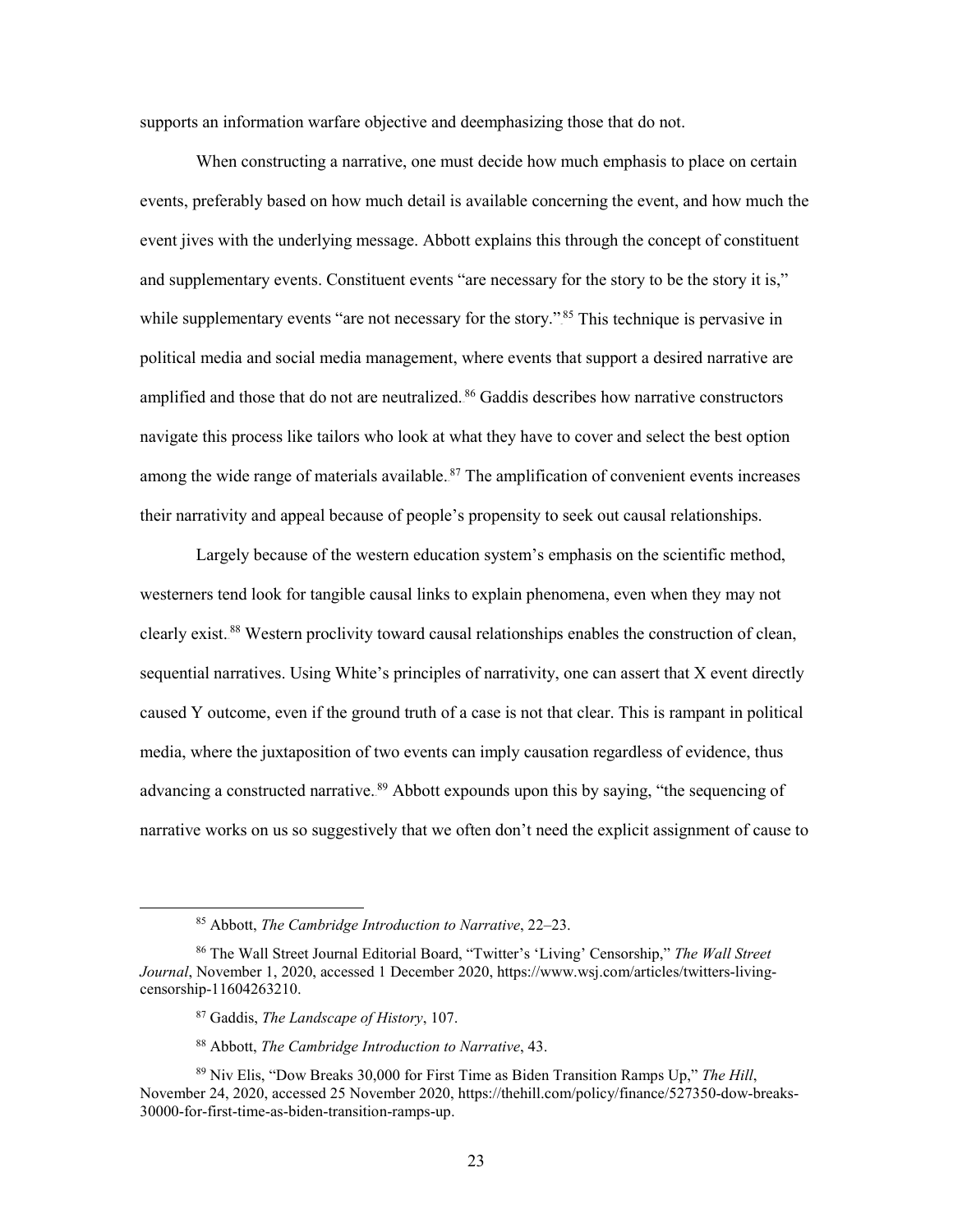supports an information warfare objective and deemphasizing those that do not.

When constructing a narrative, one must decide how much emphasis to place on certain events, preferably based on how much detail is available concerning the event, and how much the event jives with the underlying message. Abbott explains this through the concept of constituent and supplementary events. Constituent events "are necessary for the story to be the story it is," while supplementary events "are not necessary for the story."[85] This technique is pervasive in political media and social media management, where events that support a desired narrative are amplified and those that do not are neutralized.[86] Gaddis describes how narrative constructors navigate this process like tailors who look at what they have to cover and select the best option among the wide range of materials available.[87] The amplification of convenient events increases their narrativity and appeal because of people's propensity to seek out causal relationships.

Largely because of the western education system's emphasis on the scientific method, westerners tend look for tangible causal links to explain phenomena, even when they may not clearly exist.[88] Western proclivity toward causal relationships enables the construction of clean, sequential narratives. Using White's principles of narrativity, one can assert that X event directly caused Y outcome, even if the ground truth of a case is not that clear. This is rampant in political media, where the juxtaposition of two events can imply causation regardless of evidence, thus advancing a constructed narrative.[89] Abbott expounds upon this by saying, "the sequencing of narrative works on us so suggestively that we often don't need the explicit assignment of cause to

---

[85] Abbott, *The Cambridge Introduction to Narrative*, 22–23.

[86] The Wall Street Journal Editorial Board, "Twitter's 'Living' Censorship," *The Wall Street Journal*, November 1, 2020, accessed 1 December 2020, https://www.wsj.com/articles/twitters-living-censorship-11604263210.

[87] Gaddis, *The Landscape of History*, 107.

[88] Abbott, *The Cambridge Introduction to Narrative*, 43.

[89] Niv Elis, "Dow Breaks 30,000 for First Time as Biden Transition Ramps Up," *The Hill*, November 24, 2020, accessed 25 November 2020, https://thehill.com/policy/finance/527350-dow-breaks-30000-for-first-time-as-biden-transition-ramps-up.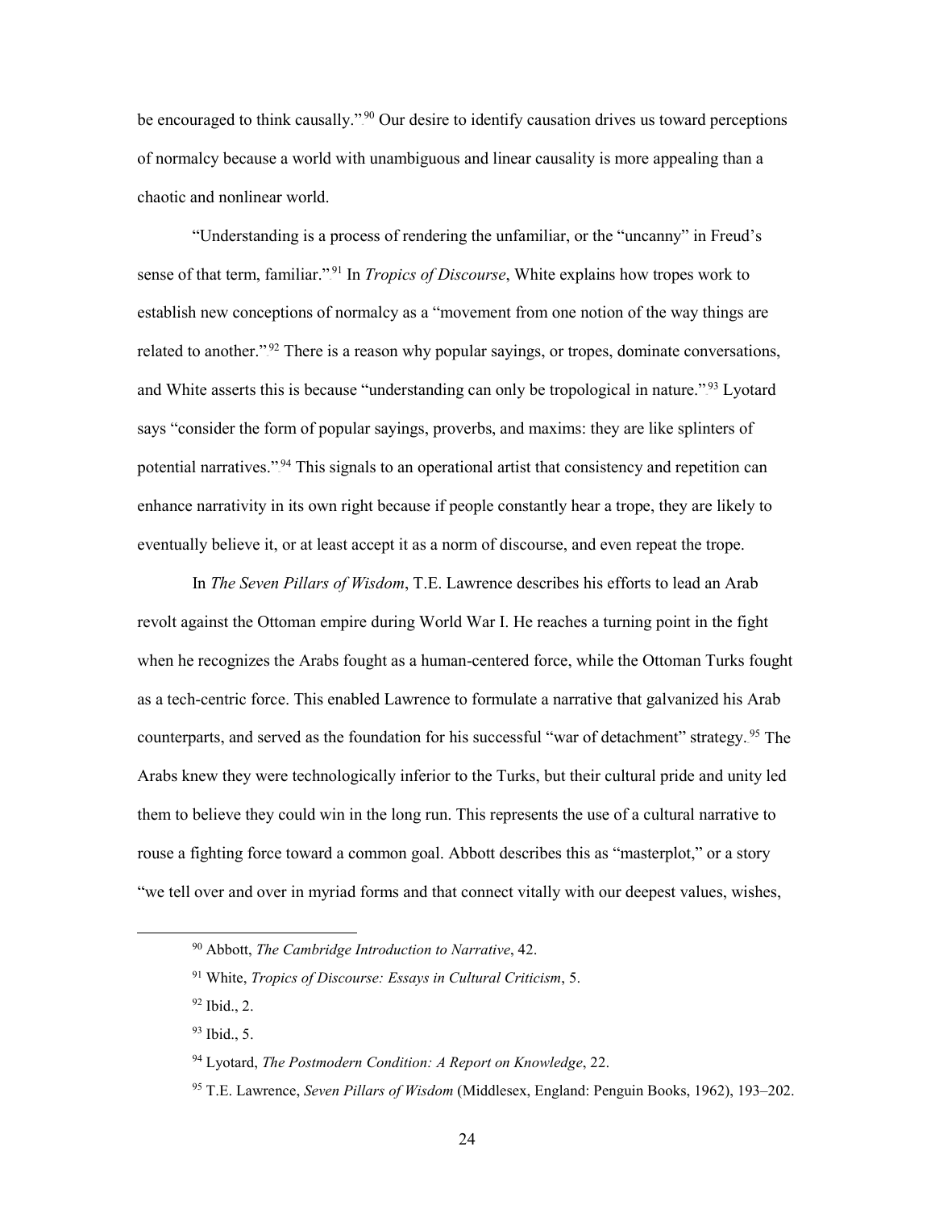be encouraged to think causally."[90] Our desire to identify causation drives us toward perceptions of normalcy because a world with unambiguous and linear causality is more appealing than a chaotic and nonlinear world.

"Understanding is a process of rendering the unfamiliar, or the "uncanny" in Freud's sense of that term, familiar."[91] In *Tropics of Discourse*, White explains how tropes work to establish new conceptions of normalcy as a "movement from one notion of the way things are related to another."[92] There is a reason why popular sayings, or tropes, dominate conversations, and White asserts this is because "understanding can only be tropological in nature."[93] Lyotard says "consider the form of popular sayings, proverbs, and maxims: they are like splinters of potential narratives."[94] This signals to an operational artist that consistency and repetition can enhance narrativity in its own right because if people constantly hear a trope, they are likely to eventually believe it, or at least accept it as a norm of discourse, and even repeat the trope.

In *The Seven Pillars of Wisdom*, T.E. Lawrence describes his efforts to lead an Arab revolt against the Ottoman empire during World War I. He reaches a turning point in the fight when he recognizes the Arabs fought as a human-centered force, while the Ottoman Turks fought as a tech-centric force. This enabled Lawrence to formulate a narrative that galvanized his Arab counterparts, and served as the foundation for his successful "war of detachment" strategy.[95] The Arabs knew they were technologically inferior to the Turks, but their cultural pride and unity led them to believe they could win in the long run. This represents the use of a cultural narrative to rouse a fighting force toward a common goal. Abbott describes this as "masterplot," or a story "we tell over and over in myriad forms and that connect vitally with our deepest values, wishes,

---

[90] Abbott, *The Cambridge Introduction to Narrative*, 42.

[91] White, *Tropics of Discourse: Essays in Cultural Criticism*, 5.

[92] Ibid., 2.

[93] Ibid., 5.

[94] Lyotard, *The Postmodern Condition: A Report on Knowledge*, 22.

[95] T.E. Lawrence, *Seven Pillars of Wisdom* (Middlesex, England: Penguin Books, 1962), 193–202.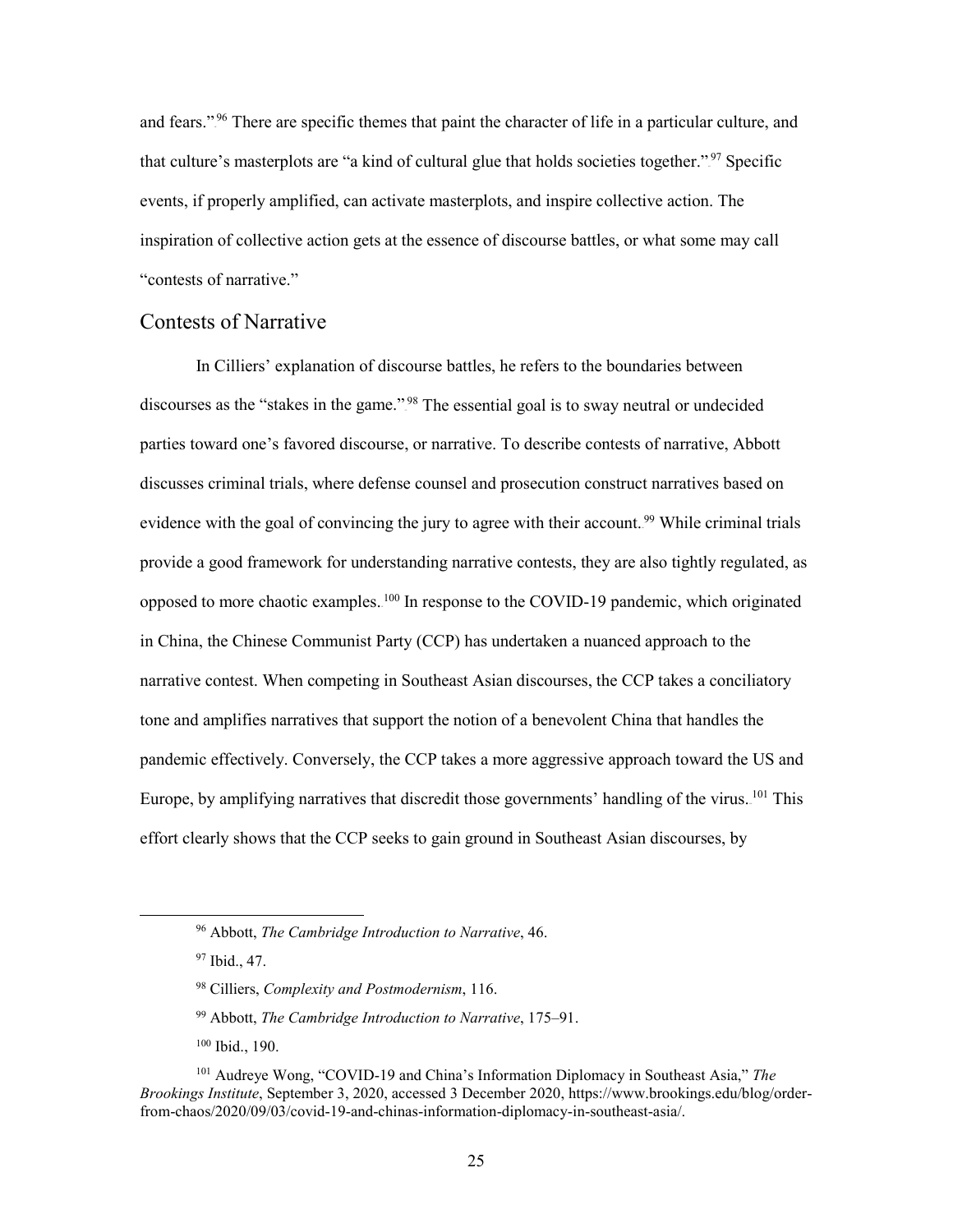and fears."[96] There are specific themes that paint the character of life in a particular culture, and that culture's masterplots are "a kind of cultural glue that holds societies together."[97] Specific events, if properly amplified, can activate masterplots, and inspire collective action. The inspiration of collective action gets at the essence of discourse battles, or what some may call "contests of narrative."

## Contests of Narrative

In Cilliers' explanation of discourse battles, he refers to the boundaries between discourses as the "stakes in the game."[98] The essential goal is to sway neutral or undecided parties toward one's favored discourse, or narrative. To describe contests of narrative, Abbott discusses criminal trials, where defense counsel and prosecution construct narratives based on evidence with the goal of convincing the jury to agree with their account.[99] While criminal trials provide a good framework for understanding narrative contests, they are also tightly regulated, as opposed to more chaotic examples.[100] In response to the COVID-19 pandemic, which originated in China, the Chinese Communist Party (CCP) has undertaken a nuanced approach to the narrative contest. When competing in Southeast Asian discourses, the CCP takes a conciliatory tone and amplifies narratives that support the notion of a benevolent China that handles the pandemic effectively. Conversely, the CCP takes a more aggressive approach toward the US and Europe, by amplifying narratives that discredit those governments' handling of the virus.[101] This effort clearly shows that the CCP seeks to gain ground in Southeast Asian discourses, by

---

[96] Abbott, *The Cambridge Introduction to Narrative*, 46.

[97] Ibid., 47.

[98] Cilliers, *Complexity and Postmodernism*, 116.

[99] Abbott, *The Cambridge Introduction to Narrative*, 175–91.

[100] Ibid., 190.

[101] Audreye Wong, "COVID-19 and China's Information Diplomacy in Southeast Asia," *The Brookings Institute*, September 3, 2020, accessed 3 December 2020, https://www.brookings.edu/blog/order-from-chaos/2020/09/03/covid-19-and-chinas-information-diplomacy-in-southeast-asia/.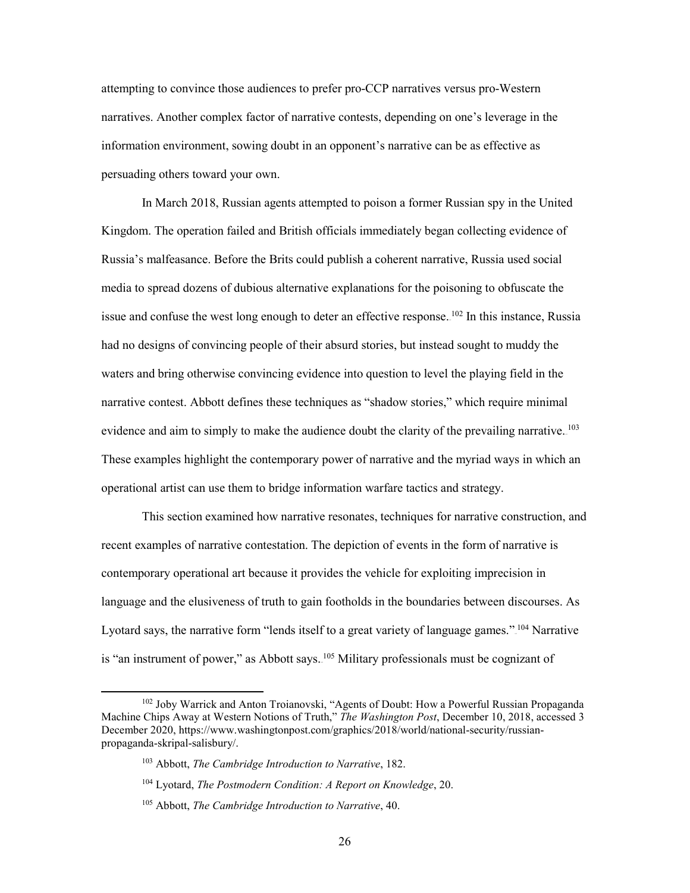attempting to convince those audiences to prefer pro-CCP narratives versus pro-Western narratives. Another complex factor of narrative contests, depending on one's leverage in the information environment, sowing doubt in an opponent's narrative can be as effective as persuading others toward your own.

In March 2018, Russian agents attempted to poison a former Russian spy in the United Kingdom. The operation failed and British officials immediately began collecting evidence of Russia's malfeasance. Before the Brits could publish a coherent narrative, Russia used social media to spread dozens of dubious alternative explanations for the poisoning to obfuscate the issue and confuse the west long enough to deter an effective response.[102] In this instance, Russia had no designs of convincing people of their absurd stories, but instead sought to muddy the waters and bring otherwise convincing evidence into question to level the playing field in the narrative contest. Abbott defines these techniques as "shadow stories," which require minimal evidence and aim to simply to make the audience doubt the clarity of the prevailing narrative.[103] These examples highlight the contemporary power of narrative and the myriad ways in which an operational artist can use them to bridge information warfare tactics and strategy.

This section examined how narrative resonates, techniques for narrative construction, and recent examples of narrative contestation. The depiction of events in the form of narrative is contemporary operational art because it provides the vehicle for exploiting imprecision in language and the elusiveness of truth to gain footholds in the boundaries between discourses. As Lyotard says, the narrative form "lends itself to a great variety of language games."[104] Narrative is "an instrument of power," as Abbott says.[105] Military professionals must be cognizant of

[102] Joby Warrick and Anton Troianovski, "Agents of Doubt: How a Powerful Russian Propaganda Machine Chips Away at Western Notions of Truth," *The Washington Post*, December 10, 2018, accessed 3 December 2020, https://www.washingtonpost.com/graphics/2018/world/national-security/russian-propaganda-skripal-salisbury/.

[103] Abbott, *The Cambridge Introduction to Narrative*, 182.

[104] Lyotard, *The Postmodern Condition: A Report on Knowledge*, 20.

[105] Abbott, *The Cambridge Introduction to Narrative*, 40.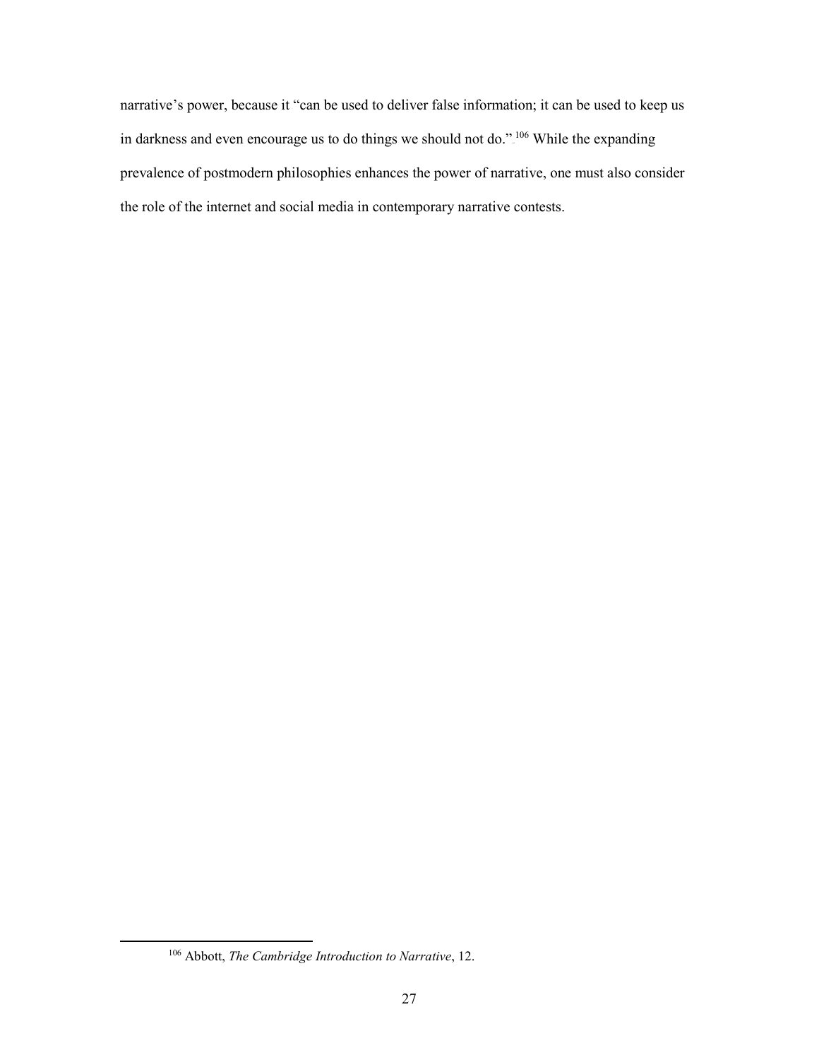narrative's power, because it "can be used to deliver false information; it can be used to keep us in darkness and even encourage us to do things we should not do."[106] While the expanding prevalence of postmodern philosophies enhances the power of narrative, one must also consider the role of the internet and social media in contemporary narrative contests.

---

[106] Abbott, *The Cambridge Introduction to Narrative*, 12.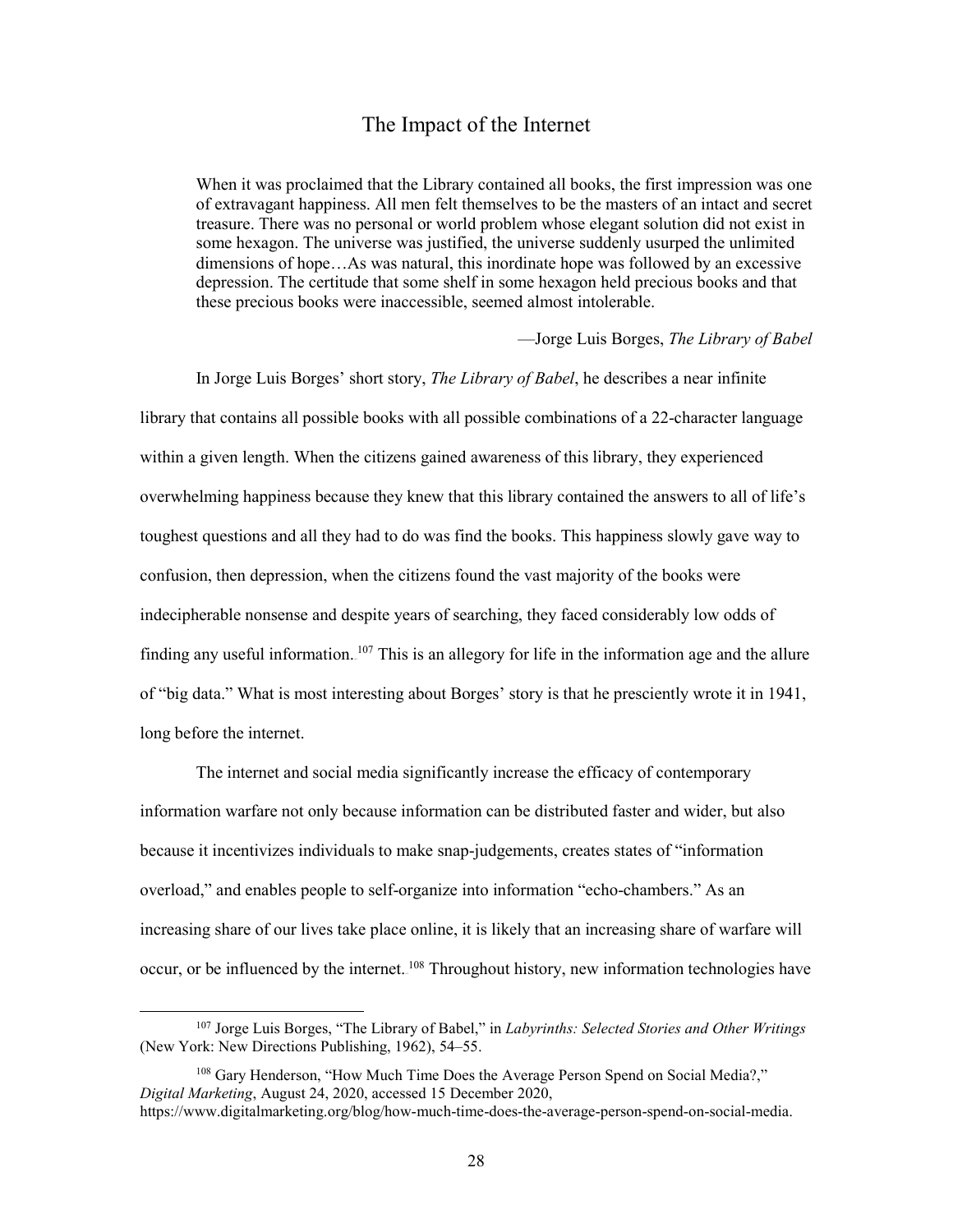## The Impact of the Internet

> When it was proclaimed that the Library contained all books, the first impression was one of extravagant happiness. All men felt themselves to be the masters of an intact and secret treasure. There was no personal or world problem whose elegant solution did not exist in some hexagon. The universe was justified, the universe suddenly usurped the unlimited dimensions of hope…As was natural, this inordinate hope was followed by an excessive depression. The certitude that some shelf in some hexagon held precious books and that these precious books were inaccessible, seemed almost intolerable.
>
> —Jorge Luis Borges, *The Library of Babel*

In Jorge Luis Borges' short story, *The Library of Babel*, he describes a near infinite library that contains all possible books with all possible combinations of a 22-character language within a given length. When the citizens gained awareness of this library, they experienced overwhelming happiness because they knew that this library contained the answers to all of life's toughest questions and all they had to do was find the books. This happiness slowly gave way to confusion, then depression, when the citizens found the vast majority of the books were indecipherable nonsense and despite years of searching, they faced considerably low odds of finding any useful information.[107] This is an allegory for life in the information age and the allure of "big data." What is most interesting about Borges' story is that he presciently wrote it in 1941, long before the internet.

The internet and social media significantly increase the efficacy of contemporary information warfare not only because information can be distributed faster and wider, but also because it incentivizes individuals to make snap-judgements, creates states of "information overload," and enables people to self-organize into information "echo-chambers." As an increasing share of our lives take place online, it is likely that an increasing share of warfare will occur, or be influenced by the internet.[108] Throughout history, new information technologies have

---

[107] Jorge Luis Borges, "The Library of Babel," in *Labyrinths: Selected Stories and Other Writings* (New York: New Directions Publishing, 1962), 54–55.

[108] Gary Henderson, "How Much Time Does the Average Person Spend on Social Media?," *Digital Marketing*, August 24, 2020, accessed 15 December 2020, https://www.digitalmarketing.org/blog/how-much-time-does-the-average-person-spend-on-social-media.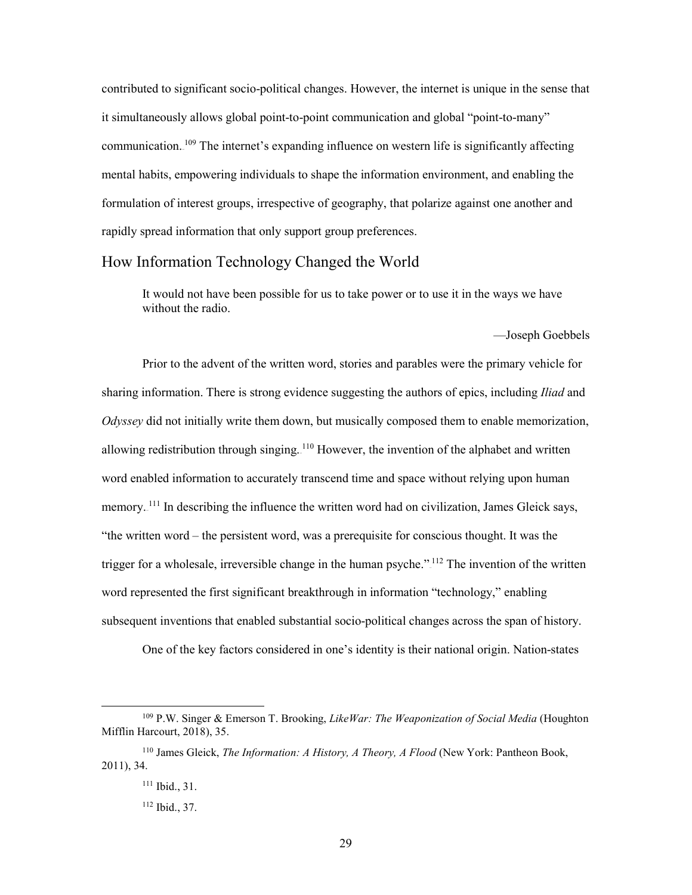contributed to significant socio-political changes. However, the internet is unique in the sense that it simultaneously allows global point-to-point communication and global "point-to-many" communication.[109] The internet's expanding influence on western life is significantly affecting mental habits, empowering individuals to shape the information environment, and enabling the formulation of interest groups, irrespective of geography, that polarize against one another and rapidly spread information that only support group preferences.

## How Information Technology Changed the World

> It would not have been possible for us to take power or to use it in the ways we have without the radio.
>
> —Joseph Goebbels

Prior to the advent of the written word, stories and parables were the primary vehicle for sharing information. There is strong evidence suggesting the authors of epics, including *Iliad* and *Odyssey* did not initially write them down, but musically composed them to enable memorization, allowing redistribution through singing.[110] However, the invention of the alphabet and written word enabled information to accurately transcend time and space without relying upon human memory.[111] In describing the influence the written word had on civilization, James Gleick says, "the written word – the persistent word, was a prerequisite for conscious thought. It was the trigger for a wholesale, irreversible change in the human psyche."[112] The invention of the written word represented the first significant breakthrough in information "technology," enabling subsequent inventions that enabled substantial socio-political changes across the span of history.

One of the key factors considered in one's identity is their national origin. Nation-states

---

[109] P.W. Singer & Emerson T. Brooking, *LikeWar: The Weaponization of Social Media* (Houghton Mifflin Harcourt, 2018), 35.

[110] James Gleick, *The Information: A History, A Theory, A Flood* (New York: Pantheon Book, 2011), 34.

[111] Ibid., 31.

[112] Ibid., 37.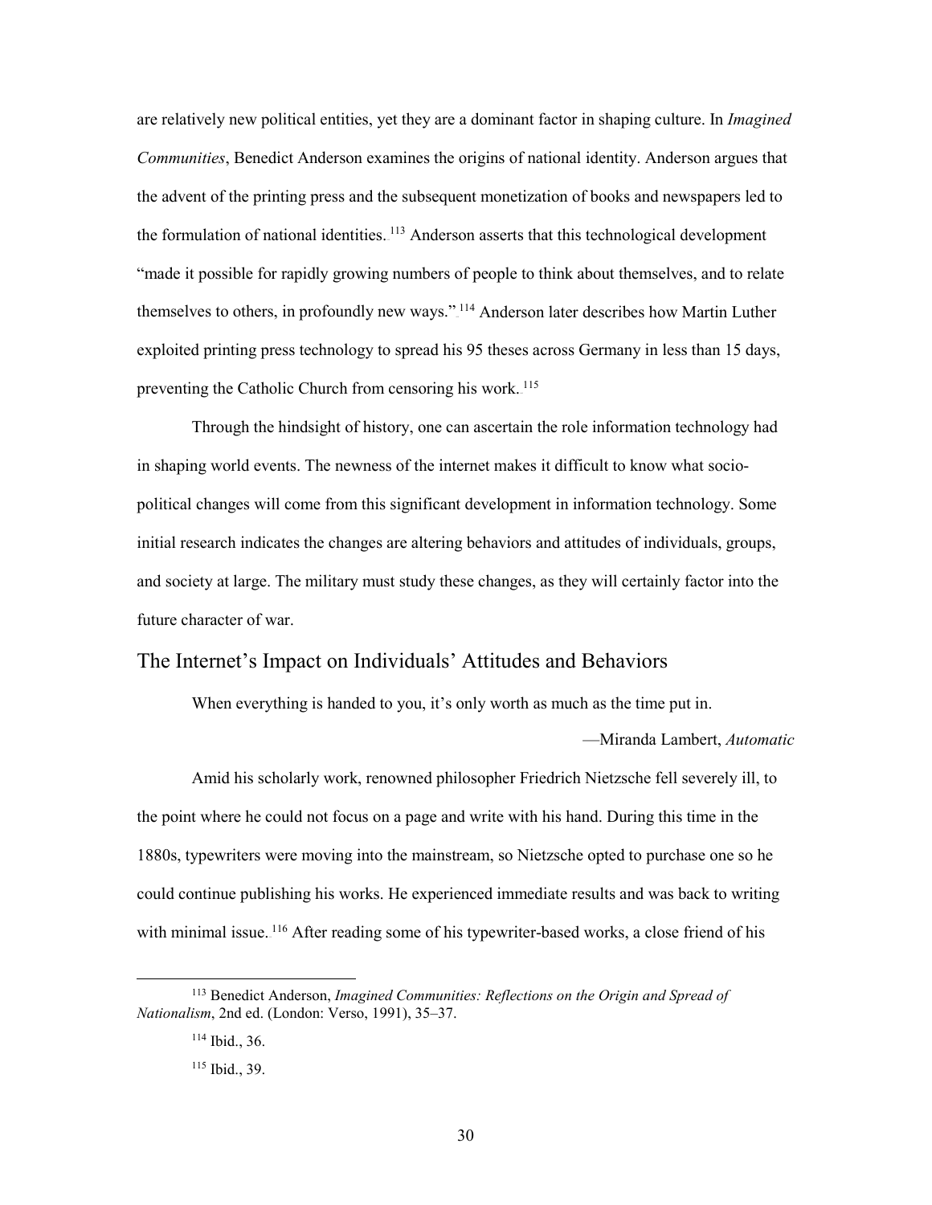are relatively new political entities, yet they are a dominant factor in shaping culture. In *Imagined Communities*, Benedict Anderson examines the origins of national identity. Anderson argues that the advent of the printing press and the subsequent monetization of books and newspapers led to the formulation of national identities.[113] Anderson asserts that this technological development "made it possible for rapidly growing numbers of people to think about themselves, and to relate themselves to others, in profoundly new ways."[114] Anderson later describes how Martin Luther exploited printing press technology to spread his 95 theses across Germany in less than 15 days, preventing the Catholic Church from censoring his work.[115]

Through the hindsight of history, one can ascertain the role information technology had in shaping world events. The newness of the internet makes it difficult to know what socio-political changes will come from this significant development in information technology. Some initial research indicates the changes are altering behaviors and attitudes of individuals, groups, and society at large. The military must study these changes, as they will certainly factor into the future character of war.

## The Internet's Impact on Individuals' Attitudes and Behaviors

> When everything is handed to you, it's only worth as much as the time put in.
>
> —Miranda Lambert, *Automatic*

Amid his scholarly work, renowned philosopher Friedrich Nietzsche fell severely ill, to the point where he could not focus on a page and write with his hand. During this time in the 1880s, typewriters were moving into the mainstream, so Nietzsche opted to purchase one so he could continue publishing his works. He experienced immediate results and was back to writing with minimal issue.[116] After reading some of his typewriter-based works, a close friend of his

---

[113] Benedict Anderson, *Imagined Communities: Reflections on the Origin and Spread of Nationalism*, 2nd ed. (London: Verso, 1991), 35–37.

[114] Ibid., 36.

[115] Ibid., 39.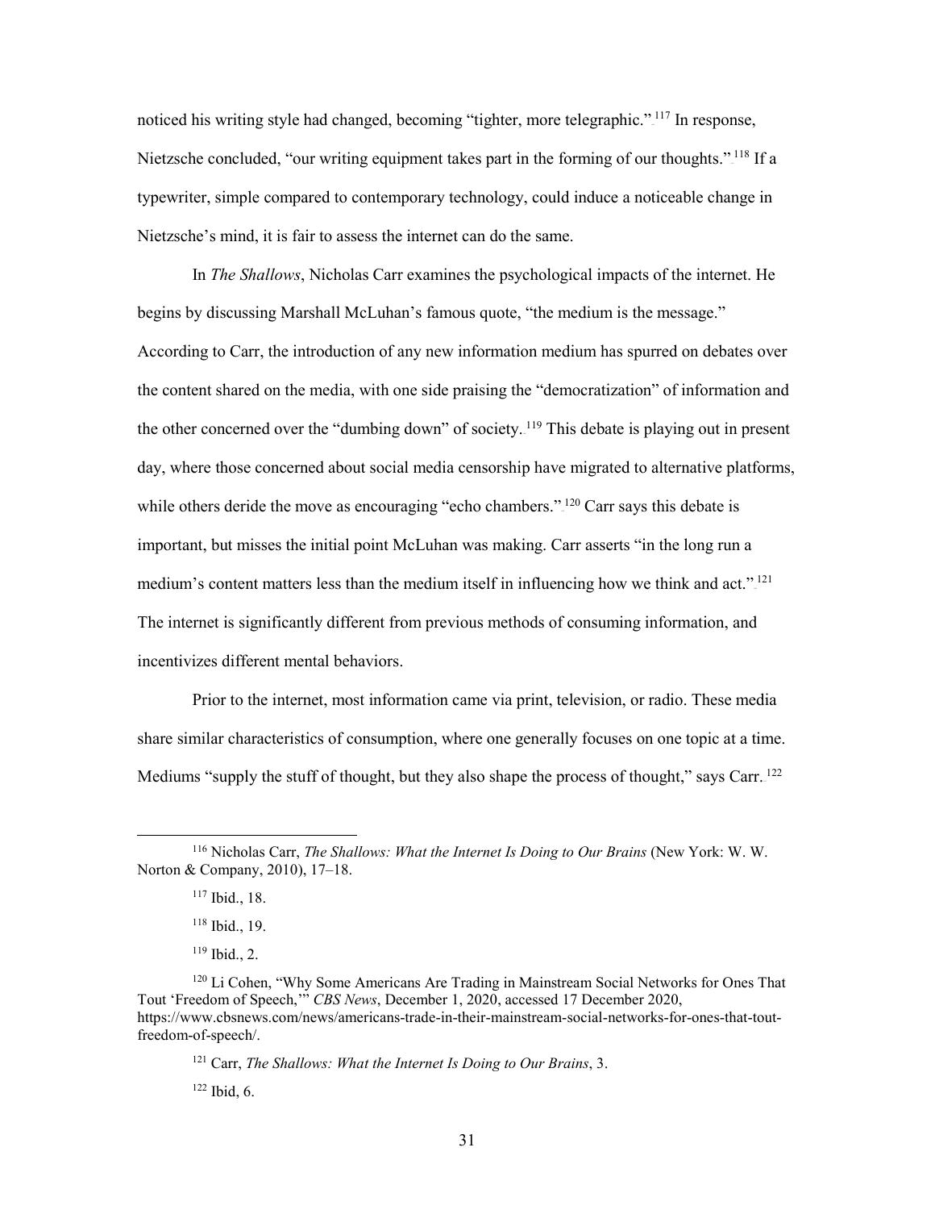noticed his writing style had changed, becoming "tighter, more telegraphic."[117] In response, Nietzsche concluded, "our writing equipment takes part in the forming of our thoughts."[118] If a typewriter, simple compared to contemporary technology, could induce a noticeable change in Nietzsche's mind, it is fair to assess the internet can do the same.

In *The Shallows*, Nicholas Carr examines the psychological impacts of the internet. He begins by discussing Marshall McLuhan's famous quote, "the medium is the message." According to Carr, the introduction of any new information medium has spurred on debates over the content shared on the media, with one side praising the "democratization" of information and the other concerned over the "dumbing down" of society.[119] This debate is playing out in present day, where those concerned about social media censorship have migrated to alternative platforms, while others deride the move as encouraging "echo chambers."[120] Carr says this debate is important, but misses the initial point McLuhan was making. Carr asserts "in the long run a medium's content matters less than the medium itself in influencing how we think and act."[121] The internet is significantly different from previous methods of consuming information, and incentivizes different mental behaviors.

Prior to the internet, most information came via print, television, or radio. These media share similar characteristics of consumption, where one generally focuses on one topic at a time. Mediums "supply the stuff of thought, but they also shape the process of thought," says Carr.[122]

---

[116] Nicholas Carr, *The Shallows: What the Internet Is Doing to Our Brains* (New York: W. W. Norton & Company, 2010), 17–18.

[117] Ibid., 18.

[118] Ibid., 19.

[119] Ibid., 2.

[120] Li Cohen, "Why Some Americans Are Trading in Mainstream Social Networks for Ones That Tout 'Freedom of Speech,'" *CBS News*, December 1, 2020, accessed 17 December 2020, https://www.cbsnews.com/news/americans-trade-in-their-mainstream-social-networks-for-ones-that-tout-freedom-of-speech/.

[121] Carr, *The Shallows: What the Internet Is Doing to Our Brains*, 3.

[122] Ibid, 6.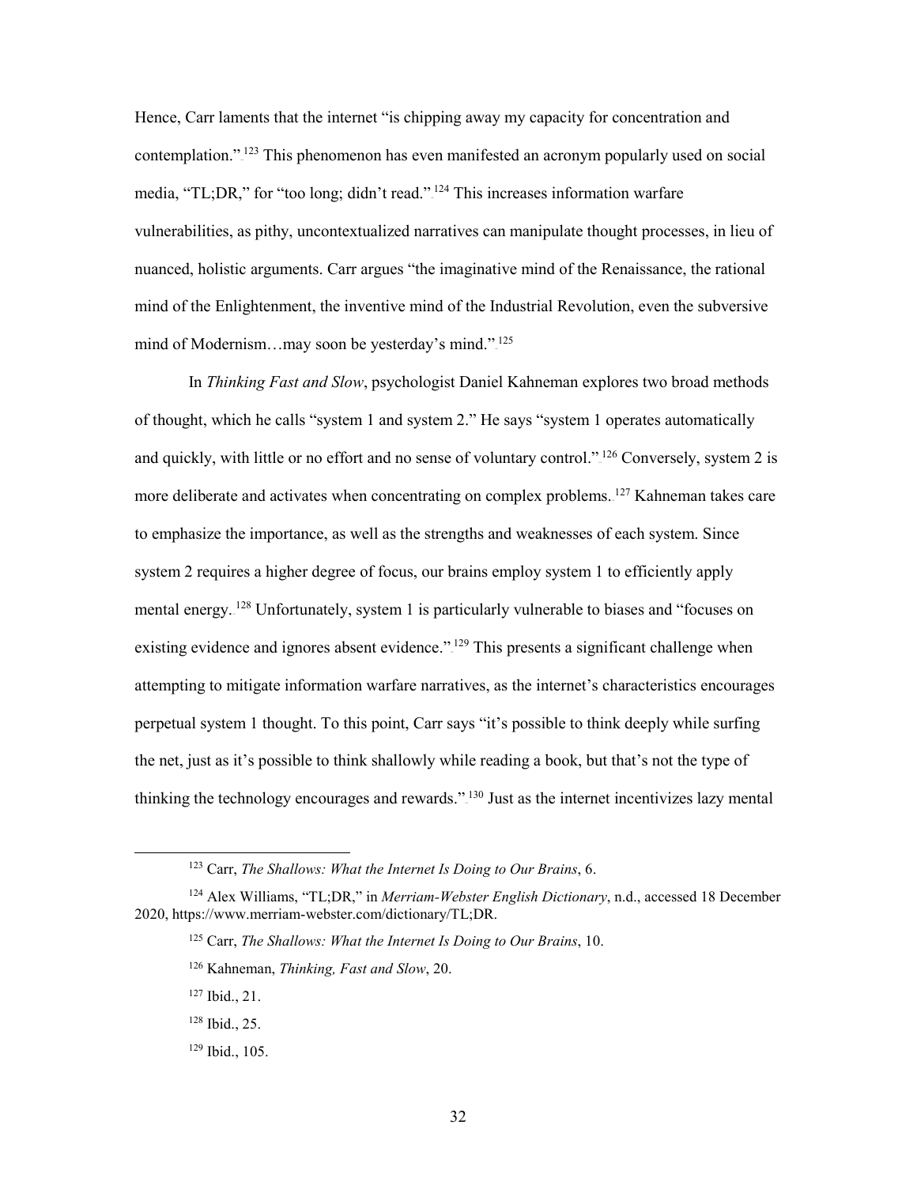Hence, Carr laments that the internet "is chipping away my capacity for concentration and contemplation."[123] This phenomenon has even manifested an acronym popularly used on social media, "TL;DR," for "too long; didn't read."[124] This increases information warfare vulnerabilities, as pithy, uncontextualized narratives can manipulate thought processes, in lieu of nuanced, holistic arguments. Carr argues "the imaginative mind of the Renaissance, the rational mind of the Enlightenment, the inventive mind of the Industrial Revolution, even the subversive mind of Modernism…may soon be yesterday's mind."[125]

In *Thinking Fast and Slow*, psychologist Daniel Kahneman explores two broad methods of thought, which he calls "system 1 and system 2." He says "system 1 operates automatically and quickly, with little or no effort and no sense of voluntary control."[126] Conversely, system 2 is more deliberate and activates when concentrating on complex problems.[127] Kahneman takes care to emphasize the importance, as well as the strengths and weaknesses of each system. Since system 2 requires a higher degree of focus, our brains employ system 1 to efficiently apply mental energy.[128] Unfortunately, system 1 is particularly vulnerable to biases and "focuses on existing evidence and ignores absent evidence."[129] This presents a significant challenge when attempting to mitigate information warfare narratives, as the internet's characteristics encourages perpetual system 1 thought. To this point, Carr says "it's possible to think deeply while surfing the net, just as it's possible to think shallowly while reading a book, but that's not the type of thinking the technology encourages and rewards."[130] Just as the internet incentivizes lazy mental

---

[123] Carr, *The Shallows: What the Internet Is Doing to Our Brains*, 6.

[124] Alex Williams, "TL;DR," in *Merriam-Webster English Dictionary*, n.d., accessed 18 December 2020, https://www.merriam-webster.com/dictionary/TL;DR.

[125] Carr, *The Shallows: What the Internet Is Doing to Our Brains*, 10.

[126] Kahneman, *Thinking, Fast and Slow*, 20.

[127] Ibid., 21.

[128] Ibid., 25.

[129] Ibid., 105.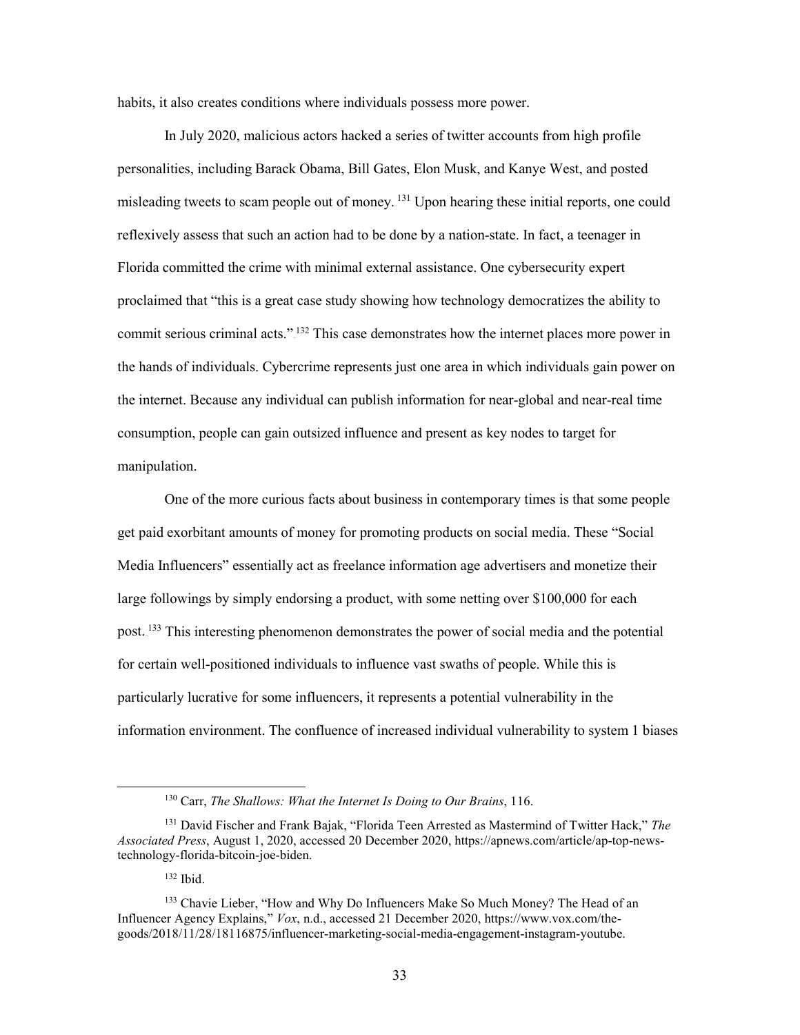habits, it also creates conditions where individuals possess more power.

In July 2020, malicious actors hacked a series of twitter accounts from high profile personalities, including Barack Obama, Bill Gates, Elon Musk, and Kanye West, and posted misleading tweets to scam people out of money.[131] Upon hearing these initial reports, one could reflexively assess that such an action had to be done by a nation-state. In fact, a teenager in Florida committed the crime with minimal external assistance. One cybersecurity expert proclaimed that "this is a great case study showing how technology democratizes the ability to commit serious criminal acts."[132] This case demonstrates how the internet places more power in the hands of individuals. Cybercrime represents just one area in which individuals gain power on the internet. Because any individual can publish information for near-global and near-real time consumption, people can gain outsized influence and present as key nodes to target for manipulation.

One of the more curious facts about business in contemporary times is that some people get paid exorbitant amounts of money for promoting products on social media. These "Social Media Influencers" essentially act as freelance information age advertisers and monetize their large followings by simply endorsing a product, with some netting over $100,000 for each post.[133] This interesting phenomenon demonstrates the power of social media and the potential for certain well-positioned individuals to influence vast swaths of people. While this is particularly lucrative for some influencers, it represents a potential vulnerability in the information environment. The confluence of increased individual vulnerability to system 1 biases

---

[130] Carr, *The Shallows: What the Internet Is Doing to Our Brains*, 116.

[131] David Fischer and Frank Bajak, "Florida Teen Arrested as Mastermind of Twitter Hack," *The Associated Press*, August 1, 2020, accessed 20 December 2020, https://apnews.com/article/ap-top-news-technology-florida-bitcoin-joe-biden.

[132] Ibid.

[133] Chavie Lieber, "How and Why Do Influencers Make So Much Money? The Head of an Influencer Agency Explains," *Vox*, n.d., accessed 21 December 2020, https://www.vox.com/the-goods/2018/11/28/18116875/influencer-marketing-social-media-engagement-instagram-youtube.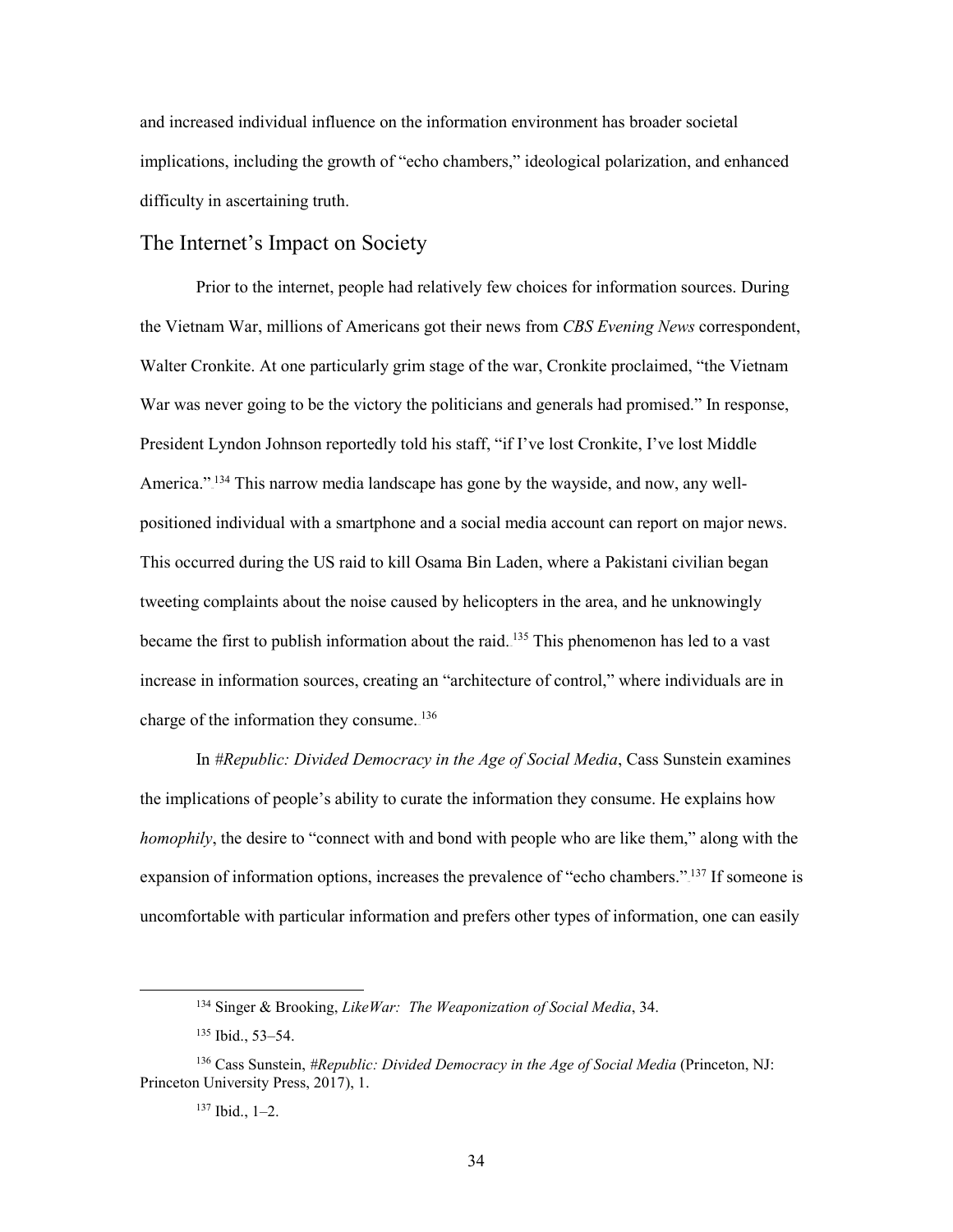and increased individual influence on the information environment has broader societal implications, including the growth of "echo chambers," ideological polarization, and enhanced difficulty in ascertaining truth.

## The Internet's Impact on Society

Prior to the internet, people had relatively few choices for information sources. During the Vietnam War, millions of Americans got their news from *CBS Evening News* correspondent, Walter Cronkite. At one particularly grim stage of the war, Cronkite proclaimed, "the Vietnam War was never going to be the victory the politicians and generals had promised." In response, President Lyndon Johnson reportedly told his staff, "if I've lost Cronkite, I've lost Middle America."[134] This narrow media landscape has gone by the wayside, and now, any well-positioned individual with a smartphone and a social media account can report on major news. This occurred during the US raid to kill Osama Bin Laden, where a Pakistani civilian began tweeting complaints about the noise caused by helicopters in the area, and he unknowingly became the first to publish information about the raid.[135] This phenomenon has led to a vast increase in information sources, creating an "architecture of control," where individuals are in charge of the information they consume.[136]

In *#Republic: Divided Democracy in the Age of Social Media*, Cass Sunstein examines the implications of people's ability to curate the information they consume. He explains how *homophily*, the desire to "connect with and bond with people who are like them," along with the expansion of information options, increases the prevalence of "echo chambers."[137] If someone is uncomfortable with particular information and prefers other types of information, one can easily

---

[134] Singer & Brooking, *LikeWar: The Weaponization of Social Media*, 34.

[135] Ibid., 53–54.

[136] Cass Sunstein, *#Republic: Divided Democracy in the Age of Social Media* (Princeton, NJ: Princeton University Press, 2017), 1.

[137] Ibid., 1–2.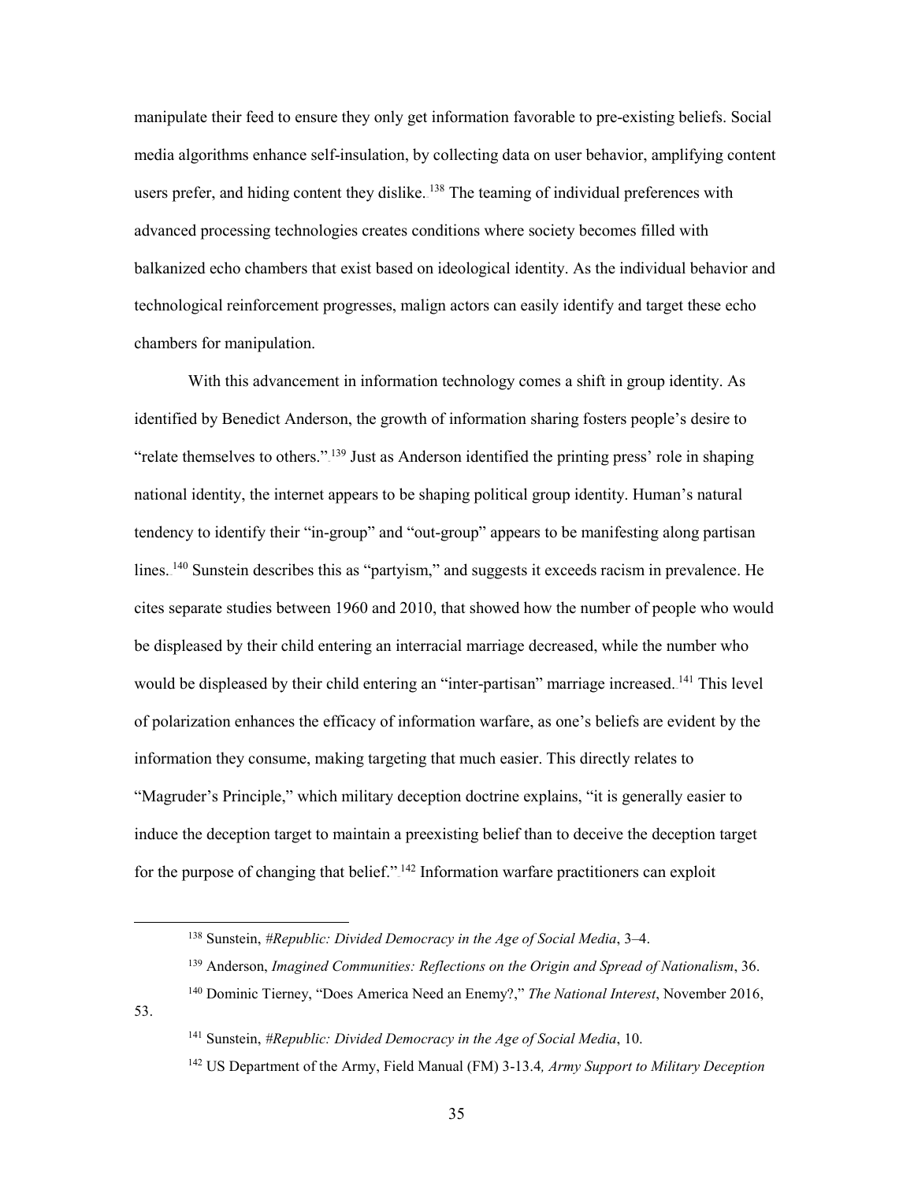manipulate their feed to ensure they only get information favorable to pre-existing beliefs. Social media algorithms enhance self-insulation, by collecting data on user behavior, amplifying content users prefer, and hiding content they dislike.[138] The teaming of individual preferences with advanced processing technologies creates conditions where society becomes filled with balkanized echo chambers that exist based on ideological identity. As the individual behavior and technological reinforcement progresses, malign actors can easily identify and target these echo chambers for manipulation.

With this advancement in information technology comes a shift in group identity. As identified by Benedict Anderson, the growth of information sharing fosters people's desire to "relate themselves to others."[139] Just as Anderson identified the printing press' role in shaping national identity, the internet appears to be shaping political group identity. Human's natural tendency to identify their "in-group" and "out-group" appears to be manifesting along partisan lines.[140] Sunstein describes this as "partyism," and suggests it exceeds racism in prevalence. He cites separate studies between 1960 and 2010, that showed how the number of people who would be displeased by their child entering an interracial marriage decreased, while the number who would be displeased by their child entering an "inter-partisan" marriage increased.[141] This level of polarization enhances the efficacy of information warfare, as one's beliefs are evident by the information they consume, making targeting that much easier. This directly relates to "Magruder's Principle," which military deception doctrine explains, "it is generally easier to induce the deception target to maintain a preexisting belief than to deceive the deception target for the purpose of changing that belief."[142] Information warfare practitioners can exploit

---

[138] Sunstein, *#Republic: Divided Democracy in the Age of Social Media*, 3–4.

[139] Anderson, *Imagined Communities: Reflections on the Origin and Spread of Nationalism*, 36.

[140] Dominic Tierney, "Does America Need an Enemy?," *The National Interest*, November 2016, 53.

[141] Sunstein, *#Republic: Divided Democracy in the Age of Social Media*, 10.

[142] US Department of the Army, Field Manual (FM) 3-13.4*, Army Support to Military Deception*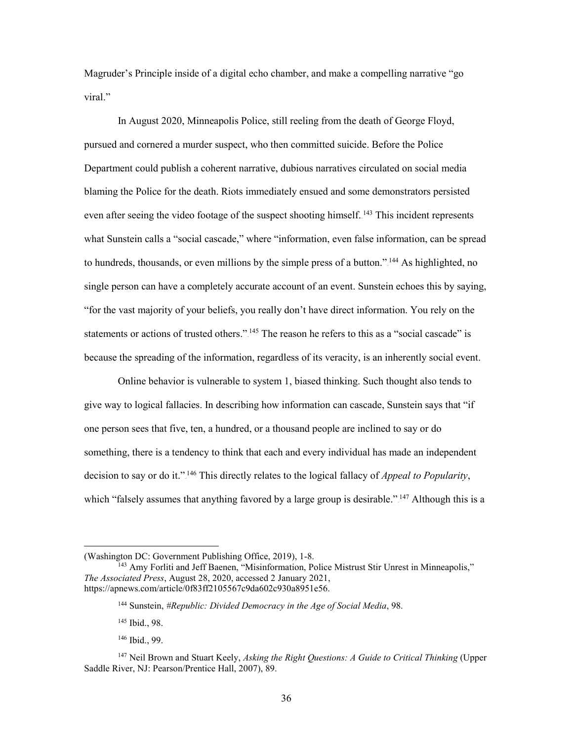Magruder's Principle inside of a digital echo chamber, and make a compelling narrative "go viral."

In August 2020, Minneapolis Police, still reeling from the death of George Floyd, pursued and cornered a murder suspect, who then committed suicide. Before the Police Department could publish a coherent narrative, dubious narratives circulated on social media blaming the Police for the death. Riots immediately ensued and some demonstrators persisted even after seeing the video footage of the suspect shooting himself.[143] This incident represents what Sunstein calls a "social cascade," where "information, even false information, can be spread to hundreds, thousands, or even millions by the simple press of a button."[144] As highlighted, no single person can have a completely accurate account of an event. Sunstein echoes this by saying, "for the vast majority of your beliefs, you really don't have direct information. You rely on the statements or actions of trusted others."[145] The reason he refers to this as a "social cascade" is because the spreading of the information, regardless of its veracity, is an inherently social event.

Online behavior is vulnerable to system 1, biased thinking. Such thought also tends to give way to logical fallacies. In describing how information can cascade, Sunstein says that "if one person sees that five, ten, a hundred, or a thousand people are inclined to say or do something, there is a tendency to think that each and every individual has made an independent decision to say or do it."[146] This directly relates to the logical fallacy of *Appeal to Popularity*, which "falsely assumes that anything favored by a large group is desirable."[147] Although this is a

---

(Washington DC: Government Publishing Office, 2019), 1-8.

[143] Amy Forliti and Jeff Baenen, "Misinformation, Police Mistrust Stir Unrest in Minneapolis," *The Associated Press*, August 28, 2020, accessed 2 January 2021, https://apnews.com/article/0f83ff2105567c9da602c930a8951e56.

[144] Sunstein, *#Republic: Divided Democracy in the Age of Social Media*, 98.

[145] Ibid., 98.

[146] Ibid., 99.

[147] Neil Brown and Stuart Keely, *Asking the Right Questions: A Guide to Critical Thinking* (Upper Saddle River, NJ: Pearson/Prentice Hall, 2007), 89.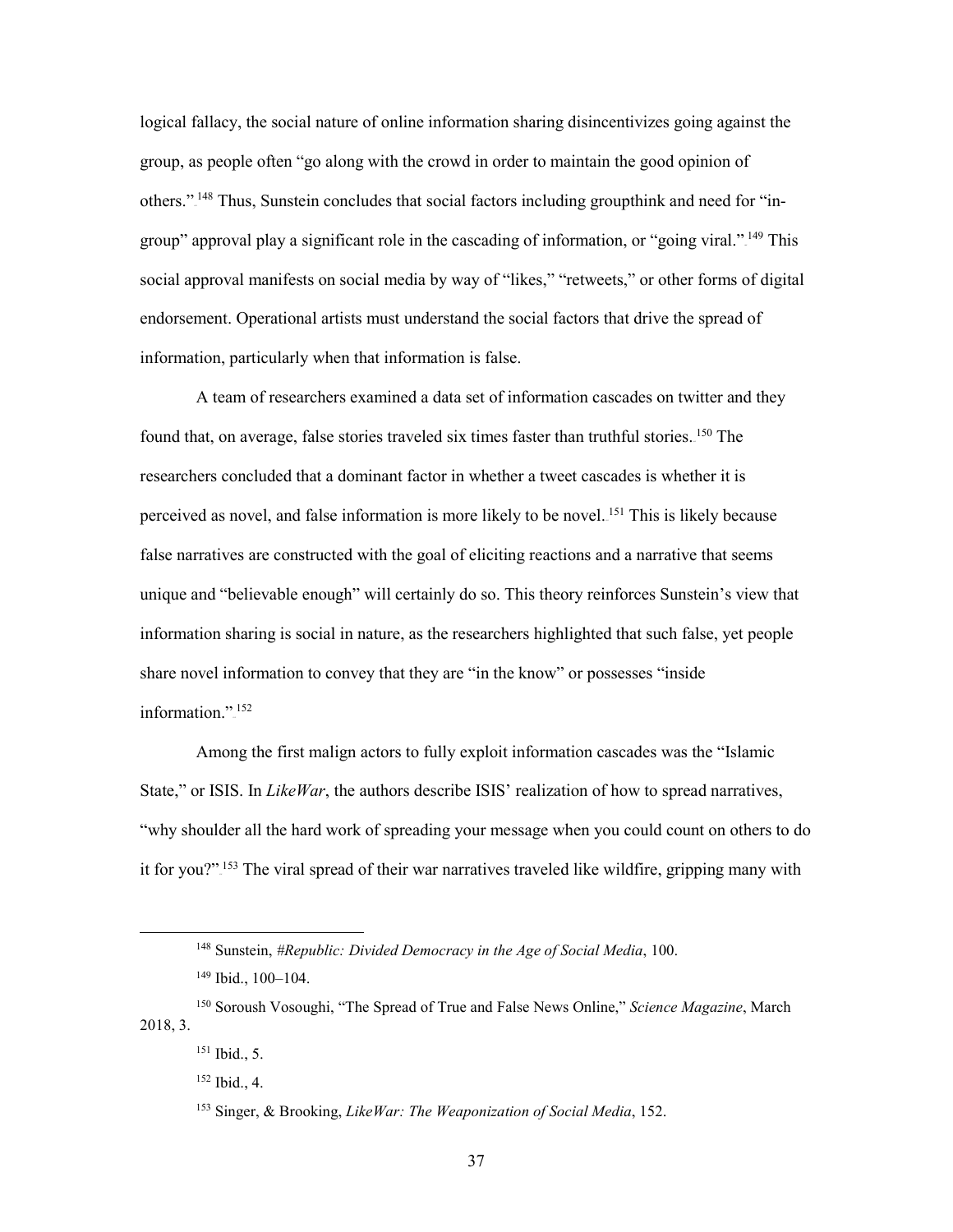logical fallacy, the social nature of online information sharing disincentivizes going against the group, as people often "go along with the crowd in order to maintain the good opinion of others."[148] Thus, Sunstein concludes that social factors including groupthink and need for "in-group" approval play a significant role in the cascading of information, or "going viral."[149] This social approval manifests on social media by way of "likes," "retweets," or other forms of digital endorsement. Operational artists must understand the social factors that drive the spread of information, particularly when that information is false.

A team of researchers examined a data set of information cascades on twitter and they found that, on average, false stories traveled six times faster than truthful stories.[150] The researchers concluded that a dominant factor in whether a tweet cascades is whether it is perceived as novel, and false information is more likely to be novel.[151] This is likely because false narratives are constructed with the goal of eliciting reactions and a narrative that seems unique and "believable enough" will certainly do so. This theory reinforces Sunstein's view that information sharing is social in nature, as the researchers highlighted that such false, yet people share novel information to convey that they are "in the know" or possesses "inside information."[152]

Among the first malign actors to fully exploit information cascades was the "Islamic State," or ISIS. In *LikeWar*, the authors describe ISIS' realization of how to spread narratives, "why shoulder all the hard work of spreading your message when you could count on others to do it for you?"[153] The viral spread of their war narratives traveled like wildfire, gripping many with

---

[148] Sunstein, *#Republic: Divided Democracy in the Age of Social Media*, 100.

[149] Ibid., 100–104.

[150] Soroush Vosoughi, "The Spread of True and False News Online," *Science Magazine*, March 2018, 3.

[151] Ibid., 5.

[152] Ibid., 4.

[153] Singer, & Brooking, *LikeWar: The Weaponization of Social Media*, 152.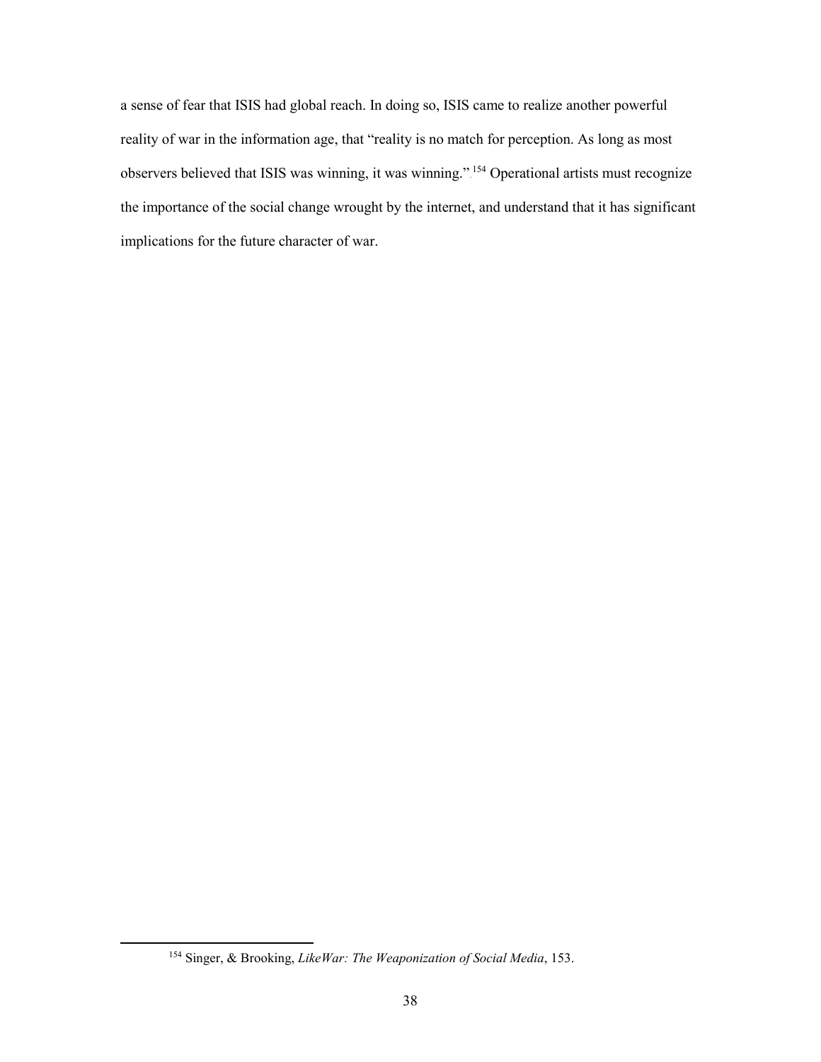a sense of fear that ISIS had global reach. In doing so, ISIS came to realize another powerful reality of war in the information age, that "reality is no match for perception. As long as most observers believed that ISIS was winning, it was winning."[154] Operational artists must recognize the importance of the social change wrought by the internet, and understand that it has significant implications for the future character of war.

---

[154] Singer, & Brooking, *LikeWar: The Weaponization of Social Media*, 153.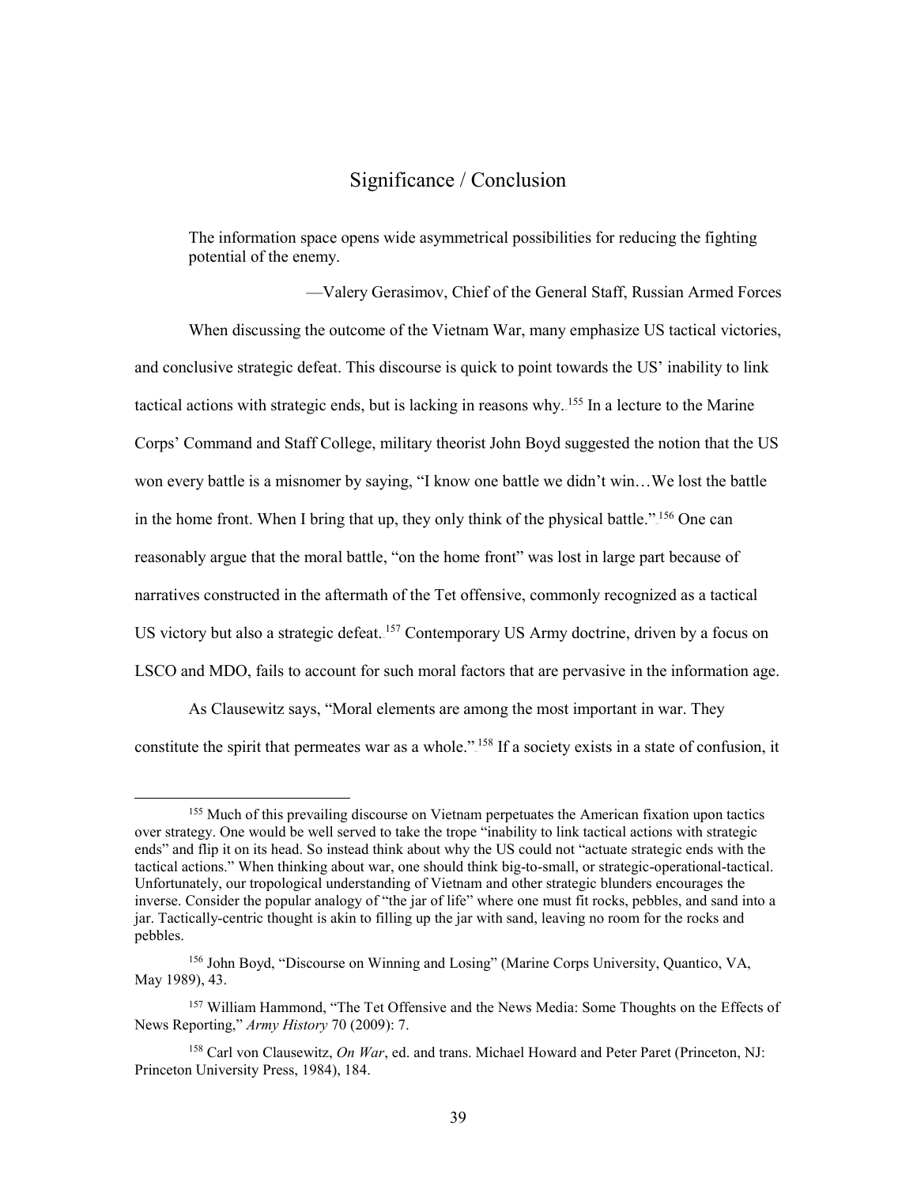## Significance / Conclusion

> The information space opens wide asymmetrical possibilities for reducing the fighting potential of the enemy.
>
> —Valery Gerasimov, Chief of the General Staff, Russian Armed Forces

When discussing the outcome of the Vietnam War, many emphasize US tactical victories, and conclusive strategic defeat. This discourse is quick to point towards the US' inability to link tactical actions with strategic ends, but is lacking in reasons why.[155] In a lecture to the Marine Corps' Command and Staff College, military theorist John Boyd suggested the notion that the US won every battle is a misnomer by saying, "I know one battle we didn't win…We lost the battle in the home front. When I bring that up, they only think of the physical battle."[156] One can reasonably argue that the moral battle, "on the home front" was lost in large part because of narratives constructed in the aftermath of the Tet offensive, commonly recognized as a tactical US victory but also a strategic defeat.[157] Contemporary US Army doctrine, driven by a focus on LSCO and MDO, fails to account for such moral factors that are pervasive in the information age.

As Clausewitz says, "Moral elements are among the most important in war. They constitute the spirit that permeates war as a whole."[158] If a society exists in a state of confusion, it

---

[155] Much of this prevailing discourse on Vietnam perpetuates the American fixation upon tactics over strategy. One would be well served to take the trope "inability to link tactical actions with strategic ends" and flip it on its head. So instead think about why the US could not "actuate strategic ends with the tactical actions." When thinking about war, one should think big-to-small, or strategic-operational-tactical. Unfortunately, our tropological understanding of Vietnam and other strategic blunders encourages the inverse. Consider the popular analogy of "the jar of life" where one must fit rocks, pebbles, and sand into a jar. Tactically-centric thought is akin to filling up the jar with sand, leaving no room for the rocks and pebbles.

[156] John Boyd, "Discourse on Winning and Losing" (Marine Corps University, Quantico, VA, May 1989), 43.

[157] William Hammond, "The Tet Offensive and the News Media: Some Thoughts on the Effects of News Reporting," *Army History* 70 (2009): 7.

[158] Carl von Clausewitz, *On War*, ed. and trans. Michael Howard and Peter Paret (Princeton, NJ: Princeton University Press, 1984), 184.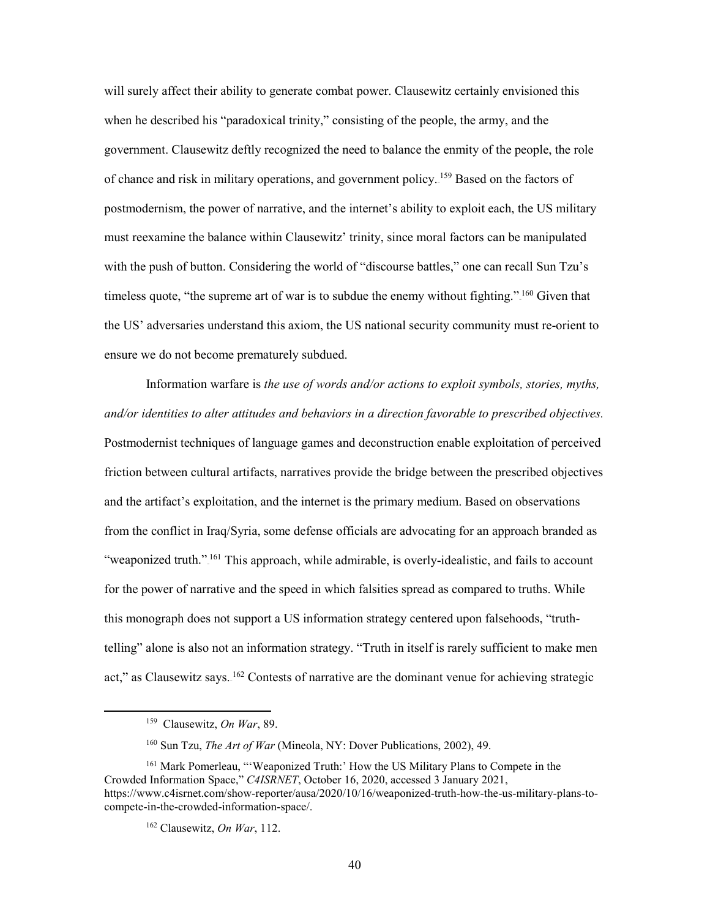will surely affect their ability to generate combat power. Clausewitz certainly envisioned this when he described his "paradoxical trinity," consisting of the people, the army, and the government. Clausewitz deftly recognized the need to balance the enmity of the people, the role of chance and risk in military operations, and government policy.[159] Based on the factors of postmodernism, the power of narrative, and the internet's ability to exploit each, the US military must reexamine the balance within Clausewitz' trinity, since moral factors can be manipulated with the push of button. Considering the world of "discourse battles," one can recall Sun Tzu's timeless quote, "the supreme art of war is to subdue the enemy without fighting."[160] Given that the US' adversaries understand this axiom, the US national security community must re-orient to ensure we do not become prematurely subdued.

Information warfare is *the use of words and/or actions to exploit symbols, stories, myths, and/or identities to alter attitudes and behaviors in a direction favorable to prescribed objectives.* Postmodernist techniques of language games and deconstruction enable exploitation of perceived friction between cultural artifacts, narratives provide the bridge between the prescribed objectives and the artifact's exploitation, and the internet is the primary medium. Based on observations from the conflict in Iraq/Syria, some defense officials are advocating for an approach branded as "weaponized truth."[161] This approach, while admirable, is overly-idealistic, and fails to account for the power of narrative and the speed in which falsities spread as compared to truths. While this monograph does not support a US information strategy centered upon falsehoods, "truth-telling" alone is also not an information strategy. "Truth in itself is rarely sufficient to make men act," as Clausewitz says.[162] Contests of narrative are the dominant venue for achieving strategic

---

[159] Clausewitz, *On War*, 89.

[160] Sun Tzu, *The Art of War* (Mineola, NY: Dover Publications, 2002), 49.

[161] Mark Pomerleau, "'Weaponized Truth:' How the US Military Plans to Compete in the Crowded Information Space," *C4ISRNET*, October 16, 2020, accessed 3 January 2021, https://www.c4isrnet.com/show-reporter/ausa/2020/10/16/weaponized-truth-how-the-us-military-plans-to-compete-in-the-crowded-information-space/.

[162] Clausewitz, *On War*, 112.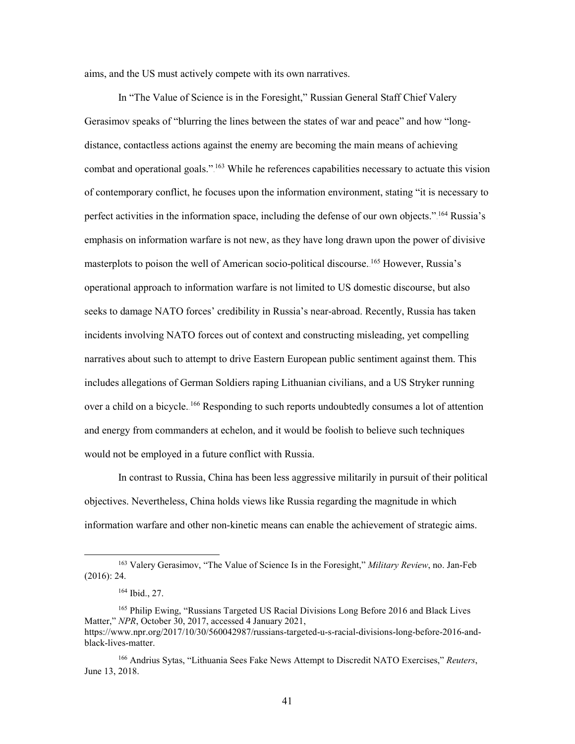aims, and the US must actively compete with its own narratives.

In "The Value of Science is in the Foresight," Russian General Staff Chief Valery Gerasimov speaks of "blurring the lines between the states of war and peace" and how "long-distance, contactless actions against the enemy are becoming the main means of achieving combat and operational goals."[163] While he references capabilities necessary to actuate this vision of contemporary conflict, he focuses upon the information environment, stating "it is necessary to perfect activities in the information space, including the defense of our own objects."[164] Russia's emphasis on information warfare is not new, as they have long drawn upon the power of divisive masterplots to poison the well of American socio-political discourse.[165] However, Russia's operational approach to information warfare is not limited to US domestic discourse, but also seeks to damage NATO forces' credibility in Russia's near-abroad. Recently, Russia has taken incidents involving NATO forces out of context and constructing misleading, yet compelling narratives about such to attempt to drive Eastern European public sentiment against them. This includes allegations of German Soldiers raping Lithuanian civilians, and a US Stryker running over a child on a bicycle.[166] Responding to such reports undoubtedly consumes a lot of attention and energy from commanders at echelon, and it would be foolish to believe such techniques would not be employed in a future conflict with Russia.

In contrast to Russia, China has been less aggressive militarily in pursuit of their political objectives. Nevertheless, China holds views like Russia regarding the magnitude in which information warfare and other non-kinetic means can enable the achievement of strategic aims.

---

[163] Valery Gerasimov, "The Value of Science Is in the Foresight," *Military Review*, no. Jan-Feb (2016): 24.

[164] Ibid., 27.

[165] Philip Ewing, "Russians Targeted US Racial Divisions Long Before 2016 and Black Lives Matter," *NPR*, October 30, 2017, accessed 4 January 2021, https://www.npr.org/2017/10/30/560042987/russians-targeted-u-s-racial-divisions-long-before-2016-and-black-lives-matter.

[166] Andrius Sytas, "Lithuania Sees Fake News Attempt to Discredit NATO Exercises," *Reuters*, June 13, 2018.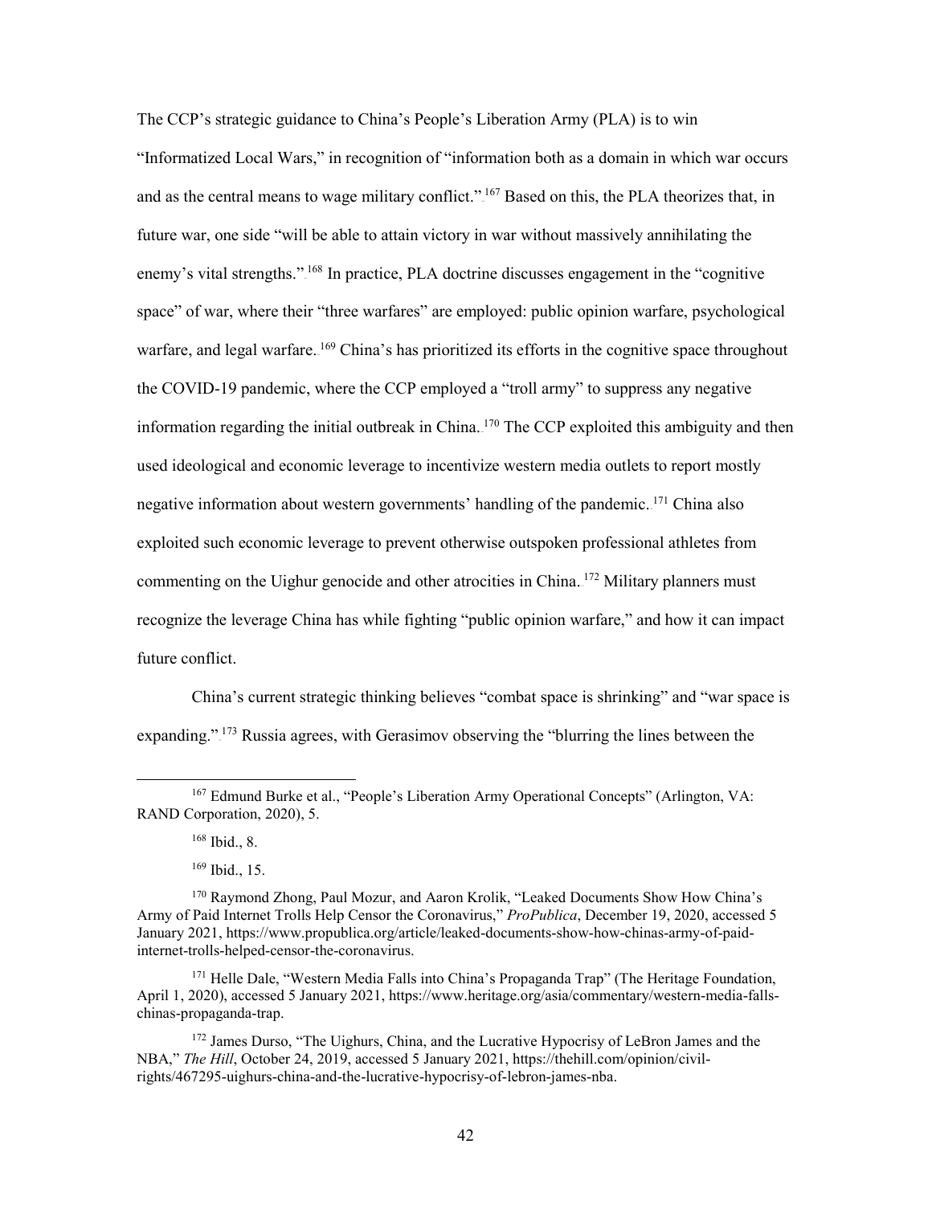The CCP's strategic guidance to China's People's Liberation Army (PLA) is to win "Informatized Local Wars," in recognition of "information both as a domain in which war occurs and as the central means to wage military conflict."[167] Based on this, the PLA theorizes that, in future war, one side "will be able to attain victory in war without massively annihilating the enemy's vital strengths."[168] In practice, PLA doctrine discusses engagement in the "cognitive space" of war, where their "three warfares" are employed: public opinion warfare, psychological warfare, and legal warfare.[169] China's has prioritized its efforts in the cognitive space throughout the COVID-19 pandemic, where the CCP employed a "troll army" to suppress any negative information regarding the initial outbreak in China.[170] The CCP exploited this ambiguity and then used ideological and economic leverage to incentivize western media outlets to report mostly negative information about western governments' handling of the pandemic.[171] China also exploited such economic leverage to prevent otherwise outspoken professional athletes from commenting on the Uighur genocide and other atrocities in China.[172] Military planners must recognize the leverage China has while fighting "public opinion warfare," and how it can impact future conflict.

China's current strategic thinking believes "combat space is shrinking" and "war space is expanding."[173] Russia agrees, with Gerasimov observing the "blurring the lines between the

---

[167] Edmund Burke et al., "People's Liberation Army Operational Concepts" (Arlington, VA: RAND Corporation, 2020), 5.

[168] Ibid., 8.

[169] Ibid., 15.

[170] Raymond Zhong, Paul Mozur, and Aaron Krolik, "Leaked Documents Show How China's Army of Paid Internet Trolls Help Censor the Coronavirus," *ProPublica*, December 19, 2020, accessed 5 January 2021, https://www.propublica.org/article/leaked-documents-show-how-chinas-army-of-paid-internet-trolls-helped-censor-the-coronavirus.

[171] Helle Dale, "Western Media Falls into China's Propaganda Trap" (The Heritage Foundation, April 1, 2020), accessed 5 January 2021, https://www.heritage.org/asia/commentary/western-media-falls-chinas-propaganda-trap.

[172] James Durso, "The Uighurs, China, and the Lucrative Hypocrisy of LeBron James and the NBA," *The Hill*, October 24, 2019, accessed 5 January 2021, https://thehill.com/opinion/civil-rights/467295-uighurs-china-and-the-lucrative-hypocrisy-of-lebron-james-nba.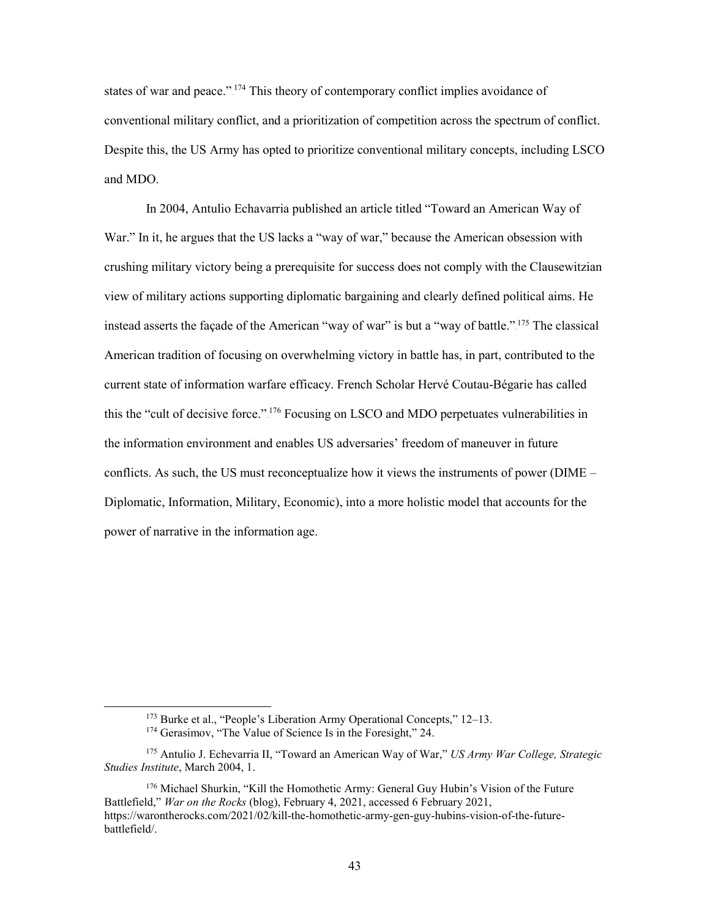states of war and peace."[174] This theory of contemporary conflict implies avoidance of conventional military conflict, and a prioritization of competition across the spectrum of conflict. Despite this, the US Army has opted to prioritize conventional military concepts, including LSCO and MDO.

In 2004, Antulio Echavarria published an article titled "Toward an American Way of War." In it, he argues that the US lacks a "way of war," because the American obsession with crushing military victory being a prerequisite for success does not comply with the Clausewitzian view of military actions supporting diplomatic bargaining and clearly defined political aims. He instead asserts the façade of the American "way of war" is but a "way of battle."[175] The classical American tradition of focusing on overwhelming victory in battle has, in part, contributed to the current state of information warfare efficacy. French Scholar Hervé Coutau-Bégarie has called this the "cult of decisive force."[176] Focusing on LSCO and MDO perpetuates vulnerabilities in the information environment and enables US adversaries' freedom of maneuver in future conflicts. As such, the US must reconceptualize how it views the instruments of power (DIME – Diplomatic, Information, Military, Economic), into a more holistic model that accounts for the power of narrative in the information age.

---

[173] Burke et al., "People's Liberation Army Operational Concepts," 12–13.

[174] Gerasimov, "The Value of Science Is in the Foresight," 24.

[175] Antulio J. Echevarria II, "Toward an American Way of War," *US Army War College, Strategic Studies Institute*, March 2004, 1.

[176] Michael Shurkin, "Kill the Homothetic Army: General Guy Hubin's Vision of the Future Battlefield," *War on the Rocks* (blog), February 4, 2021, accessed 6 February 2021, https://warontherocks.com/2021/02/kill-the-homothetic-army-gen-guy-hubins-vision-of-the-future-battlefield/.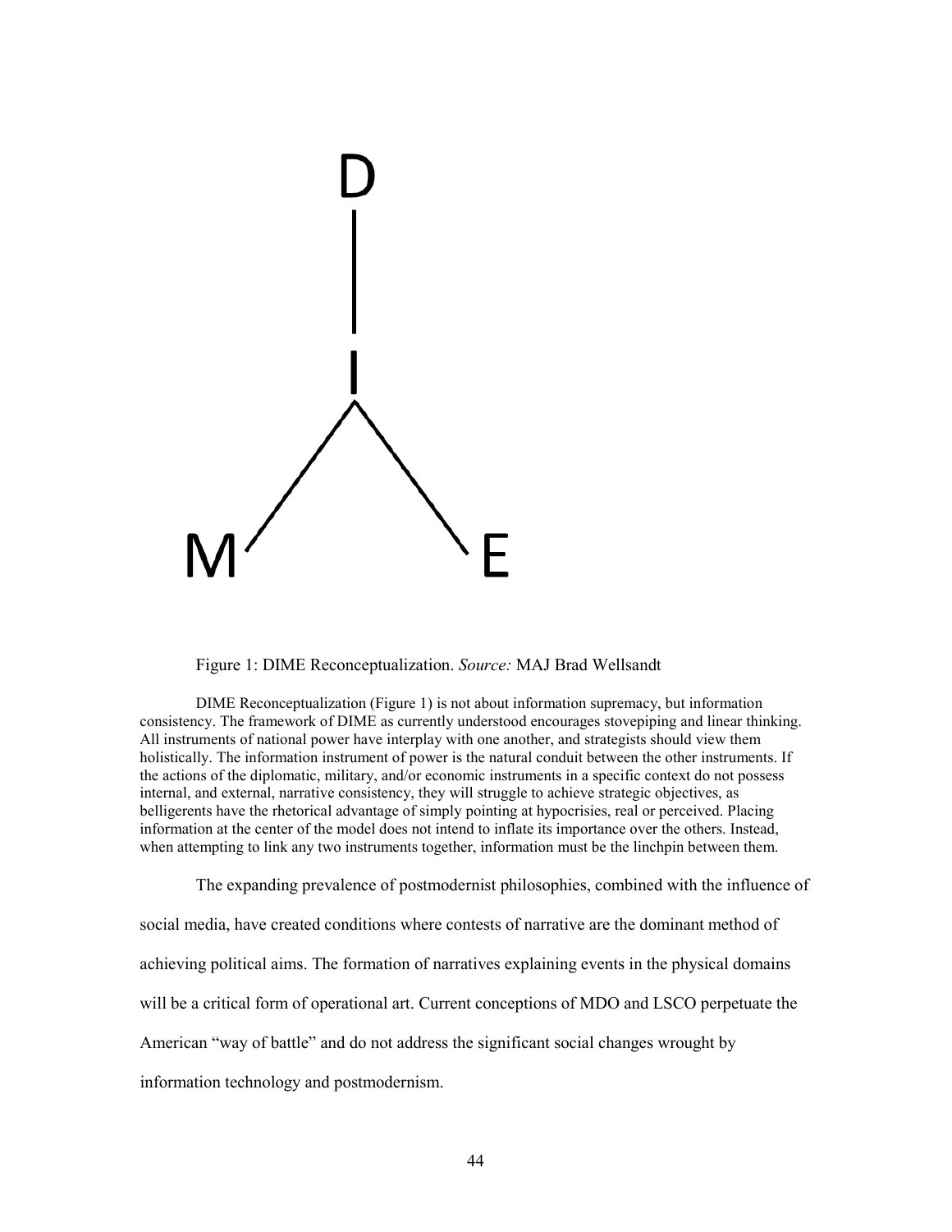D

I

M E

Figure 1: DIME Reconceptualization. *Source:* MAJ Brad Wellsandt

DIME Reconceptualization (Figure 1) is not about information supremacy, but information consistency. The framework of DIME as currently understood encourages stovepiping and linear thinking. All instruments of national power have interplay with one another, and strategists should view them holistically. The information instrument of power is the natural conduit between the other instruments. If the actions of the diplomatic, military, and/or economic instruments in a specific context do not possess internal, and external, narrative consistency, they will struggle to achieve strategic objectives, as belligerents have the rhetorical advantage of simply pointing at hypocrisies, real or perceived. Placing information at the center of the model does not intend to inflate its importance over the others. Instead, when attempting to link any two instruments together, information must be the linchpin between them.

The expanding prevalence of postmodernist philosophies, combined with the influence of social media, have created conditions where contests of narrative are the dominant method of achieving political aims. The formation of narratives explaining events in the physical domains will be a critical form of operational art. Current conceptions of MDO and LSCO perpetuate the American "way of battle" and do not address the significant social changes wrought by information technology and postmodernism.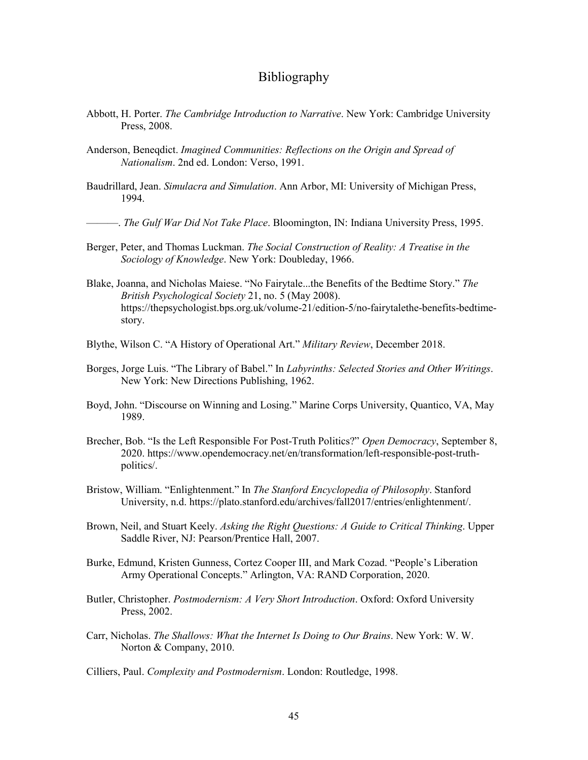# Bibliography

Abbott, H. Porter. *The Cambridge Introduction to Narrative*. New York: Cambridge University Press, 2008.

Anderson, Beneqdict. *Imagined Communities: Reflections on the Origin and Spread of Nationalism*. 2nd ed. London: Verso, 1991.

Baudrillard, Jean. *Simulacra and Simulation*. Ann Arbor, MI: University of Michigan Press, 1994.

———. *The Gulf War Did Not Take Place*. Bloomington, IN: Indiana University Press, 1995.

Berger, Peter, and Thomas Luckman. *The Social Construction of Reality: A Treatise in the Sociology of Knowledge*. New York: Doubleday, 1966.

Blake, Joanna, and Nicholas Maiese. "No Fairytale...the Benefits of the Bedtime Story." *The British Psychological Society* 21, no. 5 (May 2008). https://thepsychologist.bps.org.uk/volume-21/edition-5/no-fairytalethe-benefits-bedtime-story.

Blythe, Wilson C. "A History of Operational Art." *Military Review*, December 2018.

Borges, Jorge Luis. "The Library of Babel." In *Labyrinths: Selected Stories and Other Writings*. New York: New Directions Publishing, 1962.

Boyd, John. "Discourse on Winning and Losing." Marine Corps University, Quantico, VA, May 1989.

Brecher, Bob. "Is the Left Responsible For Post-Truth Politics?" *Open Democracy*, September 8, 2020. https://www.opendemocracy.net/en/transformation/left-responsible-post-truth-politics/.

Bristow, William. "Enlightenment." In *The Stanford Encyclopedia of Philosophy*. Stanford University, n.d. https://plato.stanford.edu/archives/fall2017/entries/enlightenment/.

Brown, Neil, and Stuart Keely. *Asking the Right Questions: A Guide to Critical Thinking*. Upper Saddle River, NJ: Pearson/Prentice Hall, 2007.

Burke, Edmund, Kristen Gunness, Cortez Cooper III, and Mark Cozad. "People's Liberation Army Operational Concepts." Arlington, VA: RAND Corporation, 2020.

Butler, Christopher. *Postmodernism: A Very Short Introduction*. Oxford: Oxford University Press, 2002.

Carr, Nicholas. *The Shallows: What the Internet Is Doing to Our Brains*. New York: W. W. Norton & Company, 2010.

Cilliers, Paul. *Complexity and Postmodernism*. London: Routledge, 1998.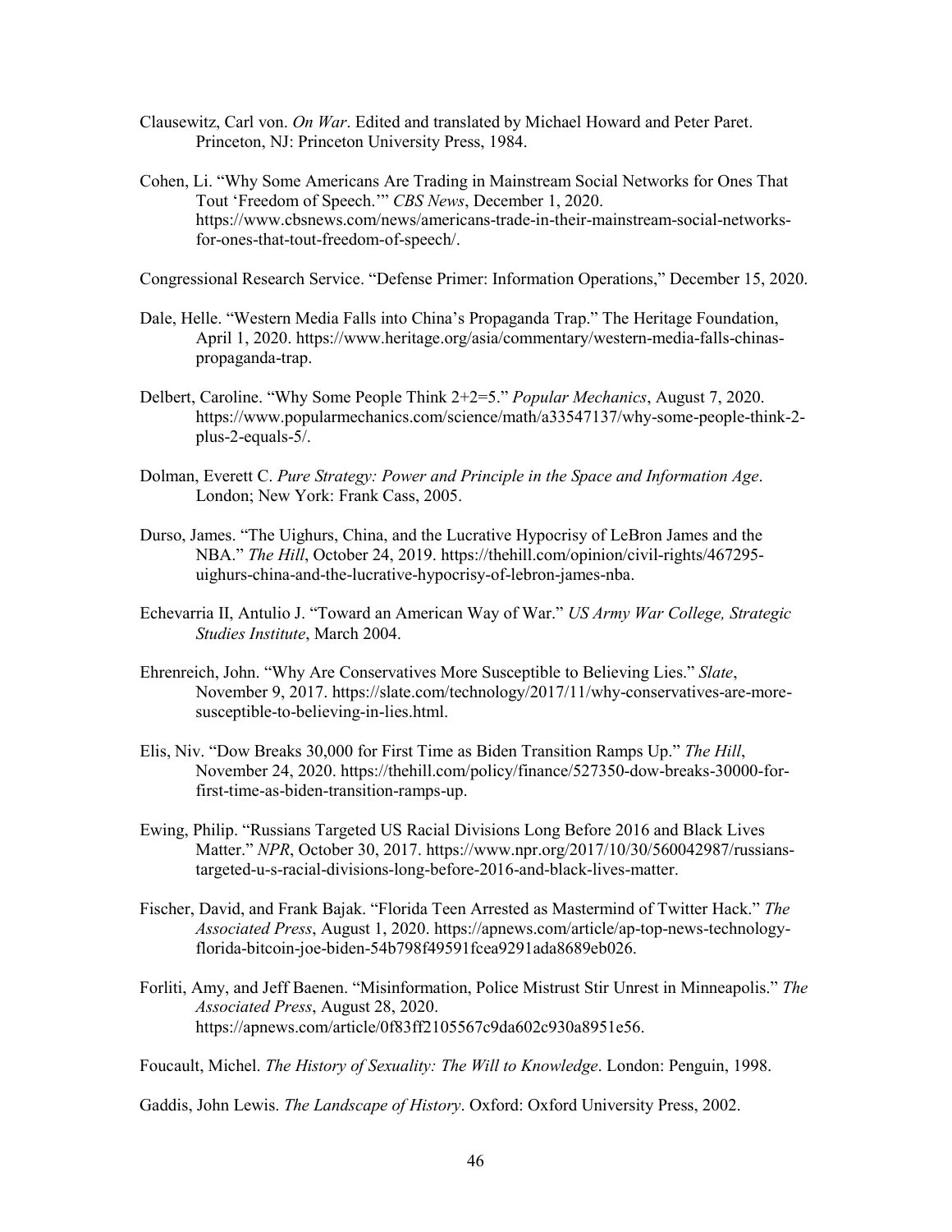Clausewitz, Carl von. *On War*. Edited and translated by Michael Howard and Peter Paret. Princeton, NJ: Princeton University Press, 1984.

Cohen, Li. "Why Some Americans Are Trading in Mainstream Social Networks for Ones That Tout 'Freedom of Speech.'" *CBS News*, December 1, 2020. https://www.cbsnews.com/news/americans-trade-in-their-mainstream-social-networks-for-ones-that-tout-freedom-of-speech/.

Congressional Research Service. "Defense Primer: Information Operations," December 15, 2020.

Dale, Helle. "Western Media Falls into China's Propaganda Trap." The Heritage Foundation, April 1, 2020. https://www.heritage.org/asia/commentary/western-media-falls-chinas-propaganda-trap.

Delbert, Caroline. "Why Some People Think 2+2=5." *Popular Mechanics*, August 7, 2020. https://www.popularmechanics.com/science/math/a33547137/why-some-people-think-2-plus-2-equals-5/.

Dolman, Everett C. *Pure Strategy: Power and Principle in the Space and Information Age*. London; New York: Frank Cass, 2005.

Durso, James. "The Uighurs, China, and the Lucrative Hypocrisy of LeBron James and the NBA." *The Hill*, October 24, 2019. https://thehill.com/opinion/civil-rights/467295-uighurs-china-and-the-lucrative-hypocrisy-of-lebron-james-nba.

Echevarria II, Antulio J. "Toward an American Way of War." *US Army War College, Strategic Studies Institute*, March 2004.

Ehrenreich, John. "Why Are Conservatives More Susceptible to Believing Lies." *Slate*, November 9, 2017. https://slate.com/technology/2017/11/why-conservatives-are-more-susceptible-to-believing-in-lies.html.

Elis, Niv. "Dow Breaks 30,000 for First Time as Biden Transition Ramps Up." *The Hill*, November 24, 2020. https://thehill.com/policy/finance/527350-dow-breaks-30000-for-first-time-as-biden-transition-ramps-up.

Ewing, Philip. "Russians Targeted US Racial Divisions Long Before 2016 and Black Lives Matter." *NPR*, October 30, 2017. https://www.npr.org/2017/10/30/560042987/russians-targeted-u-s-racial-divisions-long-before-2016-and-black-lives-matter.

Fischer, David, and Frank Bajak. "Florida Teen Arrested as Mastermind of Twitter Hack." *The Associated Press*, August 1, 2020. https://apnews.com/article/ap-top-news-technology-florida-bitcoin-joe-biden-54b798f49591fcea9291ada8689eb026.

Forliti, Amy, and Jeff Baenen. "Misinformation, Police Mistrust Stir Unrest in Minneapolis." *The Associated Press*, August 28, 2020. https://apnews.com/article/0f83ff2105567c9da602c930a8951e56.

Foucault, Michel. *The History of Sexuality: The Will to Knowledge*. London: Penguin, 1998.

Gaddis, John Lewis. *The Landscape of History*. Oxford: Oxford University Press, 2002.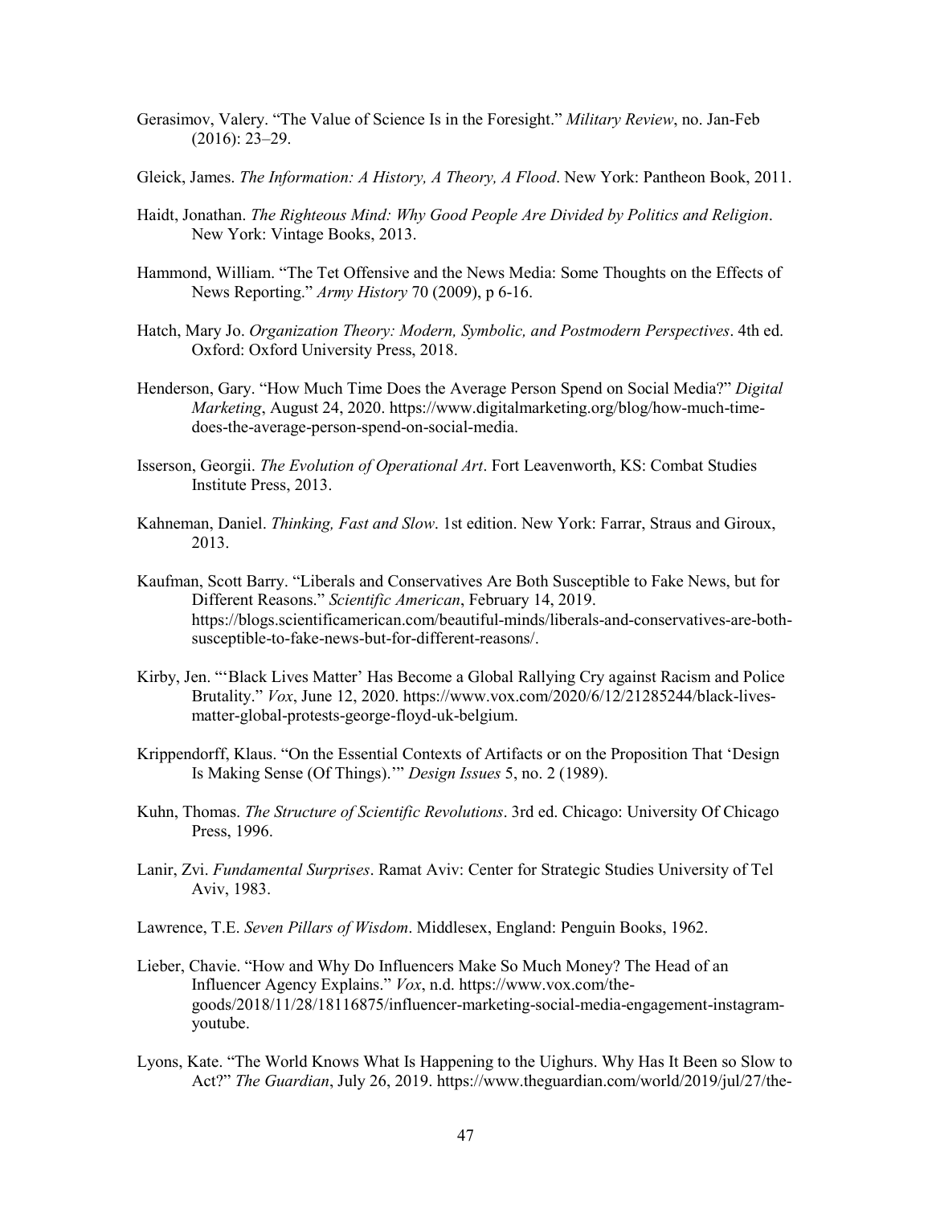Gerasimov, Valery. “The Value of Science Is in the Foresight.” *Military Review*, no. Jan-Feb (2016): 23–29.

Gleick, James. *The Information: A History, A Theory, A Flood*. New York: Pantheon Book, 2011.

Haidt, Jonathan. *The Righteous Mind: Why Good People Are Divided by Politics and Religion*. New York: Vintage Books, 2013.

Hammond, William. “The Tet Offensive and the News Media: Some Thoughts on the Effects of News Reporting.” *Army History* 70 (2009), p 6-16.

Hatch, Mary Jo. *Organization Theory: Modern, Symbolic, and Postmodern Perspectives*. 4th ed. Oxford: Oxford University Press, 2018.

Henderson, Gary. “How Much Time Does the Average Person Spend on Social Media?” *Digital Marketing*, August 24, 2020. https://www.digitalmarketing.org/blog/how-much-time-does-the-average-person-spend-on-social-media.

Isserson, Georgii. *The Evolution of Operational Art*. Fort Leavenworth, KS: Combat Studies Institute Press, 2013.

Kahneman, Daniel. *Thinking, Fast and Slow*. 1st edition. New York: Farrar, Straus and Giroux, 2013.

Kaufman, Scott Barry. “Liberals and Conservatives Are Both Susceptible to Fake News, but for Different Reasons.” *Scientific American*, February 14, 2019. https://blogs.scientificamerican.com/beautiful-minds/liberals-and-conservatives-are-both-susceptible-to-fake-news-but-for-different-reasons/.

Kirby, Jen. “‘Black Lives Matter’ Has Become a Global Rallying Cry against Racism and Police Brutality.” *Vox*, June 12, 2020. https://www.vox.com/2020/6/12/21285244/black-lives-matter-global-protests-george-floyd-uk-belgium.

Krippendorff, Klaus. “On the Essential Contexts of Artifacts or on the Proposition That ‘Design Is Making Sense (Of Things).’” *Design Issues* 5, no. 2 (1989).

Kuhn, Thomas. *The Structure of Scientific Revolutions*. 3rd ed. Chicago: University Of Chicago Press, 1996.

Lanir, Zvi. *Fundamental Surprises*. Ramat Aviv: Center for Strategic Studies University of Tel Aviv, 1983.

Lawrence, T.E. *Seven Pillars of Wisdom*. Middlesex, England: Penguin Books, 1962.

Lieber, Chavie. “How and Why Do Influencers Make So Much Money? The Head of an Influencer Agency Explains.” *Vox*, n.d. https://www.vox.com/the-goods/2018/11/28/18116875/influencer-marketing-social-media-engagement-instagram-youtube.

Lyons, Kate. “The World Knows What Is Happening to the Uighurs. Why Has It Been so Slow to Act?” *The Guardian*, July 26, 2019. https://www.theguardian.com/world/2019/jul/27/the-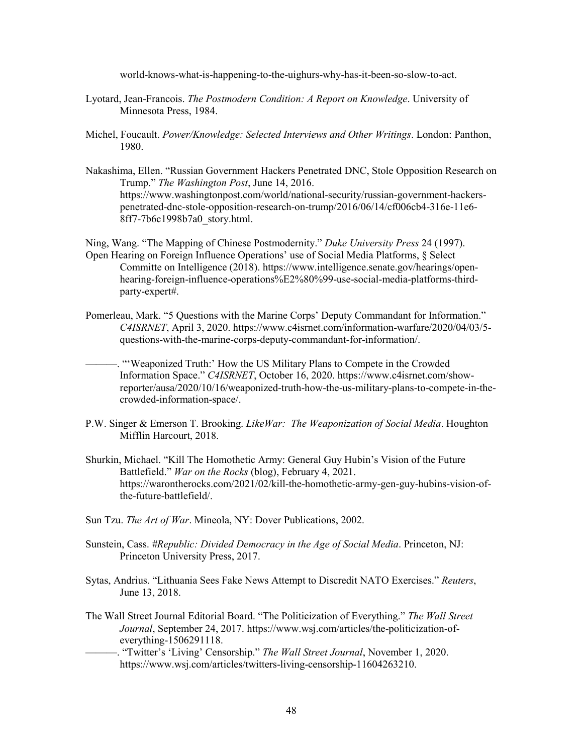world-knows-what-is-happening-to-the-uighurs-why-has-it-been-so-slow-to-act.

Lyotard, Jean-Francois. *The Postmodern Condition: A Report on Knowledge*. University of Minnesota Press, 1984.

Michel, Foucault. *Power/Knowledge: Selected Interviews and Other Writings*. London: Panthon, 1980.

Nakashima, Ellen. "Russian Government Hackers Penetrated DNC, Stole Opposition Research on Trump." *The Washington Post*, June 14, 2016. https://www.washingtonpost.com/world/national-security/russian-government-hackers-penetrated-dnc-stole-opposition-research-on-trump/2016/06/14/cf006cb4-316e-11e6-8ff7-7b6c1998b7a0_story.html.

Ning, Wang. "The Mapping of Chinese Postmodernity." *Duke University Press* 24 (1997).

Open Hearing on Foreign Influence Operations' use of Social Media Platforms, § Select Committe on Intelligence (2018). https://www.intelligence.senate.gov/hearings/open-hearing-foreign-influence-operations%E2%80%99-use-social-media-platforms-third-party-expert#.

Pomerleau, Mark. "5 Questions with the Marine Corps' Deputy Commandant for Information." *C4ISRNET*, April 3, 2020. https://www.c4isrnet.com/information-warfare/2020/04/03/5-questions-with-the-marine-corps-deputy-commandant-for-information/.

———. "'Weaponized Truth:' How the US Military Plans to Compete in the Crowded Information Space." *C4ISRNET*, October 16, 2020. https://www.c4isrnet.com/show-reporter/ausa/2020/10/16/weaponized-truth-how-the-us-military-plans-to-compete-in-the-crowded-information-space/.

P.W. Singer & Emerson T. Brooking. *LikeWar: The Weaponization of Social Media*. Houghton Mifflin Harcourt, 2018.

Shurkin, Michael. "Kill The Homothetic Army: General Guy Hubin's Vision of the Future Battlefield." *War on the Rocks* (blog), February 4, 2021. https://warontherocks.com/2021/02/kill-the-homothetic-army-gen-guy-hubins-vision-of-the-future-battlefield/.

Sun Tzu. *The Art of War*. Mineola, NY: Dover Publications, 2002.

Sunstein, Cass. *#Republic: Divided Democracy in the Age of Social Media*. Princeton, NJ: Princeton University Press, 2017.

Sytas, Andrius. "Lithuania Sees Fake News Attempt to Discredit NATO Exercises." *Reuters*, June 13, 2018.

The Wall Street Journal Editorial Board. "The Politicization of Everything." *The Wall Street Journal*, September 24, 2017. https://www.wsj.com/articles/the-politicization-of-everything-1506291118.

———. "Twitter's 'Living' Censorship." *The Wall Street Journal*, November 1, 2020. https://www.wsj.com/articles/twitters-living-censorship-11604263210.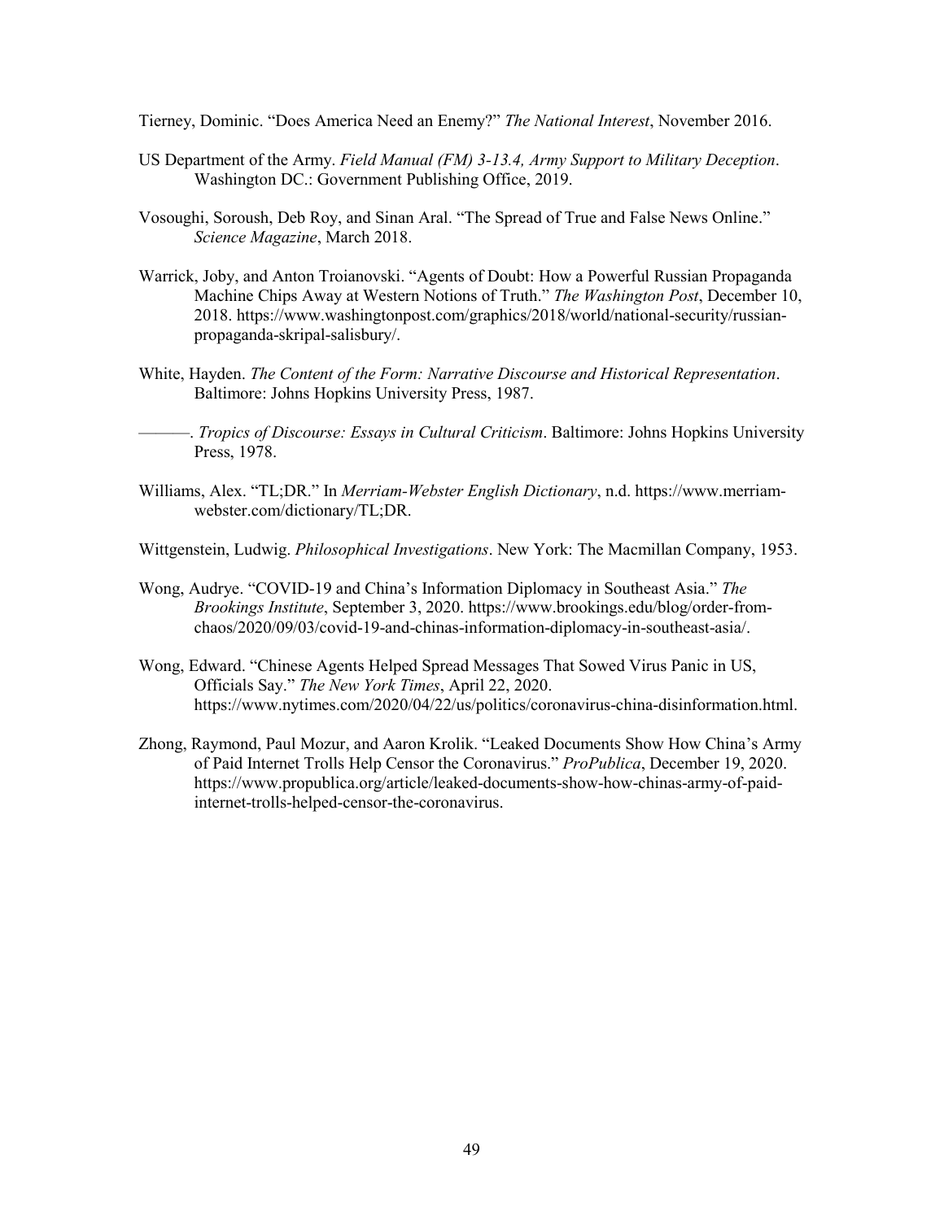Tierney, Dominic. “Does America Need an Enemy?” *The National Interest*, November 2016.

US Department of the Army. *Field Manual (FM) 3-13.4, Army Support to Military Deception*. Washington DC.: Government Publishing Office, 2019.

Vosoughi, Soroush, Deb Roy, and Sinan Aral. “The Spread of True and False News Online.” *Science Magazine*, March 2018.

Warrick, Joby, and Anton Troianovski. “Agents of Doubt: How a Powerful Russian Propaganda Machine Chips Away at Western Notions of Truth.” *The Washington Post*, December 10, 2018. https://www.washingtonpost.com/graphics/2018/world/national-security/russian-propaganda-skripal-salisbury/.

White, Hayden. *The Content of the Form: Narrative Discourse and Historical Representation*. Baltimore: Johns Hopkins University Press, 1987.

———. *Tropics of Discourse: Essays in Cultural Criticism*. Baltimore: Johns Hopkins University Press, 1978.

Williams, Alex. “TL;DR.” In *Merriam-Webster English Dictionary*, n.d. https://www.merriam-webster.com/dictionary/TL;DR.

Wittgenstein, Ludwig. *Philosophical Investigations*. New York: The Macmillan Company, 1953.

Wong, Audrye. “COVID-19 and China’s Information Diplomacy in Southeast Asia.” *The Brookings Institute*, September 3, 2020. https://www.brookings.edu/blog/order-from-chaos/2020/09/03/covid-19-and-chinas-information-diplomacy-in-southeast-asia/.

Wong, Edward. “Chinese Agents Helped Spread Messages That Sowed Virus Panic in US, Officials Say.” *The New York Times*, April 22, 2020. https://www.nytimes.com/2020/04/22/us/politics/coronavirus-china-disinformation.html.

Zhong, Raymond, Paul Mozur, and Aaron Krolik. “Leaked Documents Show How China’s Army of Paid Internet Trolls Help Censor the Coronavirus.” *ProPublica*, December 19, 2020. https://www.propublica.org/article/leaked-documents-show-how-chinas-army-of-paid-internet-trolls-helped-censor-the-coronavirus.